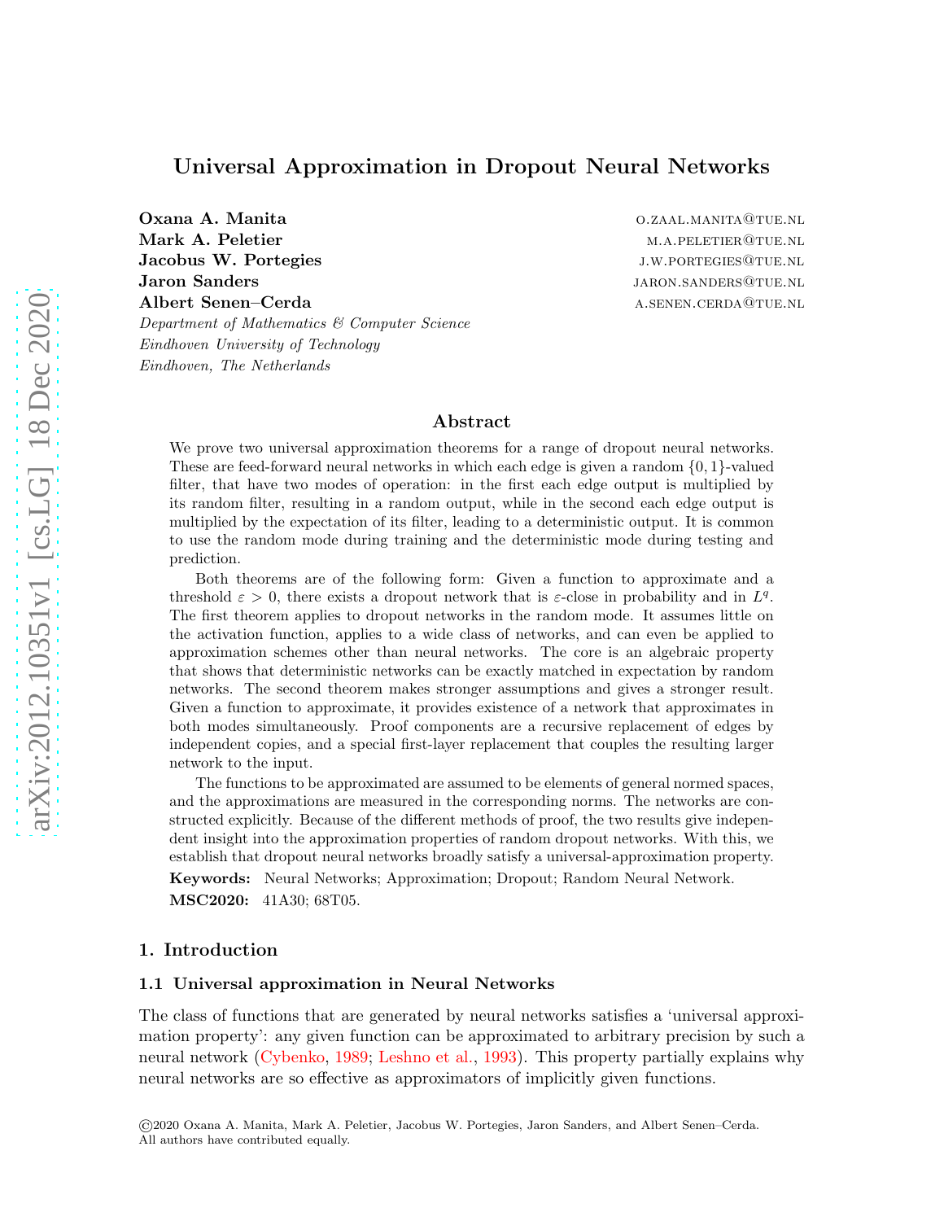# Universal Approximation in Dropout Neural Networks

**Oxana A. Manita** O.ZAAL.MANITA@TUE.NL
**Mark A. Peletier** M.A.PELETIER@TUE.NL
**Jacobus W. Portegies** J.W.PORTEGIES@TUE.NL
**Jaron Sanders** JARON.SANDERS@TUE.NL
**Albert Senen–Cerda** A.SENEN.CERDA@TUE.NL

*Department of Mathematics & Computer Science*
*Eindhoven University of Technology*
*Eindhoven, The Netherlands*

## Abstract

We prove two universal approximation theorems for a range of dropout neural networks. These are feed-forward neural networks in which each edge is given a random $\{0, 1\}$-valued filter, that have two modes of operation: in the first each edge output is multiplied by its random filter, resulting in a random output, while in the second each edge output is multiplied by the expectation of its filter, leading to a deterministic output. It is common to use the random mode during training and the deterministic mode during testing and prediction.

Both theorems are of the following form: Given a function to approximate and a threshold $\varepsilon > 0$, there exists a dropout network that is $\varepsilon$-close in probability and in $L^q$. The first theorem applies to dropout networks in the random mode. It assumes little on the activation function, applies to a wide class of networks, and can even be applied to approximation schemes other than neural networks. The core is an algebraic property that shows that deterministic networks can be exactly matched in expectation by random networks. The second theorem makes stronger assumptions and gives a stronger result. Given a function to approximate, it provides existence of a network that approximates in both modes simultaneously. Proof components are a recursive replacement of edges by independent copies, and a special first-layer replacement that couples the resulting larger network to the input.

The functions to be approximated are assumed to be elements of general normed spaces, and the approximations are measured in the corresponding norms. The networks are constructed explicitly. Because of the different methods of proof, the two results give independent insight into the approximation properties of random dropout networks. With this, we establish that dropout neural networks broadly satisfy a universal-approximation property.

**Keywords:** Neural Networks; Approximation; Dropout; Random Neural Network.

**MSC2020:** 41A30; 68T05.

## 1. Introduction

### 1.1 Universal approximation in Neural Networks

The class of functions that are generated by neural networks satisfies a 'universal approximation property': any given function can be approximated to arbitrary precision by such a neural network (Cybenko, 1989; Leshno et al., 1993). This property partially explains why neural networks are so effective as approximators of implicitly given functions.

©2020 Oxana A. Manita, Mark A. Peletier, Jacobus W. Portegies, Jaron Sanders, and Albert Senen–Cerda.
All authors have contributed equally.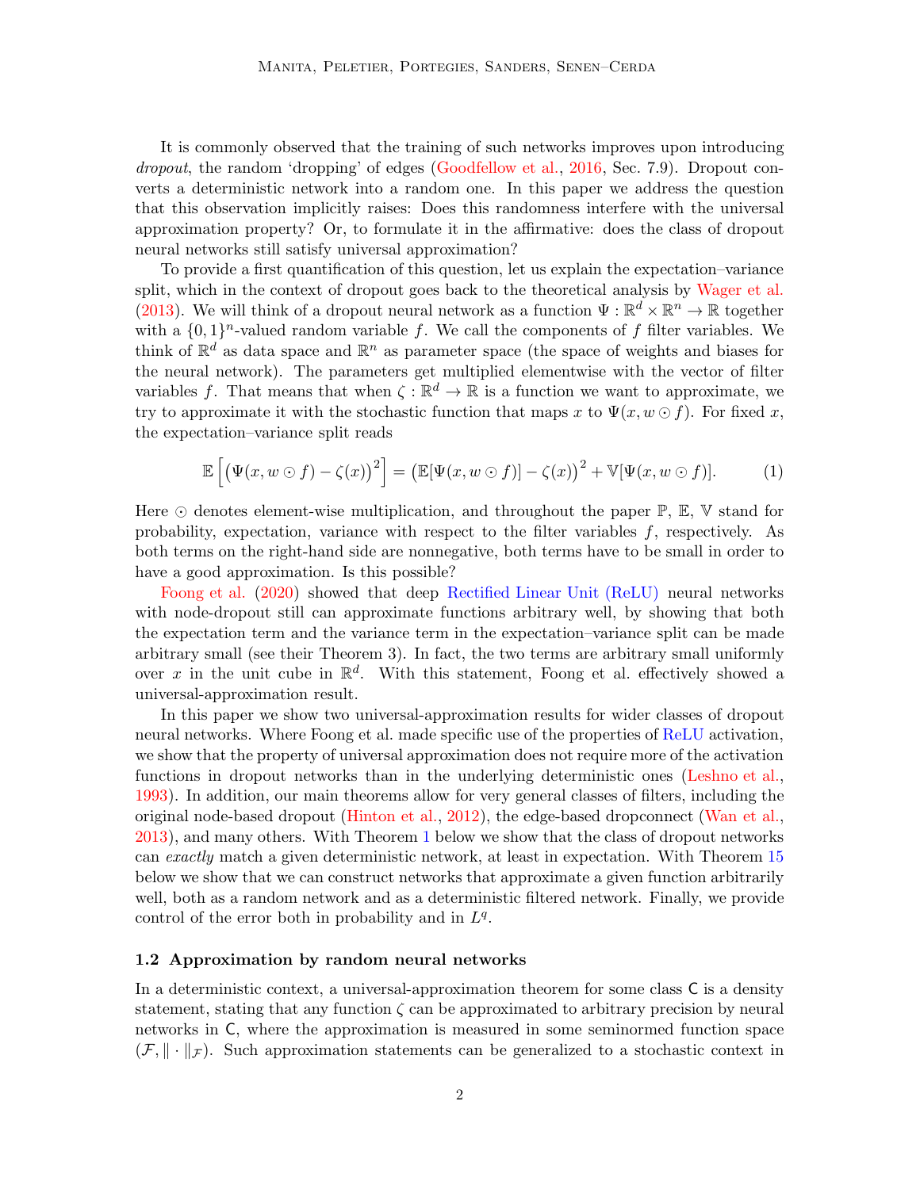It is commonly observed that the training of such networks improves upon introducing *dropout*, the random 'dropping' of edges (Goodfellow et al., 2016, Sec. 7.9). Dropout converts a deterministic network into a random one. In this paper we address the question that this observation implicitly raises: Does this randomness interfere with the universal approximation property? Or, to formulate it in the affirmative: does the class of dropout neural networks still satisfy universal approximation?

To provide a first quantification of this question, let us explain the expectation–variance split, which in the context of dropout goes back to the theoretical analysis by Wager et al. (2013). We will think of a dropout neural network as a function $\Psi : \mathbb{R}^d \times \mathbb{R}^n \to \mathbb{R}$ together with a $\{0,1\}^n$-valued random variable $f$. We call the components of $f$ filter variables. We think of $\mathbb{R}^d$ as data space and $\mathbb{R}^n$ as parameter space (the space of weights and biases for the neural network). The parameters get multiplied elementwise with the vector of filter variables $f$. That means that when $\zeta : \mathbb{R}^d \to \mathbb{R}$ is a function we want to approximate, we try to approximate it with the stochastic function that maps $x$ to $\Psi(x, w \odot f)$. For fixed $x$, the expectation–variance split reads

$$
\mathbb{E}\left[\big(\Psi(x, w \odot f) - \zeta(x)\big)^2\right] = \big(\mathbb{E}[\Psi(x, w \odot f)] - \zeta(x)\big)^2 + \mathbb{V}[\Psi(x, w \odot f)]. \tag{1}
$$

Here $\odot$ denotes element-wise multiplication, and throughout the paper $\mathbb{P}$, $\mathbb{E}$, $\mathbb{V}$ stand for probability, expectation, variance with respect to the filter variables $f$, respectively. As both terms on the right-hand side are nonnegative, both terms have to be small in order to have a good approximation. Is this possible?

Foong et al. (2020) showed that deep Rectified Linear Unit (ReLU) neural networks with node-dropout still can approximate functions arbitrary well, by showing that both the expectation term and the variance term in the expectation–variance split can be made arbitrary small (see their Theorem 3). In fact, the two terms are arbitrary small uniformly over $x$ in the unit cube in $\mathbb{R}^d$. With this statement, Foong et al. effectively showed a universal-approximation result.

In this paper we show two universal-approximation results for wider classes of dropout neural networks. Where Foong et al. made specific use of the properties of ReLU activation, we show that the property of universal approximation does not require more of the activation functions in dropout networks than in the underlying deterministic ones (Leshno et al., 1993). In addition, our main theorems allow for very general classes of filters, including the original node-based dropout (Hinton et al., 2012), the edge-based dropconnect (Wan et al., 2013), and many others. With Theorem 1 below we show that the class of dropout networks can *exactly* match a given deterministic network, at least in expectation. With Theorem 15 below we show that we can construct networks that approximate a given function arbitrarily well, both as a random network and as a deterministic filtered network. Finally, we provide control of the error both in probability and in $L^q$.

### 1.2 Approximation by random neural networks

In a deterministic context, a universal-approximation theorem for some class $\mathsf{C}$ is a density statement, stating that any function $\zeta$ can be approximated to arbitrary precision by neural networks in $\mathsf{C}$, where the approximation is measured in some seminormed function space $(\mathcal{F}, \|\cdot\|_{\mathcal{F}})$. Such approximation statements can be generalized to a stochastic context in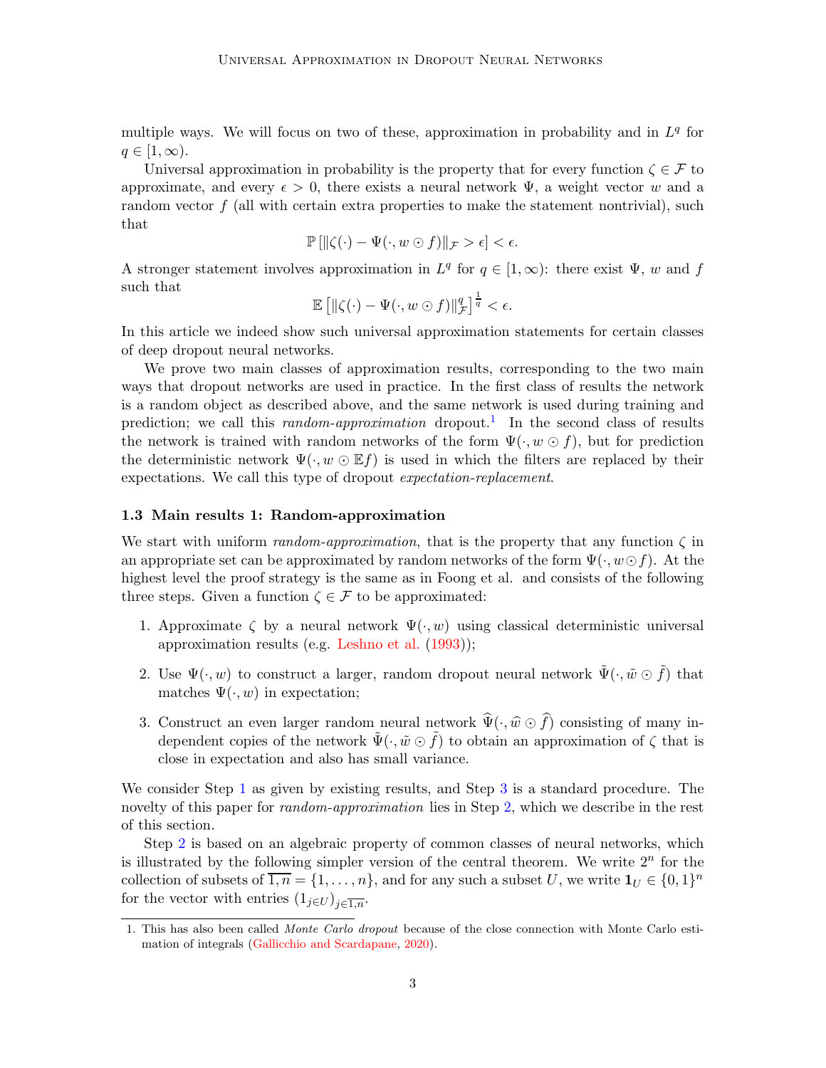multiple ways. We will focus on two of these, approximation in probability and in $L^q$ for $q \in [1, \infty)$.

Universal approximation in probability is the property that for every function $\zeta \in \mathcal{F}$ to approximate, and every $\epsilon > 0$, there exists a neural network $\Psi$, a weight vector $w$ and a random vector $f$ (all with certain extra properties to make the statement nontrivial), such that

$$\mathbb{P}\left[\|\zeta(\cdot) - \Psi(\cdot, w \odot f)\|_{\mathcal{F}} > \epsilon\right] < \epsilon.$$

A stronger statement involves approximation in $L^q$ for $q \in [1, \infty)$: there exist $\Psi$, $w$ and $f$ such that

$$\mathbb{E}\left[\|\zeta(\cdot) - \Psi(\cdot, w \odot f)\|_{\mathcal{F}}^q\right]^{\frac{1}{q}} < \epsilon.$$

In this article we indeed show such universal approximation statements for certain classes of deep dropout neural networks.

We prove two main classes of approximation results, corresponding to the two main ways that dropout networks are used in practice. In the first class of results the network is a random object as described above, and the same network is used during training and prediction; we call this *random-approximation* dropout.[1] In the second class of results the network is trained with random networks of the form $\Psi(\cdot, w \odot f)$, but for prediction the deterministic network $\Psi(\cdot, w \odot \mathbb{E}f)$ is used in which the filters are replaced by their expectations. We call this type of dropout *expectation-replacement*.

### 1.3 Main results 1: Random-approximation

We start with uniform *random-approximation*, that is the property that any function $\zeta$ in an appropriate set can be approximated by random networks of the form $\Psi(\cdot, w \odot f)$. At the highest level the proof strategy is the same as in Foong et al. and consists of the following three steps. Given a function $\zeta \in \mathcal{F}$ to be approximated:

1. Approximate $\zeta$ by a neural network $\Psi(\cdot, w)$ using classical deterministic universal approximation results (e.g. Leshno et al. (1993));
2. Use $\Psi(\cdot, w)$ to construct a larger, random dropout neural network $\tilde{\Psi}(\cdot, \tilde{w} \odot \tilde{f})$ that matches $\Psi(\cdot, w)$ in expectation;
3. Construct an even larger random neural network $\widehat{\Psi}(\cdot, \widehat{w} \odot \widehat{f})$ consisting of many independent copies of the network $\tilde{\Psi}(\cdot, \tilde{w} \odot \tilde{f})$ to obtain an approximation of $\zeta$ that is close in expectation and also has small variance.

We consider Step 1 as given by existing results, and Step 3 is a standard procedure. The novelty of this paper for *random-approximation* lies in Step 2, which we describe in the rest of this section.

Step 2 is based on an algebraic property of common classes of neural networks, which is illustrated by the following simpler version of the central theorem. We write $2^n$ for the collection of subsets of $\overline{1,n} = \{1, \dots, n\}$, and for any such a subset $U$, we write $\mathbf{1}_U \in \{0,1\}^n$ for the vector with entries $(1_{j \in U})_{j \in \overline{1,n}}$.

[1] This has also been called *Monte Carlo dropout* because of the close connection with Monte Carlo estimation of integrals (Gallicchio and Scardapane, 2020).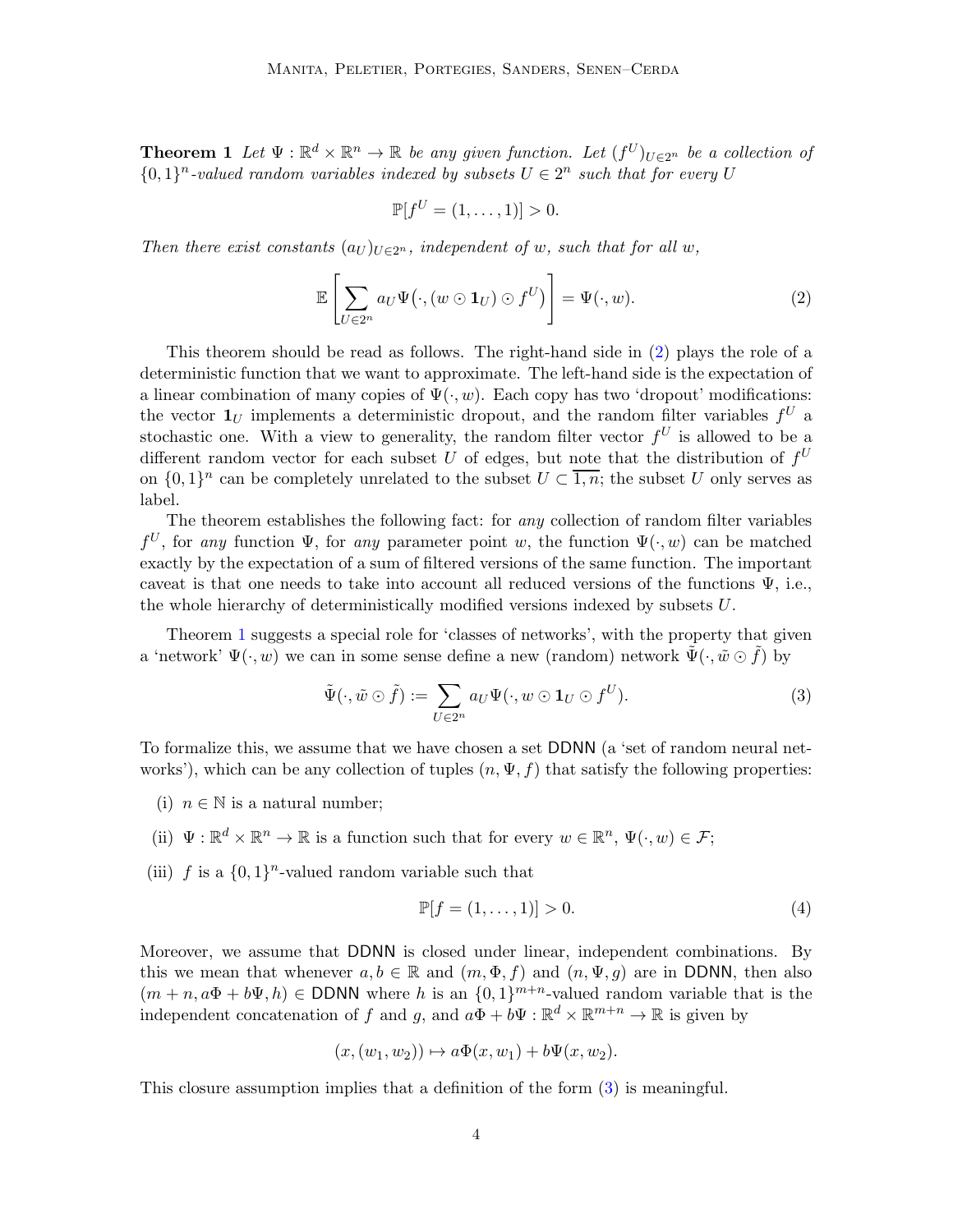**Theorem 1** *Let $\Psi : \mathbb{R}^d \times \mathbb{R}^n \to \mathbb{R}$ be any given function. Let $(f^U)_{U \in 2^n}$ be a collection of $\{0,1\}^n$-valued random variables indexed by subsets $U \in 2^n$ such that for every $U$*

$$\mathbb{P}[f^U = (1, \dots, 1)] > 0.$$

*Then there exist constants $(a_U)_{U \in 2^n}$, independent of $w$, such that for all $w$,*

$$\mathbb{E}\left[\sum_{U \in 2^n} a_U \Psi\big(\cdot, (w \odot \mathbf{1}_U) \odot f^U\big)\right] = \Psi(\cdot, w). \tag{2}$$

This theorem should be read as follows. The right-hand side in (2) plays the role of a deterministic function that we want to approximate. The left-hand side is the expectation of a linear combination of many copies of $\Psi(\cdot, w)$. Each copy has two 'dropout' modifications: the vector $\mathbf{1}_U$ implements a deterministic dropout, and the random filter variables $f^U$ a stochastic one. With a view to generality, the random filter vector $f^U$ is allowed to be a different random vector for each subset $U$ of edges, but note that the distribution of $f^U$ on $\{0,1\}^n$ can be completely unrelated to the subset $U \subset \overline{1,n}$; the subset $U$ only serves as label.

The theorem establishes the following fact: for *any* collection of random filter variables $f^U$, for *any* function $\Psi$, for *any* parameter point $w$, the function $\Psi(\cdot, w)$ can be matched exactly by the expectation of a sum of filtered versions of the same function. The important caveat is that one needs to take into account all reduced versions of the functions $\Psi$, i.e., the whole hierarchy of deterministically modified versions indexed by subsets $U$.

Theorem 1 suggests a special role for 'classes of networks', with the property that given a 'network' $\Psi(\cdot, w)$ we can in some sense define a new (random) network $\tilde{\Psi}(\cdot, \tilde{w} \odot \tilde{f})$ by

$$\tilde{\Psi}(\cdot, \tilde{w} \odot \tilde{f}) := \sum_{U \in 2^n} a_U \Psi(\cdot, w \odot \mathbf{1}_U \odot f^U). \tag{3}$$

To formalize this, we assume that we have chosen a set $\mathsf{DDNN}$ (a 'set of random neural networks'), which can be any collection of tuples $(n, \Psi, f)$ that satisfy the following properties:

(i) $n \in \mathbb{N}$ is a natural number;

(ii) $\Psi : \mathbb{R}^d \times \mathbb{R}^n \to \mathbb{R}$ is a function such that for every $w \in \mathbb{R}^n$, $\Psi(\cdot, w) \in \mathcal{F}$;

(iii) $f$ is a $\{0,1\}^n$-valued random variable such that

$$\mathbb{P}[f = (1, \dots, 1)] > 0. \tag{4}$$

Moreover, we assume that $\mathsf{DDNN}$ is closed under linear, independent combinations. By this we mean that whenever $a, b \in \mathbb{R}$ and $(m, \Phi, f)$ and $(n, \Psi, g)$ are in $\mathsf{DDNN}$, then also $(m + n, a\Phi + b\Psi, h) \in \mathsf{DDNN}$ where $h$ is an $\{0,1\}^{m+n}$-valued random variable that is the independent concatenation of $f$ and $g$, and $a\Phi + b\Psi : \mathbb{R}^d \times \mathbb{R}^{m+n} \to \mathbb{R}$ is given by

$$(x, (w_1, w_2)) \mapsto a\Phi(x, w_1) + b\Psi(x, w_2).$$

This closure assumption implies that a definition of the form (3) is meaningful.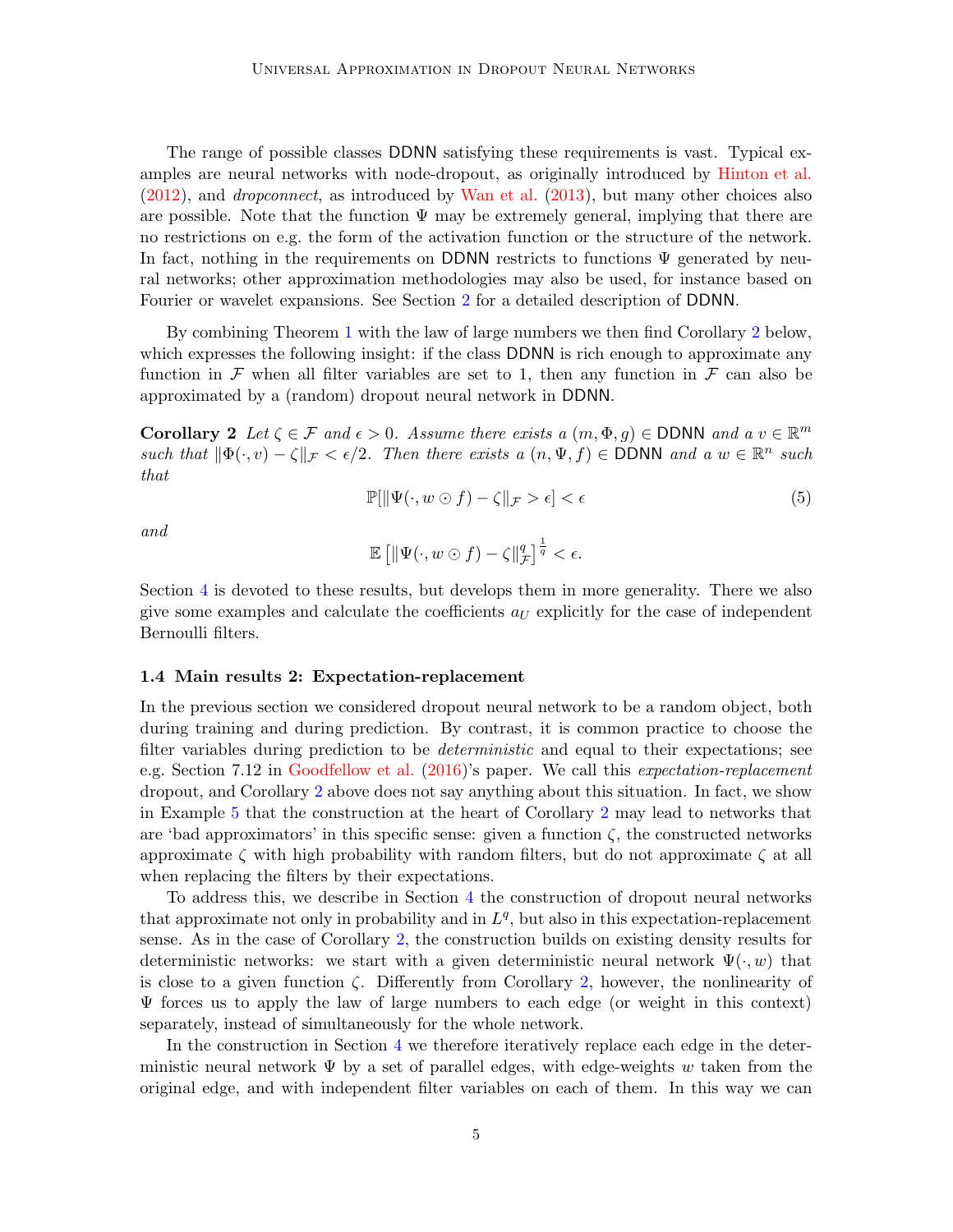The range of possible classes $\mathsf{DDNN}$ satisfying these requirements is vast. Typical examples are neural networks with node-dropout, as originally introduced by Hinton et al. (2012), and *dropconnect*, as introduced by Wan et al. (2013), but many other choices also are possible. Note that the function $\Psi$ may be extremely general, implying that there are no restrictions on e.g. the form of the activation function or the structure of the network. In fact, nothing in the requirements on $\mathsf{DDNN}$ restricts to functions $\Psi$ generated by neural networks; other approximation methodologies may also be used, for instance based on Fourier or wavelet expansions. See Section 2 for a detailed description of $\mathsf{DDNN}$.

By combining Theorem 1 with the law of large numbers we then find Corollary 2 below, which expresses the following insight: if the class $\mathsf{DDNN}$ is rich enough to approximate any function in $\mathcal{F}$ when all filter variables are set to 1, then any function in $\mathcal{F}$ can also be approximated by a (random) dropout neural network in $\mathsf{DDNN}$.

**Corollary 2** *Let $\zeta \in \mathcal{F}$ and $\epsilon > 0$. Assume there exists a $(m, \Phi, g) \in \mathsf{DDNN}$ and a $v \in \mathbb{R}^m$ such that $\|\Phi(\cdot, v) - \zeta\|_{\mathcal{F}} < \epsilon/2$. Then there exists a $(n, \Psi, f) \in \mathsf{DDNN}$ and a $w \in \mathbb{R}^n$ such that*

$$\mathbb{P}[\|\Psi(\cdot, w \odot f) - \zeta\|_{\mathcal{F}} > \epsilon] < \epsilon \tag{5}$$

*and*

$$\mathbb{E}\left[\|\Psi(\cdot, w \odot f) - \zeta\|_{\mathcal{F}}^q\right]^{\frac{1}{q}} < \epsilon.$$

Section 4 is devoted to these results, but develops them in more generality. There we also give some examples and calculate the coefficients $a_U$ explicitly for the case of independent Bernoulli filters.

### 1.4 Main results 2: Expectation-replacement

In the previous section we considered dropout neural network to be a random object, both during training and during prediction. By contrast, it is common practice to choose the filter variables during prediction to be *deterministic* and equal to their expectations; see e.g. Section 7.12 in Goodfellow et al. (2016)'s paper. We call this *expectation-replacement* dropout, and Corollary 2 above does not say anything about this situation. In fact, we show in Example 5 that the construction at the heart of Corollary 2 may lead to networks that are 'bad approximators' in this specific sense: given a function $\zeta$, the constructed networks approximate $\zeta$ with high probability with random filters, but do not approximate $\zeta$ at all when replacing the filters by their expectations.

To address this, we describe in Section 4 the construction of dropout neural networks that approximate not only in probability and in $L^q$, but also in this expectation-replacement sense. As in the case of Corollary 2, the construction builds on existing density results for deterministic networks: we start with a given deterministic neural network $\Psi(\cdot, w)$ that is close to a given function $\zeta$. Differently from Corollary 2, however, the nonlinearity of $\Psi$ forces us to apply the law of large numbers to each edge (or weight in this context) separately, instead of simultaneously for the whole network.

In the construction in Section 4 we therefore iteratively replace each edge in the deterministic neural network $\Psi$ by a set of parallel edges, with edge-weights $w$ taken from the original edge, and with independent filter variables on each of them. In this way we can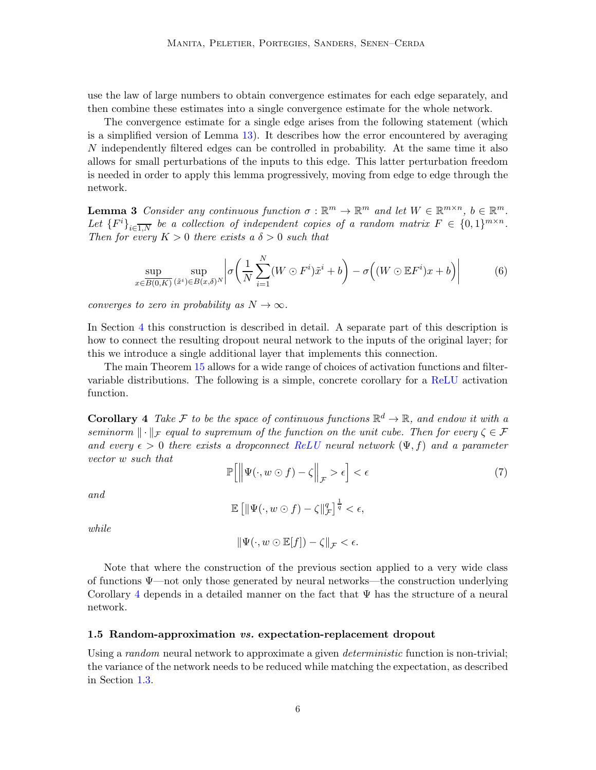use the law of large numbers to obtain convergence estimates for each edge separately, and then combine these estimates into a single convergence estimate for the whole network.

The convergence estimate for a single edge arises from the following statement (which is a simplified version of Lemma 13). It describes how the error encountered by averaging $N$ independently filtered edges can be controlled in probability. At the same time it also allows for small perturbations of the inputs to this edge. This latter perturbation freedom is needed in order to apply this lemma progressively, moving from edge to edge through the network.

**Lemma 3** *Consider any continuous function $\sigma : \mathbb{R}^m \to \mathbb{R}^m$ and let $W \in \mathbb{R}^{m\times n}$, $b \in \mathbb{R}^m$. Let $\{F^i\}_{i\in\overline{1,N}}$ be a collection of independent copies of a random matrix $F \in \{0,1\}^{m\times n}$. Then for every $K > 0$ there exists a $\delta > 0$ such that*

$$\sup_{x\in\overline{B(0,K)}} \sup_{(\tilde{x}^i)\in B(x,\delta)^N} \left| \sigma\left(\frac{1}{N}\sum_{i=1}^{N}(W\odot F^i)\tilde{x}^i + b\right) - \sigma\Big((W\odot \mathbb{E}F^i)x + b\Big)\right| \tag{6}$$

*converges to zero in probability as $N \to \infty$.*

In Section 4 this construction is described in detail. A separate part of this description is how to connect the resulting dropout neural network to the inputs of the original layer; for this we introduce a single additional layer that implements this connection.

The main Theorem 15 allows for a wide range of choices of activation functions and filter-variable distributions. The following is a simple, concrete corollary for a ReLU activation function.

**Corollary 4** *Take $\mathcal{F}$ to be the space of continuous functions $\mathbb{R}^d \to \mathbb{R}$, and endow it with a seminorm $\|\cdot\|_{\mathcal{F}}$ equal to supremum of the function on the unit cube. Then for every $\zeta \in \mathcal{F}$ and every $\epsilon > 0$ there exists a dropconnect ReLU neural network $(\Psi, f)$ and a parameter vector $w$ such that*

$$\mathbb{P}\Big[\Big\|\Psi(\cdot, w\odot f) - \zeta\Big\|_{\mathcal{F}} > \epsilon\Big] < \epsilon \tag{7}$$

*and*

$$\mathbb{E}\left[\|\Psi(\cdot, w\odot f) - \zeta\|_{\mathcal{F}}^q\right]^{\frac{1}{q}} < \epsilon,$$

*while*

$$\|\Psi(\cdot, w\odot \mathbb{E}[f]) - \zeta\|_{\mathcal{F}} < \epsilon.$$

Note that where the construction of the previous section applied to a very wide class of functions $\Psi$—not only those generated by neural networks—the construction underlying Corollary 4 depends in a detailed manner on the fact that $\Psi$ has the structure of a neural network.

### 1.5 Random-approximation *vs.* expectation-replacement dropout

Using a *random* neural network to approximate a given *deterministic* function is non-trivial; the variance of the network needs to be reduced while matching the expectation, as described in Section 1.3.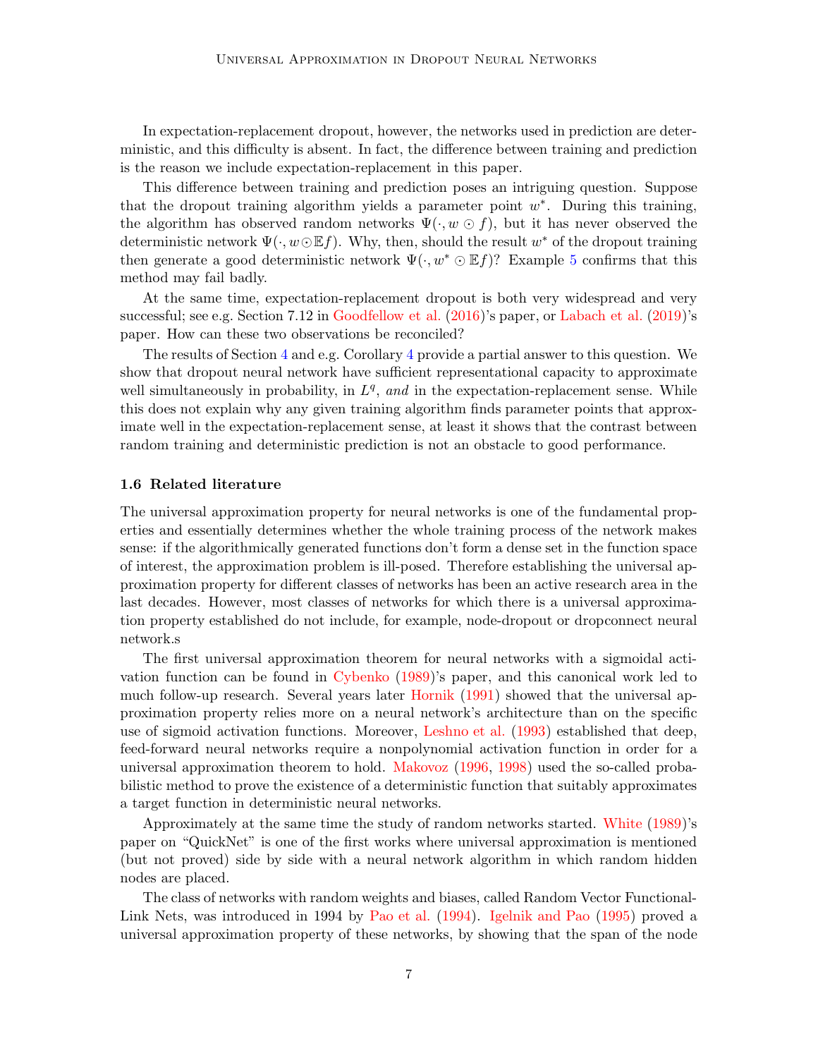In expectation-replacement dropout, however, the networks used in prediction are deterministic, and this difficulty is absent. In fact, the difference between training and prediction is the reason we include expectation-replacement in this paper.

This difference between training and prediction poses an intriguing question. Suppose that the dropout training algorithm yields a parameter point $w^*$. During this training, the algorithm has observed random networks $\Psi(\cdot, w \odot f)$, but it has never observed the deterministic network $\Psi(\cdot, w \odot \mathbb{E}f)$. Why, then, should the result $w^*$ of the dropout training then generate a good deterministic network $\Psi(\cdot, w^* \odot \mathbb{E}f)$? Example 5 confirms that this method may fail badly.

At the same time, expectation-replacement dropout is both very widespread and very successful; see e.g. Section 7.12 in Goodfellow et al. (2016)'s paper, or Labach et al. (2019)'s paper. How can these two observations be reconciled?

The results of Section 4 and e.g. Corollary 4 provide a partial answer to this question. We show that dropout neural network have sufficient representational capacity to approximate well simultaneously in probability, in $L^q$, *and* in the expectation-replacement sense. While this does not explain why any given training algorithm finds parameter points that approximate well in the expectation-replacement sense, at least it shows that the contrast between random training and deterministic prediction is not an obstacle to good performance.

### 1.6 Related literature

The universal approximation property for neural networks is one of the fundamental properties and essentially determines whether the whole training process of the network makes sense: if the algorithmically generated functions don't form a dense set in the function space of interest, the approximation problem is ill-posed. Therefore establishing the universal approximation property for different classes of networks has been an active research area in the last decades. However, most classes of networks for which there is a universal approximation property established do not include, for example, node-dropout or dropconnect neural network.s

The first universal approximation theorem for neural networks with a sigmoidal activation function can be found in Cybenko (1989)'s paper, and this canonical work led to much follow-up research. Several years later Hornik (1991) showed that the universal approximation property relies more on a neural network's architecture than on the specific use of sigmoid activation functions. Moreover, Leshno et al. (1993) established that deep, feed-forward neural networks require a nonpolynomial activation function in order for a universal approximation theorem to hold. Makovoz (1996, 1998) used the so-called probabilistic method to prove the existence of a deterministic function that suitably approximates a target function in deterministic neural networks.

Approximately at the same time the study of random networks started. White (1989)'s paper on "QuickNet" is one of the first works where universal approximation is mentioned (but not proved) side by side with a neural network algorithm in which random hidden nodes are placed.

The class of networks with random weights and biases, called Random Vector Functional-Link Nets, was introduced in 1994 by Pao et al. (1994). Igelnik and Pao (1995) proved a universal approximation property of these networks, by showing that the span of the node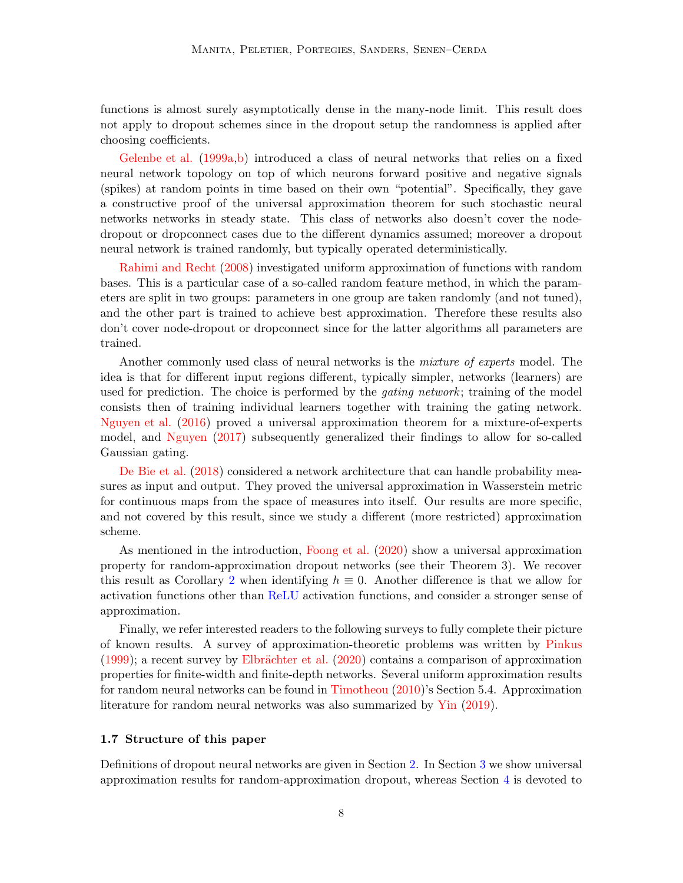functions is almost surely asymptotically dense in the many-node limit. This result does not apply to dropout schemes since in the dropout setup the randomness is applied after choosing coefficients.

Gelenbe et al. (1999a,b) introduced a class of neural networks that relies on a fixed neural network topology on top of which neurons forward positive and negative signals (spikes) at random points in time based on their own "potential". Specifically, they gave a constructive proof of the universal approximation theorem for such stochastic neural networks networks in steady state. This class of networks also doesn't cover the node-dropout or dropconnect cases due to the different dynamics assumed; moreover a dropout neural network is trained randomly, but typically operated deterministically.

Rahimi and Recht (2008) investigated uniform approximation of functions with random bases. This is a particular case of a so-called random feature method, in which the parameters are split in two groups: parameters in one group are taken randomly (and not tuned), and the other part is trained to achieve best approximation. Therefore these results also don't cover node-dropout or dropconnect since for the latter algorithms all parameters are trained.

Another commonly used class of neural networks is the *mixture of experts* model. The idea is that for different input regions different, typically simpler, networks (learners) are used for prediction. The choice is performed by the *gating network*; training of the model consists then of training individual learners together with training the gating network. Nguyen et al. (2016) proved a universal approximation theorem for a mixture-of-experts model, and Nguyen (2017) subsequently generalized their findings to allow for so-called Gaussian gating.

De Bie et al. (2018) considered a network architecture that can handle probability measures as input and output. They proved the universal approximation in Wasserstein metric for continuous maps from the space of measures into itself. Our results are more specific, and not covered by this result, since we study a different (more restricted) approximation scheme.

As mentioned in the introduction, Foong et al. (2020) show a universal approximation property for random-approximation dropout networks (see their Theorem 3). We recover this result as Corollary 2 when identifying $h \equiv 0$. Another difference is that we allow for activation functions other than ReLU activation functions, and consider a stronger sense of approximation.

Finally, we refer interested readers to the following surveys to fully complete their picture of known results. A survey of approximation-theoretic problems was written by Pinkus (1999); a recent survey by Elbrächter et al. (2020) contains a comparison of approximation properties for finite-width and finite-depth networks. Several uniform approximation results for random neural networks can be found in Timotheou (2010)'s Section 5.4. Approximation literature for random neural networks was also summarized by Yin (2019).

### 1.7 Structure of this paper

Definitions of dropout neural networks are given in Section 2. In Section 3 we show universal approximation results for random-approximation dropout, whereas Section 4 is devoted to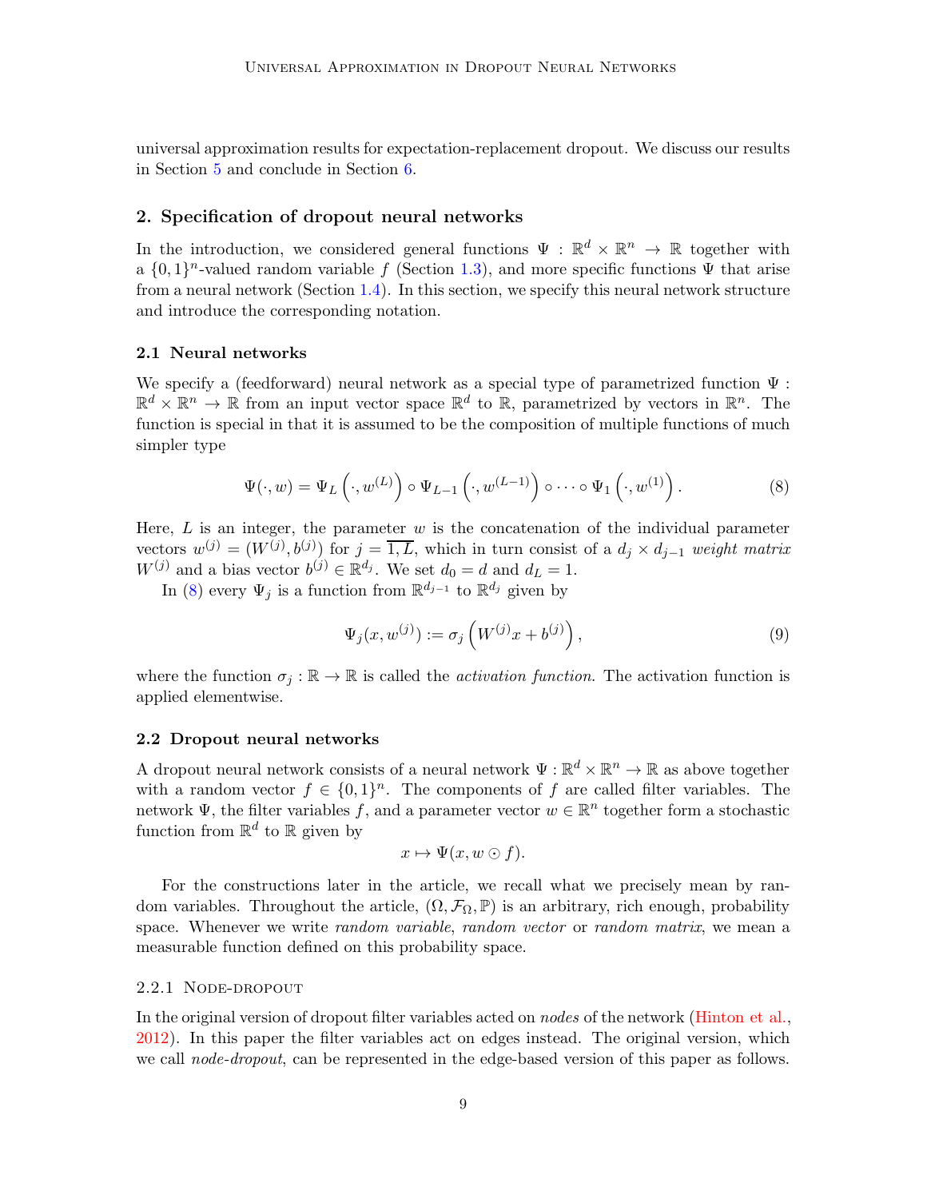universal approximation results for expectation-replacement dropout. We discuss our results in Section 5 and conclude in Section 6.

## 2. Specification of dropout neural networks

In the introduction, we considered general functions $\Psi : \mathbb{R}^d \times \mathbb{R}^n \to \mathbb{R}$ together with a $\{0,1\}^n$-valued random variable $f$ (Section 1.3), and more specific functions $\Psi$ that arise from a neural network (Section 1.4). In this section, we specify this neural network structure and introduce the corresponding notation.

### 2.1 Neural networks

We specify a (feedforward) neural network as a special type of parametrized function $\Psi : \mathbb{R}^d \times \mathbb{R}^n \to \mathbb{R}$ from an input vector space $\mathbb{R}^d$ to $\mathbb{R}$, parametrized by vectors in $\mathbb{R}^n$. The function is special in that it is assumed to be the composition of multiple functions of much simpler type

$$\Psi(\cdot, w) = \Psi_L\left(\cdot, w^{(L)}\right) \circ \Psi_{L-1}\left(\cdot, w^{(L-1)}\right) \circ \cdots \circ \Psi_1\left(\cdot, w^{(1)}\right). \tag{8}$$

Here, $L$ is an integer, the parameter $w$ is the concatenation of the individual parameter vectors $w^{(j)} = (W^{(j)}, b^{(j)})$ for $j = \overline{1, L}$, which in turn consist of a $d_j \times d_{j-1}$ *weight matrix* $W^{(j)}$ and a bias vector $b^{(j)} \in \mathbb{R}^{d_j}$. We set $d_0 = d$ and $d_L = 1$.

In (8) every $\Psi_j$ is a function from $\mathbb{R}^{d_{j-1}}$ to $\mathbb{R}^{d_j}$ given by

$$\Psi_j(x, w^{(j)}) := \sigma_j\left(W^{(j)}x + b^{(j)}\right), \tag{9}$$

where the function $\sigma_j : \mathbb{R} \to \mathbb{R}$ is called the *activation function*. The activation function is applied elementwise.

### 2.2 Dropout neural networks

A dropout neural network consists of a neural network $\Psi : \mathbb{R}^d \times \mathbb{R}^n \to \mathbb{R}$ as above together with a random vector $f \in \{0,1\}^n$. The components of $f$ are called filter variables. The network $\Psi$, the filter variables $f$, and a parameter vector $w \in \mathbb{R}^n$ together form a stochastic function from $\mathbb{R}^d$ to $\mathbb{R}$ given by

$$x \mapsto \Psi(x, w \odot f).$$

For the constructions later in the article, we recall what we precisely mean by random variables. Throughout the article, $(\Omega, \mathcal{F}_\Omega, \mathbb{P})$ is an arbitrary, rich enough, probability space. Whenever we write *random variable*, *random vector* or *random matrix*, we mean a measurable function defined on this probability space.

#### 2.2.1 Node-dropout

In the original version of dropout filter variables acted on *nodes* of the network (Hinton et al., 2012). In this paper the filter variables act on edges instead. The original version, which we call *node-dropout*, can be represented in the edge-based version of this paper as follows.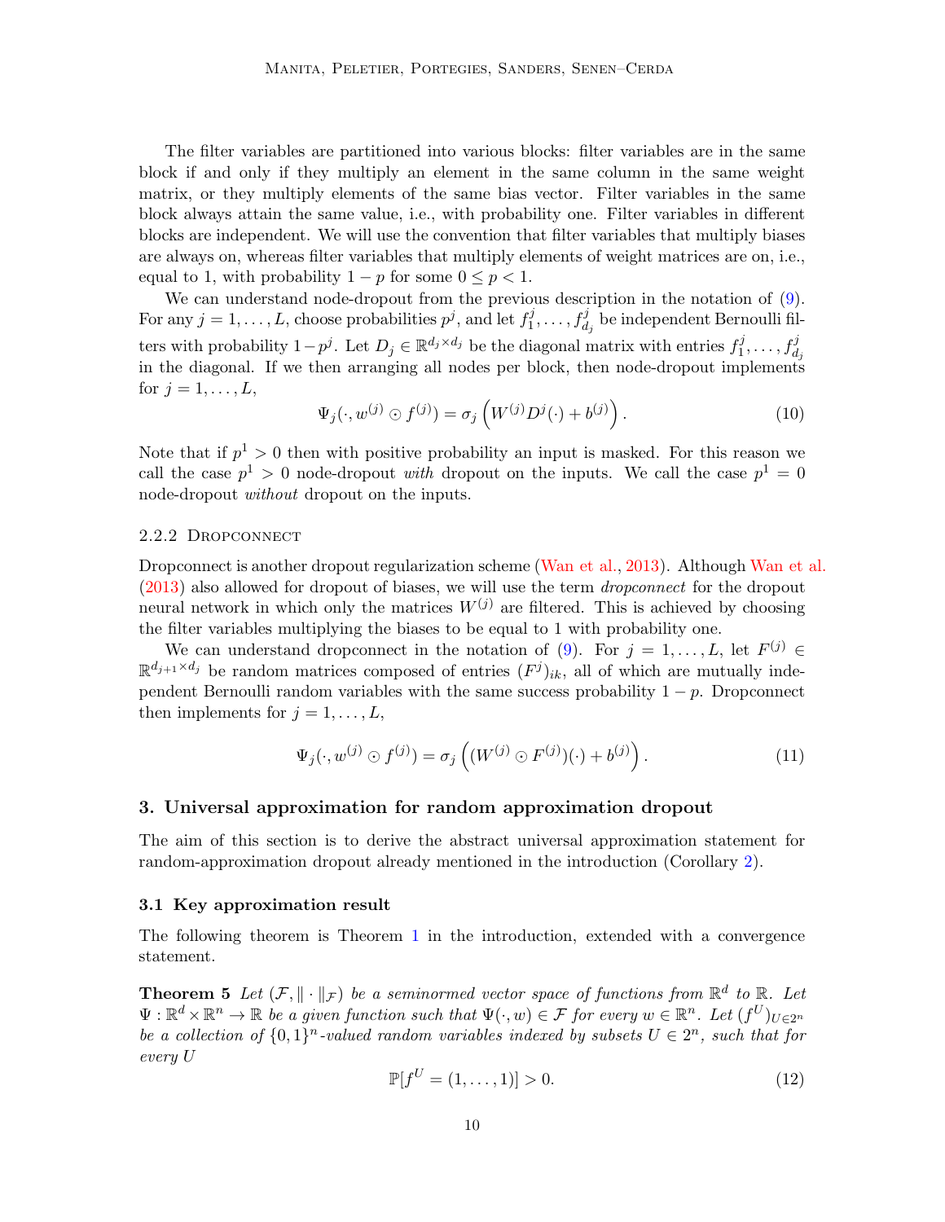The filter variables are partitioned into various blocks: filter variables are in the same block if and only if they multiply an element in the same column in the same weight matrix, or they multiply elements of the same bias vector. Filter variables in the same block always attain the same value, i.e., with probability one. Filter variables in different blocks are independent. We will use the convention that filter variables that multiply biases are always on, whereas filter variables that multiply elements of weight matrices are on, i.e., equal to 1, with probability $1 - p$ for some $0 \le p < 1$.

We can understand node-dropout from the previous description in the notation of (9). For any $j = 1, \dots, L$, choose probabilities $p^j$, and let $f_1^j, \dots, f_{d_j}^j$ be independent Bernoulli filters with probability $1 - p^j$. Let $D_j \in \mathbb{R}^{d_j \times d_j}$ be the diagonal matrix with entries $f_1^j, \dots, f_{d_j}^j$ in the diagonal. If we then arranging all nodes per block, then node-dropout implements for $j = 1, \dots, L$,

$$\Psi_j(\cdot, w^{(j)} \odot f^{(j)}) = \sigma_j \left( W^{(j)} D^j (\cdot) + b^{(j)} \right). \tag{10}$$

Note that if $p^1 > 0$ then with positive probability an input is masked. For this reason we call the case $p^1 > 0$ node-dropout *with* dropout on the inputs. We call the case $p^1 = 0$ node-dropout *without* dropout on the inputs.

#### 2.2.2 Dropconnect

Dropconnect is another dropout regularization scheme (Wan et al., 2013). Although Wan et al. (2013) also allowed for dropout of biases, we will use the term *dropconnect* for the dropout neural network in which only the matrices $W^{(j)}$ are filtered. This is achieved by choosing the filter variables multiplying the biases to be equal to 1 with probability one.

We can understand dropconnect in the notation of (9). For $j = 1, \dots, L$, let $F^{(j)} \in \mathbb{R}^{d_{j+1} \times d_j}$ be random matrices composed of entries $(F^j)_{ik}$, all of which are mutually independent Bernoulli random variables with the same success probability $1 - p$. Dropconnect then implements for $j = 1, \dots, L$,

$$\Psi_j(\cdot, w^{(j)} \odot f^{(j)}) = \sigma_j \left( (W^{(j)} \odot F^{(j)})(\cdot) + b^{(j)} \right). \tag{11}$$

## 3. Universal approximation for random approximation dropout

The aim of this section is to derive the abstract universal approximation statement for random-approximation dropout already mentioned in the introduction (Corollary 2).

### 3.1 Key approximation result

The following theorem is Theorem 1 in the introduction, extended with a convergence statement.

**Theorem 5** *Let $(\mathcal{F}, \|\cdot\|_{\mathcal{F}})$ be a seminormed vector space of functions from $\mathbb{R}^d$ to $\mathbb{R}$. Let $\Psi : \mathbb{R}^d \times \mathbb{R}^n \to \mathbb{R}$ be a given function such that $\Psi(\cdot, w) \in \mathcal{F}$ for every $w \in \mathbb{R}^n$. Let $(f^U)_{U \in 2^n}$ be a collection of $\{0,1\}^n$-valued random variables indexed by subsets $U \in 2^n$, such that for every $U$*

$$\mathbb{P}[f^U = (1, \dots, 1)] > 0. \tag{12}$$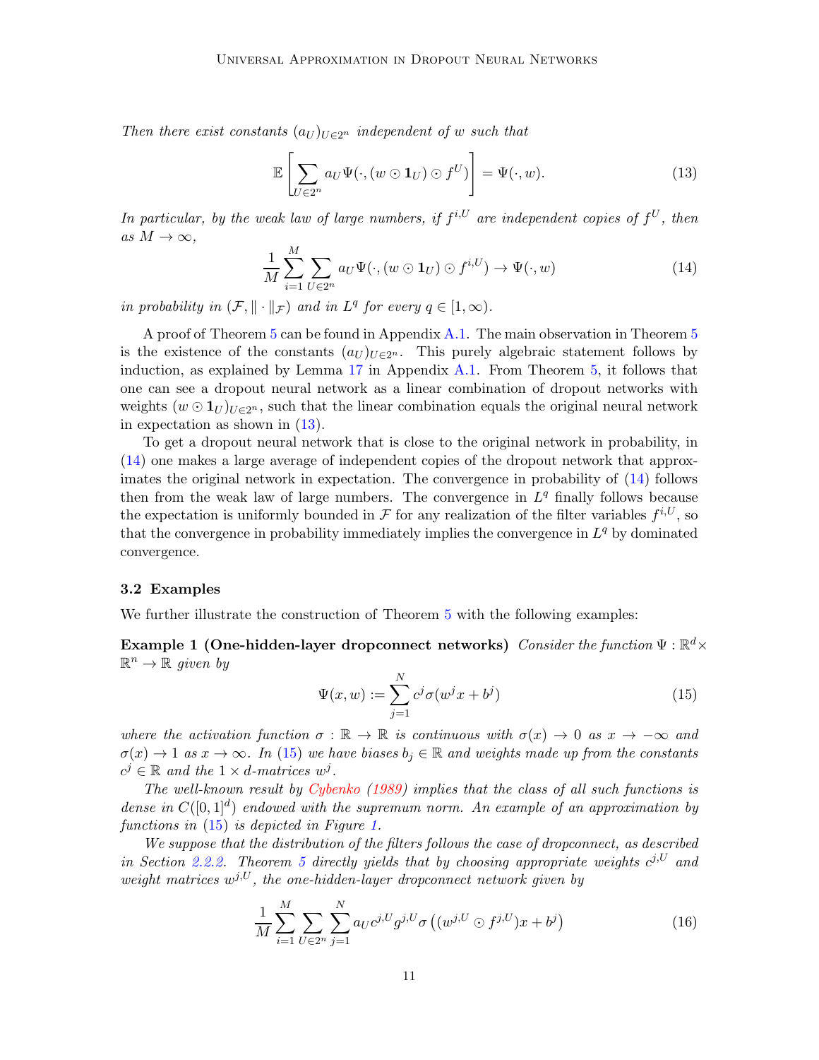*Then there exist constants $(a_U)_{U\in 2^n}$ independent of $w$ such that*

$$\mathbb{E}\left[\sum_{U\in 2^n} a_U \Psi(\cdot,(w\odot \mathbf{1}_U)\odot f^U)\right] = \Psi(\cdot,w). \tag{13}$$

*In particular, by the weak law of large numbers, if $f^{i,U}$ are independent copies of $f^U$, then as $M\to\infty$,*

$$\frac{1}{M}\sum_{i=1}^{M}\sum_{U\in 2^n} a_U \Psi(\cdot,(w\odot \mathbf{1}_U)\odot f^{i,U}) \to \Psi(\cdot,w) \tag{14}$$

*in probability in $(\mathcal{F},\|\cdot\|_{\mathcal{F}})$ and in $L^q$ for every $q\in[1,\infty)$.*

A proof of Theorem 5 can be found in Appendix A.1. The main observation in Theorem 5 is the existence of the constants $(a_U)_{U\in 2^n}$. This purely algebraic statement follows by induction, as explained by Lemma 17 in Appendix A.1. From Theorem 5, it follows that one can see a dropout neural network as a linear combination of dropout networks with weights $(w\odot \mathbf{1}_U)_{U\in 2^n}$, such that the linear combination equals the original neural network in expectation as shown in (13).

To get a dropout neural network that is close to the original network in probability, in (14) one makes a large average of independent copies of the dropout network that approximates the original network in expectation. The convergence in probability of (14) follows then from the weak law of large numbers. The convergence in $L^q$ finally follows because the expectation is uniformly bounded in $\mathcal{F}$ for any realization of the filter variables $f^{i,U}$, so that the convergence in probability immediately implies the convergence in $L^q$ by dominated convergence.

### 3.2 Examples

We further illustrate the construction of Theorem 5 with the following examples:

**Example 1 (One-hidden-layer dropconnect networks)** *Consider the function $\Psi:\mathbb{R}^d\times\mathbb{R}^n\to\mathbb{R}$ given by*

$$\Psi(x,w) := \sum_{j=1}^{N} c^j \sigma(w^j x + b^j) \tag{15}$$

*where the activation function $\sigma:\mathbb{R}\to\mathbb{R}$ is continuous with $\sigma(x)\to 0$ as $x\to-\infty$ and $\sigma(x)\to 1$ as $x\to\infty$. In (15) we have biases $b_j\in\mathbb{R}$ and weights made up from the constants $c^j\in\mathbb{R}$ and the $1\times d$-matrices $w^j$.*

*The well-known result by Cybenko (1989) implies that the class of all such functions is dense in $C([0,1]^d)$ endowed with the supremum norm. An example of an approximation by functions in (15) is depicted in Figure 1.*

*We suppose that the distribution of the filters follows the case of dropconnect, as described in Section 2.2.2. Theorem 5 directly yields that by choosing appropriate weights $c^{j,U}$ and weight matrices $w^{j,U}$, the one-hidden-layer dropconnect network given by*

$$\frac{1}{M}\sum_{i=1}^{M}\sum_{U\in 2^n}\sum_{j=1}^{N} a_U c^{j,U} g^{j,U} \sigma\left((w^{j,U}\odot f^{j,U})x + b^j\right) \tag{16}$$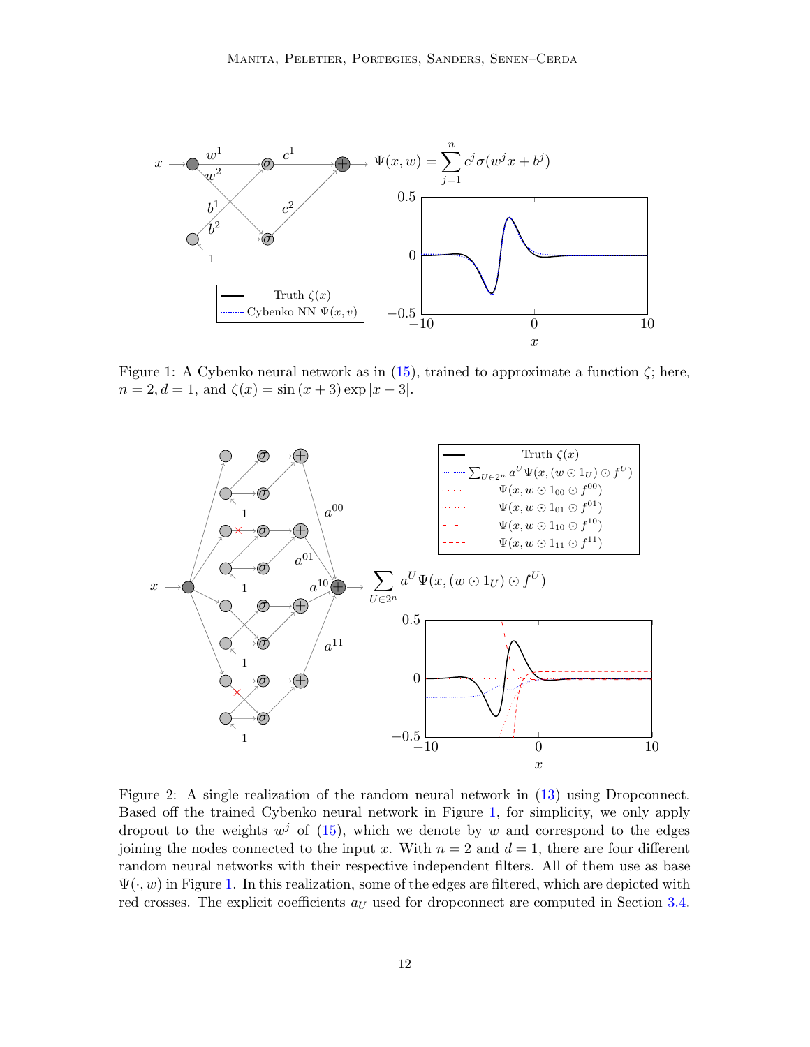Figure 1: A Cybenko neural network as in (15), trained to approximate a function $\zeta$; here, $n = 2, d = 1$, and $\zeta(x) = \sin(x + 3) \exp|x - 3|$.

Figure 2: A single realization of the random neural network in (13) using Dropconnect. Based off the trained Cybenko neural network in Figure 1, for simplicity, we only apply dropout to the weights $w^j$ of (15), which we denote by $w$ and correspond to the edges joining the nodes connected to the input $x$. With $n = 2$ and $d = 1$, there are four different random neural networks with their respective independent filters. All of them use as base $\Psi(\cdot, w)$ in Figure 1. In this realization, some of the edges are filtered, which are depicted with red crosses. The explicit coefficients $a_U$ used for dropconnect are computed in Section 3.4.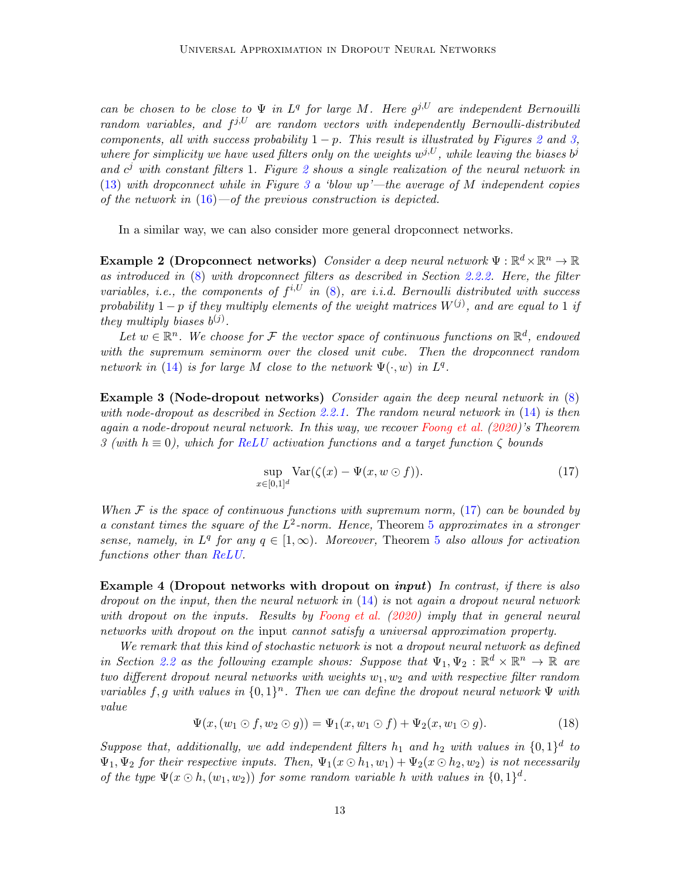*can be chosen to be close to* $\Psi$ *in* $L^q$ *for large* $M$*. Here* $g^{j,U}$ *are independent Bernouilli random variables, and* $f^{j,U}$ *are random vectors with independently Bernoulli-distributed components, all with success probability* $1-p$*. This result is illustrated by Figures 2 and 3, where for simplicity we have used filters only on the weights* $w^{j,U}$*, while leaving the biases* $b^j$ *and* $c^j$ *with constant filters* 1*. Figure 2 shows a single realization of the neural network in (13) with dropconnect while in Figure 3 a 'blow up'—the average of* $M$ *independent copies of the network in (16)—of the previous construction is depicted.*

In a similar way, we can also consider more general dropconnect networks.

**Example 2 (Dropconnect networks)** *Consider a deep neural network* $\Psi : \mathbb{R}^d \times \mathbb{R}^n \to \mathbb{R}$ *as introduced in (8) with dropconnect filters as described in Section 2.2.2. Here, the filter variables, i.e., the components of* $f^{i,U}$ *in (8), are i.i.d. Bernoulli distributed with success probability* $1-p$ *if they multiply elements of the weight matrices* $W^{(j)}$*, and are equal to* 1 *if they multiply biases* $b^{(j)}$*.*

*Let* $w \in \mathbb{R}^n$*. We choose for* $\mathcal{F}$ *the vector space of continuous functions on* $\mathbb{R}^d$*, endowed with the supremum seminorm over the closed unit cube. Then the dropconnect random network in (14) is for large* $M$ *close to the network* $\Psi(\cdot, w)$ *in* $L^q$*.*

**Example 3 (Node-dropout networks)** *Consider again the deep neural network in (8) with node-dropout as described in Section 2.2.1. The random neural network in (14) is then again a node-dropout neural network. In this way, we recover Foong et al. (2020)'s Theorem 3 (with* $h \equiv 0$*), which for ReLU activation functions and a target function* $\zeta$ *bounds*

$$\sup_{x \in [0,1]^d} \operatorname{Var}(\zeta(x) - \Psi(x, w \odot f)). \tag{17}$$

*When* $\mathcal{F}$ *is the space of continuous functions with supremum norm, (17) can be bounded by a constant times the square of the* $L^2$*-norm. Hence,* Theorem 5 *approximates in a stronger sense, namely, in* $L^q$ *for any* $q \in [1, \infty)$*. Moreover,* Theorem 5 *also allows for activation functions other than ReLU.*

**Example 4 (Dropout networks with dropout on *input*)** *In contrast, if there is also dropout on the input, then the neural network in (14) is* not *again a dropout neural network with dropout on the inputs. Results by Foong et al. (2020) imply that in general neural networks with dropout on the* input *cannot satisfy a universal approximation property.*

*We remark that this kind of stochastic network is* not *a dropout neural network as defined in Section 2.2 as the following example shows: Suppose that* $\Psi_1, \Psi_2 : \mathbb{R}^d \times \mathbb{R}^n \to \mathbb{R}$ *are two different dropout neural networks with weights* $w_1, w_2$ *and with respective filter random variables* $f, g$ *with values in* $\{0,1\}^n$*. Then we can define the dropout neural network* $\Psi$ *with value*

$$\Psi(x, (w_1 \odot f, w_2 \odot g)) = \Psi_1(x, w_1 \odot f) + \Psi_2(x, w_1 \odot g). \tag{18}$$

*Suppose that, additionally, we add independent filters* $h_1$ *and* $h_2$ *with values in* $\{0,1\}^d$ *to* $\Psi_1, \Psi_2$ *for their respective inputs. Then,* $\Psi_1(x \odot h_1, w_1) + \Psi_2(x \odot h_2, w_2)$ *is not necessarily of the type* $\Psi(x \odot h, (w_1, w_2))$ *for some random variable* $h$ *with values in* $\{0,1\}^d$*.*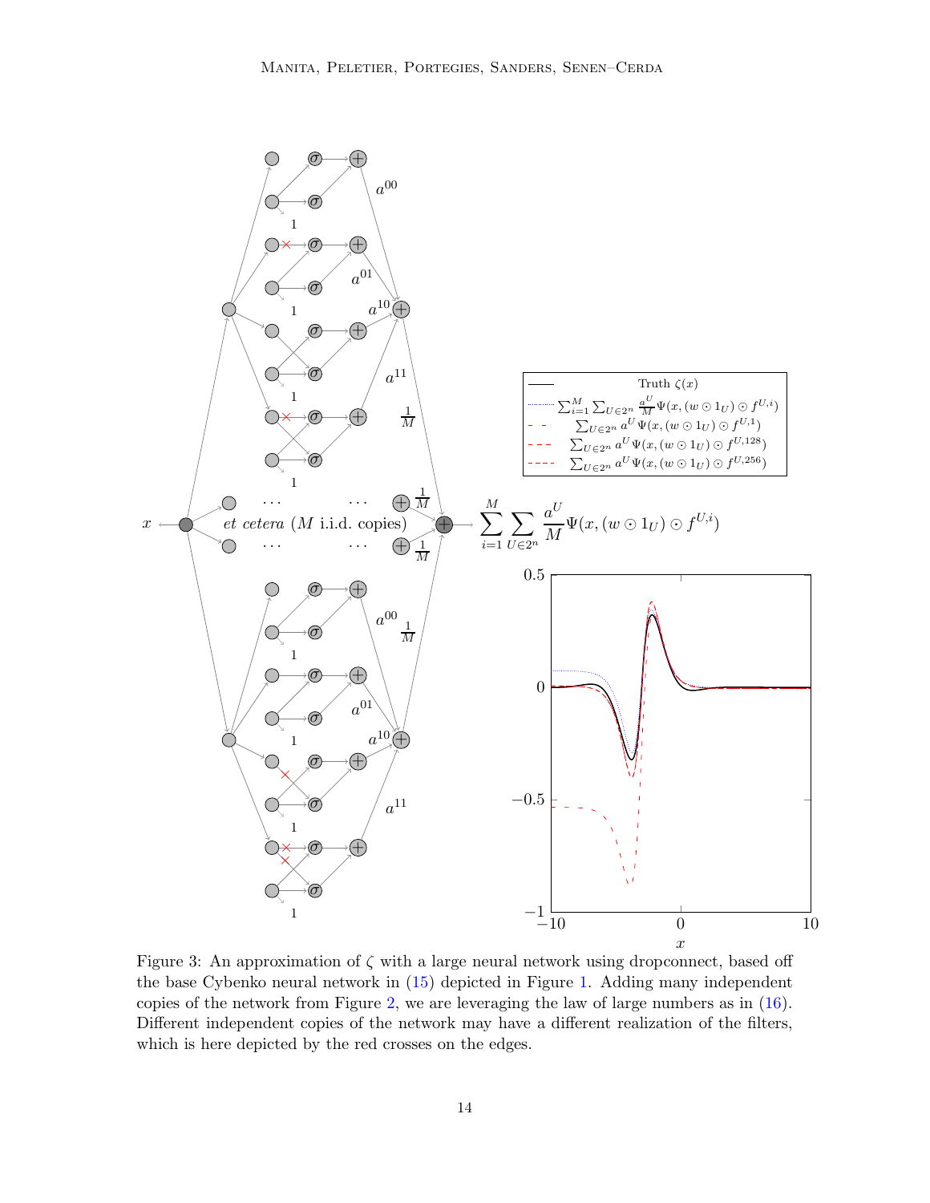Figure 3: An approximation of $\zeta$ with a large neural network using dropconnect, based off the base Cybenko neural network in (15) depicted in Figure 1. Adding many independent copies of the network from Figure 2, we are leveraging the law of large numbers as in (16). Different independent copies of the network may have a different realization of the filters, which is here depicted by the red crosses on the edges.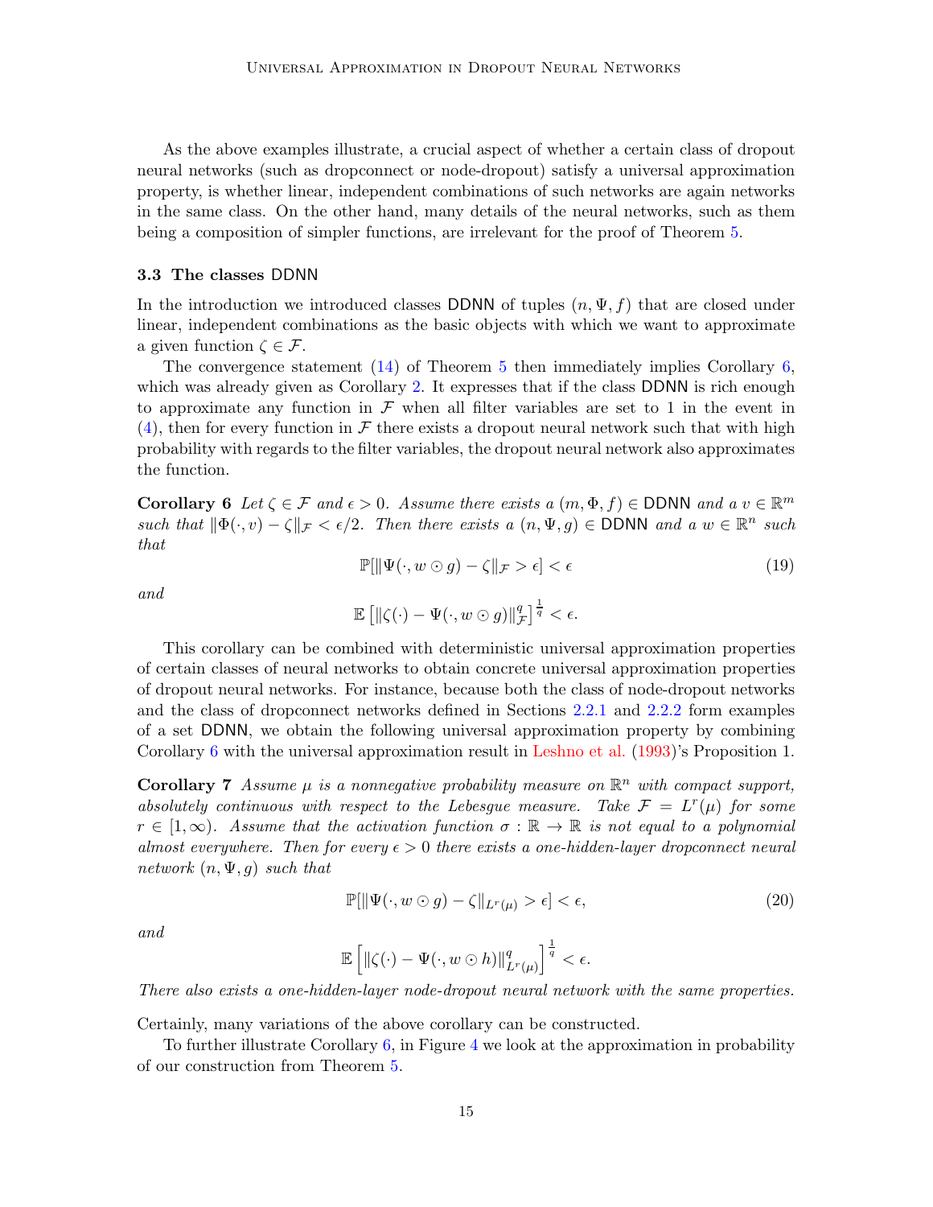As the above examples illustrate, a crucial aspect of whether a certain class of dropout neural networks (such as dropconnect or node-dropout) satisfy a universal approximation property, is whether linear, independent combinations of such networks are again networks in the same class. On the other hand, many details of the neural networks, such as them being a composition of simpler functions, are irrelevant for the proof of Theorem 5.

### 3.3 The classes DDNN

In the introduction we introduced classes DDNN of tuples $(n, \Psi, f)$ that are closed under linear, independent combinations as the basic objects with which we want to approximate a given function $\zeta \in \mathcal{F}$.

The convergence statement (14) of Theorem 5 then immediately implies Corollary 6, which was already given as Corollary 2. It expresses that if the class DDNN is rich enough to approximate any function in $\mathcal{F}$ when all filter variables are set to 1 in the event in (4), then for every function in $\mathcal{F}$ there exists a dropout neural network such that with high probability with regards to the filter variables, the dropout neural network also approximates the function.

**Corollary 6** *Let $\zeta \in \mathcal{F}$ and $\epsilon > 0$. Assume there exists a $(m, \Phi, f) \in$ DDNN and a $v \in \mathbb{R}^m$ such that $\|\Phi(\cdot, v) - \zeta\|_{\mathcal{F}} < \epsilon/2$. Then there exists a $(n, \Psi, g) \in$ DDNN and a $w \in \mathbb{R}^n$ such that*

$$\mathbb{P}[\|\Psi(\cdot, w \odot g) - \zeta\|_{\mathcal{F}} > \epsilon] < \epsilon \tag{19}$$

*and*

$$\mathbb{E}\left[\|\zeta(\cdot) - \Psi(\cdot, w \odot g)\|_{\mathcal{F}}^q\right]^{\frac{1}{q}} < \epsilon.$$

This corollary can be combined with deterministic universal approximation properties of certain classes of neural networks to obtain concrete universal approximation properties of dropout neural networks. For instance, because both the class of node-dropout networks and the class of dropconnect networks defined in Sections 2.2.1 and 2.2.2 form examples of a set DDNN, we obtain the following universal approximation property by combining Corollary 6 with the universal approximation result in Leshno et al. (1993)'s Proposition 1.

**Corollary 7** *Assume $\mu$ is a nonnegative probability measure on $\mathbb{R}^n$ with compact support, absolutely continuous with respect to the Lebesgue measure. Take $\mathcal{F} = L^r(\mu)$ for some $r \in [1, \infty)$. Assume that the activation function $\sigma : \mathbb{R} \to \mathbb{R}$ is not equal to a polynomial almost everywhere. Then for every $\epsilon > 0$ there exists a one-hidden-layer dropconnect neural network $(n, \Psi, g)$ such that*

$$\mathbb{P}[\|\Psi(\cdot, w \odot g) - \zeta\|_{L^r(\mu)} > \epsilon] < \epsilon, \tag{20}$$

*and*

$$\mathbb{E}\left[\|\zeta(\cdot) - \Psi(\cdot, w \odot h)\|_{L^r(\mu)}^q\right]^{\frac{1}{q}} < \epsilon.$$

*There also exists a one-hidden-layer node-dropout neural network with the same properties.*

Certainly, many variations of the above corollary can be constructed.

To further illustrate Corollary 6, in Figure 4 we look at the approximation in probability of our construction from Theorem 5.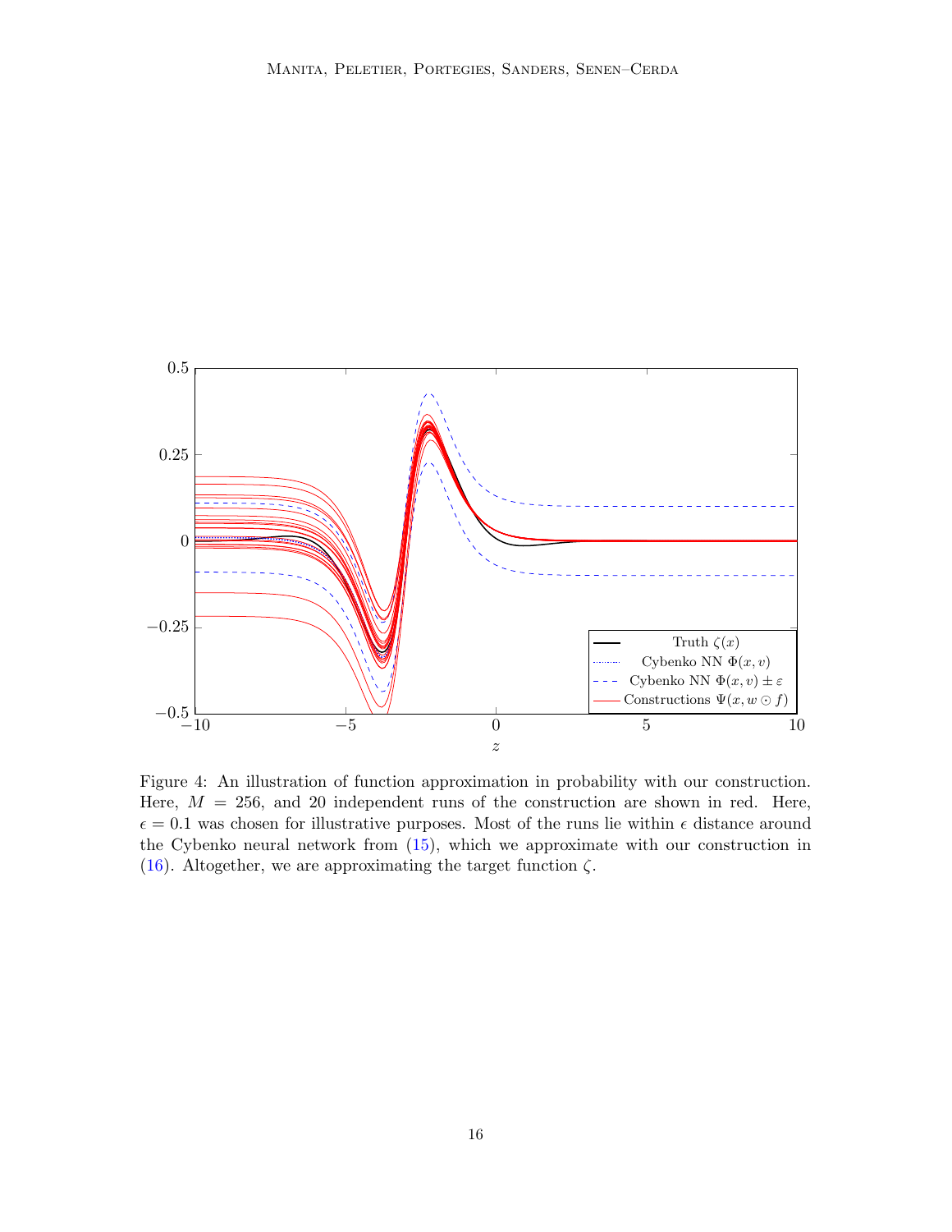Figure 4: An illustration of function approximation in probability with our construction. Here, $M = 256$, and 20 independent runs of the construction are shown in red. Here, $\epsilon = 0.1$ was chosen for illustrative purposes. Most of the runs lie within $\epsilon$ distance around the Cybenko neural network from (15), which we approximate with our construction in (16). Altogether, we are approximating the target function $\zeta$.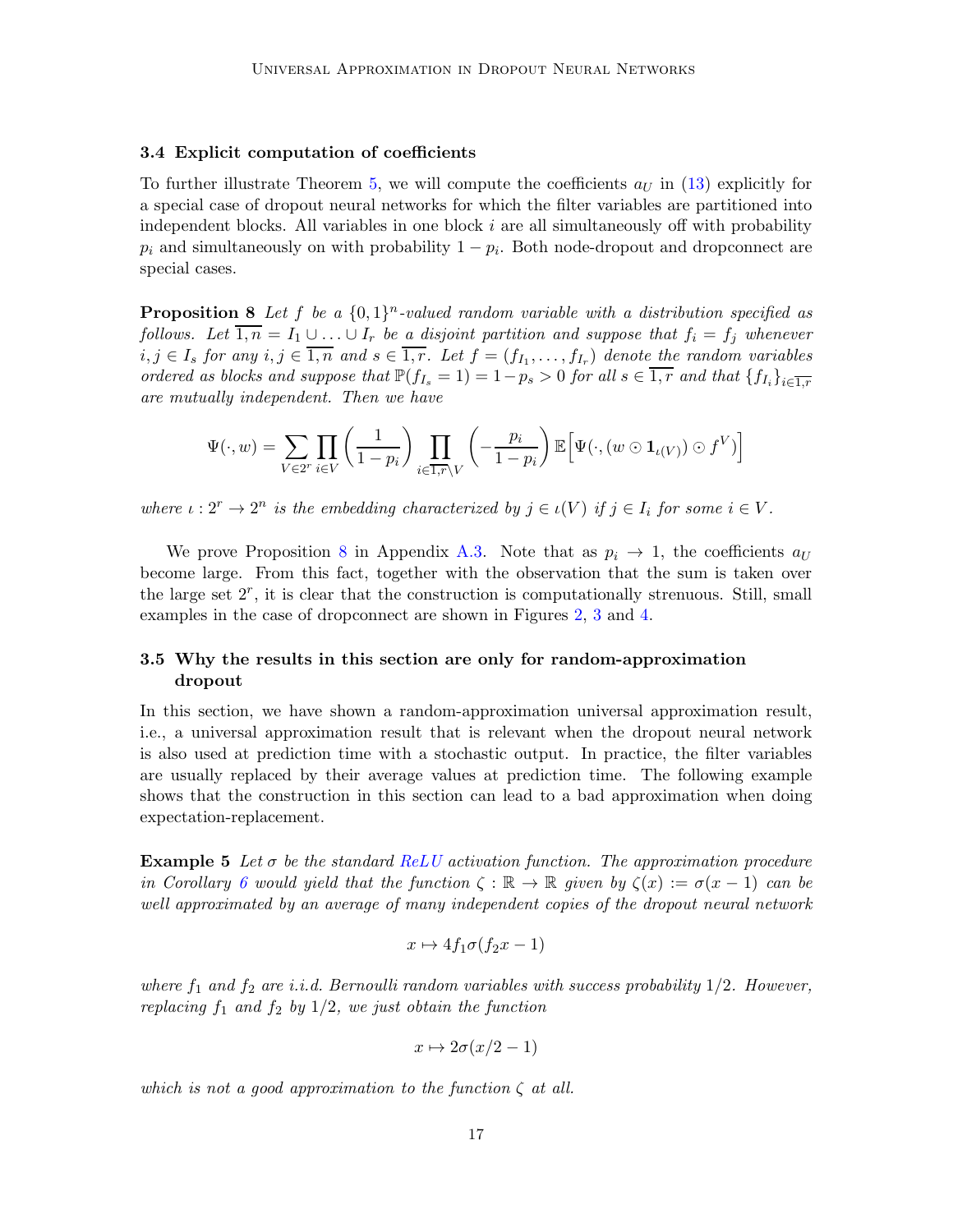### 3.4 Explicit computation of coefficients

To further illustrate Theorem 5, we will compute the coefficients $a_U$ in (13) explicitly for a special case of dropout neural networks for which the filter variables are partitioned into independent blocks. All variables in one block $i$ are all simultaneously off with probability $p_i$ and simultaneously on with probability $1 - p_i$. Both node-dropout and dropconnect are special cases.

**Proposition 8** *Let $f$ be a $\{0,1\}^n$-valued random variable with a distribution specified as follows. Let $\overline{1,n} = I_1 \cup \ldots \cup I_r$ be a disjoint partition and suppose that $f_i = f_j$ whenever $i, j \in I_s$ for any $i, j \in \overline{1,n}$ and $s \in \overline{1,r}$. Let $f = (f_{I_1}, \ldots, f_{I_r})$ denote the random variables ordered as blocks and suppose that $\mathbb{P}(f_{I_s} = 1) = 1 - p_s > 0$ for all $s \in \overline{1,r}$ and that $\{f_{I_i}\}_{i \in \overline{1,r}}$ are mutually independent. Then we have*

$$\Psi(\cdot, w) = \sum_{V \in 2^r} \prod_{i \in V} \left( \frac{1}{1 - p_i} \right) \prod_{i \in \overline{1,r} \setminus V} \left( - \frac{p_i}{1 - p_i} \right) \mathbb{E}\Big[ \Psi(\cdot, (w \odot \mathbf{1}_{\iota(V)}) \odot f^V) \Big]$$

*where $\iota : 2^r \to 2^n$ is the embedding characterized by $j \in \iota(V)$ if $j \in I_i$ for some $i \in V$.*

We prove Proposition 8 in Appendix A.3. Note that as $p_i \to 1$, the coefficients $a_U$ become large. From this fact, together with the observation that the sum is taken over the large set $2^r$, it is clear that the construction is computationally strenuous. Still, small examples in the case of dropconnect are shown in Figures 2, 3 and 4.

### 3.5 Why the results in this section are only for random-approximation dropout

In this section, we have shown a random-approximation universal approximation result, i.e., a universal approximation result that is relevant when the dropout neural network is also used at prediction time with a stochastic output. In practice, the filter variables are usually replaced by their average values at prediction time. The following example shows that the construction in this section can lead to a bad approximation when doing expectation-replacement.

**Example 5** *Let $\sigma$ be the standard ReLU activation function. The approximation procedure in Corollary 6 would yield that the function $\zeta : \mathbb{R} \to \mathbb{R}$ given by $\zeta(x) := \sigma(x - 1)$ can be well approximated by an average of many independent copies of the dropout neural network*

$$x \mapsto 4 f_1 \sigma(f_2 x - 1)$$

*where $f_1$ and $f_2$ are i.i.d. Bernoulli random variables with success probability $1/2$. However, replacing $f_1$ and $f_2$ by $1/2$, we just obtain the function*

$$x \mapsto 2\sigma(x/2 - 1)$$

*which is not a good approximation to the function $\zeta$ at all.*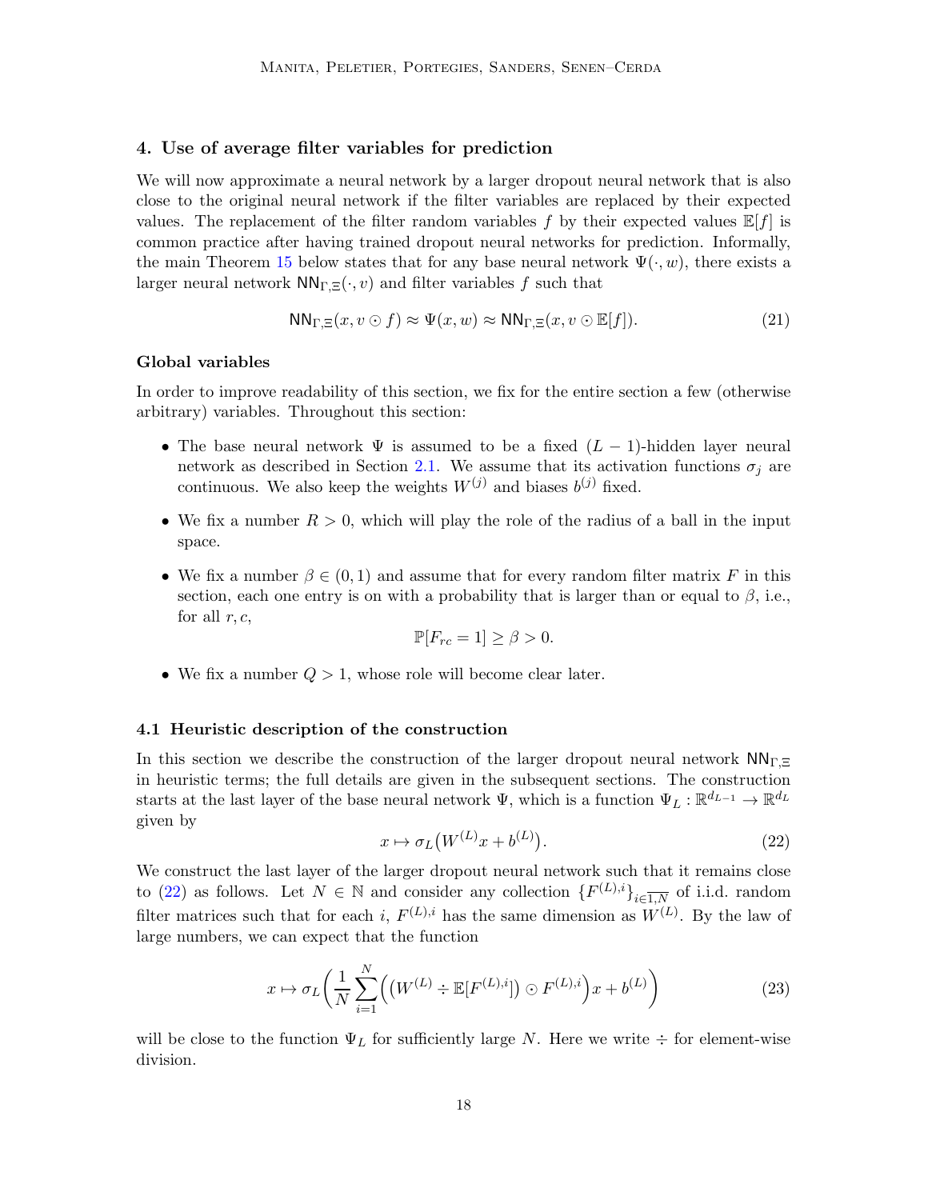## 4. Use of average filter variables for prediction

We will now approximate a neural network by a larger dropout neural network that is also close to the original neural network if the filter variables are replaced by their expected values. The replacement of the filter random variables $f$ by their expected values $\mathbb{E}[f]$ is common practice after having trained dropout neural networks for prediction. Informally, the main Theorem 15 below states that for any base neural network $\Psi(\cdot, w)$, there exists a larger neural network $\mathsf{NN}_{\Gamma,\Xi}(\cdot, v)$ and filter variables $f$ such that

$$\mathsf{NN}_{\Gamma,\Xi}(x, v \odot f) \approx \Psi(x, w) \approx \mathsf{NN}_{\Gamma,\Xi}(x, v \odot \mathbb{E}[f]). \tag{21}$$

### Global variables

In order to improve readability of this section, we fix for the entire section a few (otherwise arbitrary) variables. Throughout this section:

- The base neural network $\Psi$ is assumed to be a fixed $(L-1)$-hidden layer neural network as described in Section 2.1. We assume that its activation functions $\sigma_j$ are continuous. We also keep the weights $W^{(j)}$ and biases $b^{(j)}$ fixed.
- We fix a number $R > 0$, which will play the role of the radius of a ball in the input space.
- We fix a number $\beta \in (0, 1)$ and assume that for every random filter matrix $F$ in this section, each one entry is on with a probability that is larger than or equal to $\beta$, i.e., for all $r, c$,
$$\mathbb{P}[F_{rc} = 1] \geq \beta > 0.$$
- We fix a number $Q > 1$, whose role will become clear later.

### 4.1 Heuristic description of the construction

In this section we describe the construction of the larger dropout neural network $\mathsf{NN}_{\Gamma,\Xi}$ in heuristic terms; the full details are given in the subsequent sections. The construction starts at the last layer of the base neural network $\Psi$, which is a function $\Psi_L : \mathbb{R}^{d_{L-1}} \to \mathbb{R}^{d_L}$ given by

$$x \mapsto \sigma_L\big(W^{(L)} x + b^{(L)}\big). \tag{22}$$

We construct the last layer of the larger dropout neural network such that it remains close to (22) as follows. Let $N \in \mathbb{N}$ and consider any collection $\{F^{(L),i}\}_{i \in \overline{1,N}}$ of i.i.d. random filter matrices such that for each $i$, $F^{(L),i}$ has the same dimension as $W^{(L)}$. By the law of large numbers, we can expect that the function

$$x \mapsto \sigma_L\bigg(\frac{1}{N}\sum_{i=1}^{N}\Big(\big(W^{(L)} \div \mathbb{E}[F^{(L),i}]\big) \odot F^{(L),i}\Big)x + b^{(L)}\bigg) \tag{23}$$

will be close to the function $\Psi_L$ for sufficiently large $N$. Here we write $\div$ for element-wise division.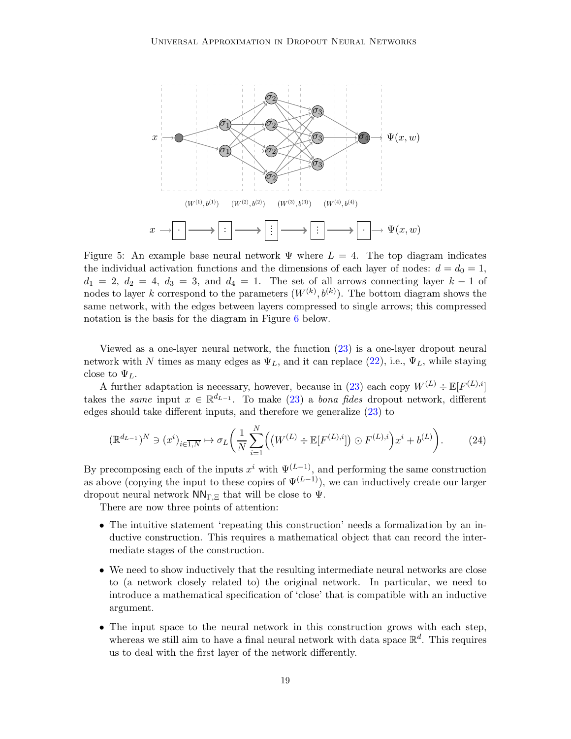Figure 5: An example base neural network $\Psi$ where $L = 4$. The top diagram indicates the individual activation functions and the dimensions of each layer of nodes: $d = d_0 = 1$, $d_1 = 2$, $d_2 = 4$, $d_3 = 3$, and $d_4 = 1$. The set of all arrows connecting layer $k-1$ of nodes to layer $k$ correspond to the parameters $(W^{(k)}, b^{(k)})$. The bottom diagram shows the same network, with the edges between layers compressed to single arrows; this compressed notation is the basis for the diagram in Figure 6 below.

Viewed as a one-layer neural network, the function (23) is a one-layer dropout neural network with $N$ times as many edges as $\Psi_L$, and it can replace (22), i.e., $\Psi_L$, while staying close to $\Psi_L$.

A further adaptation is necessary, however, because in (23) each copy $W^{(L)} \div \mathbb{E}[F^{(L),i}]$ takes the *same* input $x \in \mathbb{R}^{d_{L-1}}$. To make (23) a *bona fides* dropout network, different edges should take different inputs, and therefore we generalize (23) to

$$(\mathbb{R}^{d_{L-1}})^N \ni (x^i)_{i \in \overline{1,N}} \mapsto \sigma_L\left( \frac{1}{N} \sum_{i=1}^{N} \Big( \big( W^{(L)} \div \mathbb{E}[F^{(L),i}] \big) \odot F^{(L),i} \Big) x^i + b^{(L)} \right). \tag{24}$$

By precomposing each of the inputs $x^i$ with $\Psi^{(L-1)}$, and performing the same construction as above (copying the input to these copies of $\Psi^{(L-1)}$), we can inductively create our larger dropout neural network $\mathsf{NN}_{\Gamma,\Xi}$ that will be close to $\Psi$.

There are now three points of attention:

- The intuitive statement 'repeating this construction' needs a formalization by an inductive construction. This requires a mathematical object that can record the intermediate stages of the construction.
- We need to show inductively that the resulting intermediate neural networks are close to (a network closely related to) the original network. In particular, we need to introduce a mathematical specification of 'close' that is compatible with an inductive argument.
- The input space to the neural network in this construction grows with each step, whereas we still aim to have a final neural network with data space $\mathbb{R}^d$. This requires us to deal with the first layer of the network differently.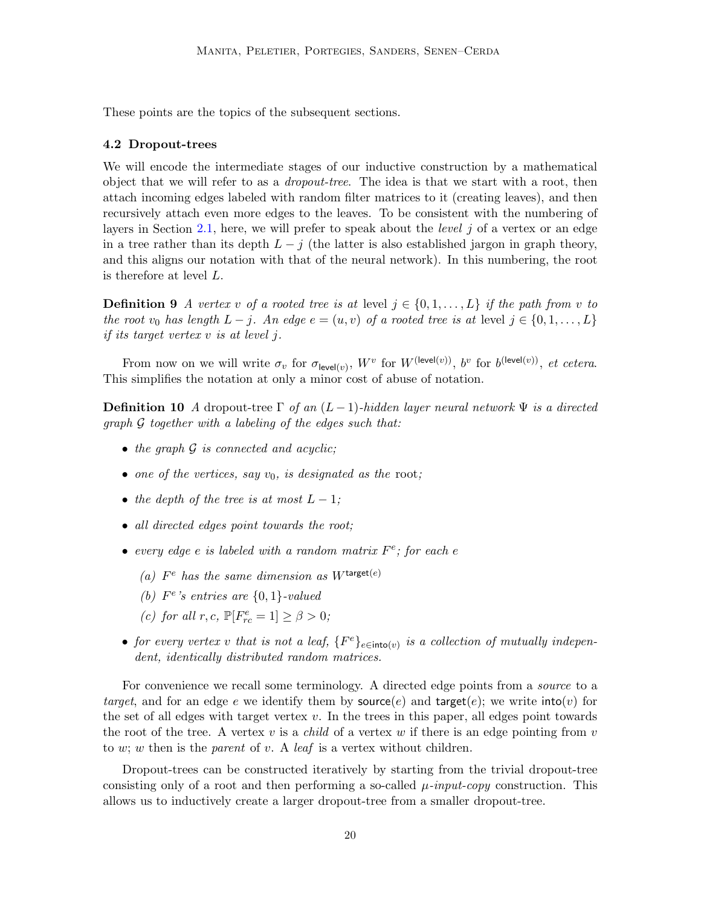These points are the topics of the subsequent sections.

### 4.2 Dropout-trees

We will encode the intermediate stages of our inductive construction by a mathematical object that we will refer to as a *dropout-tree*. The idea is that we start with a root, then attach incoming edges labeled with random filter matrices to it (creating leaves), and then recursively attach even more edges to the leaves. To be consistent with the numbering of layers in Section 2.1, here, we will prefer to speak about the *level* $j$ of a vertex or an edge in a tree rather than its depth $L - j$ (the latter is also established jargon in graph theory, and this aligns our notation with that of the neural network). In this numbering, the root is therefore at level $L$.

**Definition 9** *A vertex $v$ of a rooted tree is at* level $j \in \{0, 1, \ldots, L\}$ *if the path from $v$ to the root $v_0$ has length $L - j$. An edge $e = (u, v)$ of a rooted tree is at* level $j \in \{0, 1, \ldots, L\}$ *if its target vertex $v$ is at level $j$.*

From now on we will write $\sigma_v$ for $\sigma_{\mathsf{level}(v)}$, $W^v$ for $W^{(\mathsf{level}(v))}$, $b^v$ for $b^{(\mathsf{level}(v))}$, *et cetera*. This simplifies the notation at only a minor cost of abuse of notation.

**Definition 10** *A* dropout-tree $\Gamma$ *of an $(L - 1)$-hidden layer neural network $\Psi$ is a directed graph $\mathcal{G}$ together with a labeling of the edges such that:*

- *the graph $\mathcal{G}$ is connected and acyclic;*
- *one of the vertices, say $v_0$, is designated as the* root*;*
- *the depth of the tree is at most $L - 1$;*
- *all directed edges point towards the root;*
- *every edge $e$ is labeled with a random matrix $F^e$; for each $e$*
  - *(a) $F^e$ has the same dimension as $W^{\mathsf{target}(e)}$*
  - *(b) $F^e$'s entries are $\{0, 1\}$-valued*
  - *(c) for all $r, c$, $\mathbb{P}[F^e_{rc} = 1] \geq \beta > 0$;*
- *for every vertex $v$ that is not a leaf, $\{F^e\}_{e \in \mathsf{into}(v)}$ is a collection of mutually independent, identically distributed random matrices.*

For convenience we recall some terminology. A directed edge points from a *source* to a *target*, and for an edge $e$ we identify them by $\mathsf{source}(e)$ and $\mathsf{target}(e)$; we write $\mathsf{into}(v)$ for the set of all edges with target vertex $v$. In the trees in this paper, all edges point towards the root of the tree. A vertex $v$ is a *child* of a vertex $w$ if there is an edge pointing from $v$ to $w$; $w$ then is the *parent* of $v$. A *leaf* is a vertex without children.

Dropout-trees can be constructed iteratively by starting from the trivial dropout-tree consisting only of a root and then performing a so-called $\mu$-*input-copy* construction. This allows us to inductively create a larger dropout-tree from a smaller dropout-tree.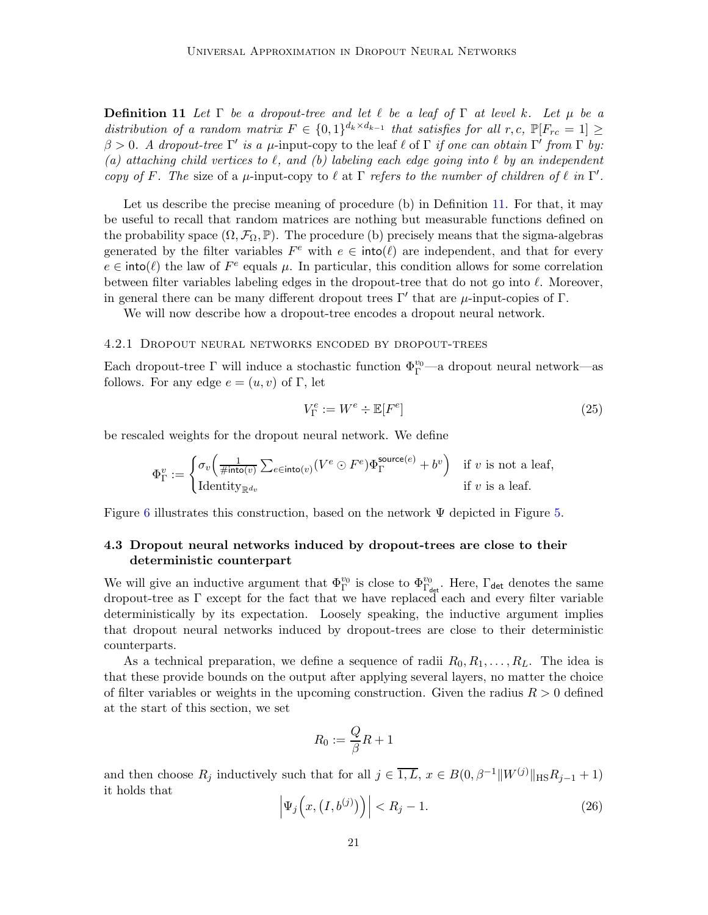**Definition 11** *Let $\Gamma$ be a dropout-tree and let $\ell$ be a leaf of $\Gamma$ at level $k$. Let $\mu$ be a distribution of a random matrix $F \in \{0,1\}^{d_k \times d_{k-1}}$ that satisfies for all $r, c$, $\mathbb{P}[F_{rc} = 1] \geq \beta > 0$. A dropout-tree $\Gamma'$ is a $\mu$-*input-copy to the leaf $\ell$ of $\Gamma$ *if one can obtain $\Gamma'$ from $\Gamma$ by: (a) attaching child vertices to $\ell$, and (b) labeling each edge going into $\ell$ by an independent copy of $F$. The* size of a $\mu$-input-copy to $\ell$ at $\Gamma$ *refers to the number of children of $\ell$ in $\Gamma'$.*

Let us describe the precise meaning of procedure (b) in Definition 11. For that, it may be useful to recall that random matrices are nothing but measurable functions defined on the probability space $(\Omega, \mathcal{F}_\Omega, \mathbb{P})$. The procedure (b) precisely means that the sigma-algebras generated by the filter variables $F^e$ with $e \in \mathsf{into}(\ell)$ are independent, and that for every $e \in \mathsf{into}(\ell)$ the law of $F^e$ equals $\mu$. In particular, this condition allows for some correlation between filter variables labeling edges in the dropout-tree that do not go into $\ell$. Moreover, in general there can be many different dropout trees $\Gamma'$ that are $\mu$-input-copies of $\Gamma$.

We will now describe how a dropout-tree encodes a dropout neural network.

#### 4.2.1 Dropout neural networks encoded by dropout-trees

Each dropout-tree $\Gamma$ will induce a stochastic function $\Phi_\Gamma^{v_0}$—a dropout neural network—as follows. For any edge $e = (u, v)$ of $\Gamma$, let

$$V_\Gamma^e := W^e \div \mathbb{E}[F^e] \tag{25}$$

be rescaled weights for the dropout neural network. We define

$$\Phi_\Gamma^v := \begin{cases} \sigma_v\Big(\frac{1}{\#\mathsf{into}(v)} \sum_{e \in \mathsf{into}(v)} (V^e \odot F^e) \Phi_\Gamma^{\mathsf{source}(e)} + b^v\Big) & \text{if } v \text{ is not a leaf,} \\ \text{Identity}_{\mathbb{R}^{d_v}} & \text{if } v \text{ is a leaf.} \end{cases}$$

Figure 6 illustrates this construction, based on the network $\Psi$ depicted in Figure 5.

### 4.3 Dropout neural networks induced by dropout-trees are close to their deterministic counterpart

We will give an inductive argument that $\Phi_\Gamma^{v_0}$ is close to $\Phi_{\Gamma_{\mathsf{det}}}^{v_0}$. Here, $\Gamma_{\mathsf{det}}$ denotes the same dropout-tree as $\Gamma$ except for the fact that we have replaced each and every filter variable deterministically by its expectation. Loosely speaking, the inductive argument implies that dropout neural networks induced by dropout-trees are close to their deterministic counterparts.

As a technical preparation, we define a sequence of radii $R_0, R_1, \ldots, R_L$. The idea is that these provide bounds on the output after applying several layers, no matter the choice of filter variables or weights in the upcoming construction. Given the radius $R > 0$ defined at the start of this section, we set

$$R_0 := \frac{Q}{\beta} R + 1$$

and then choose $R_j$ inductively such that for all $j \in \overline{1, L}$, $x \in B(0, \beta^{-1} \|W^{(j)}\|_{\mathrm{HS}} R_{j-1} + 1)$ it holds that

$$\Big| \Psi_j\Big(x, \big(I, b^{(j)}\big)\Big) \Big| < R_j - 1. \tag{26}$$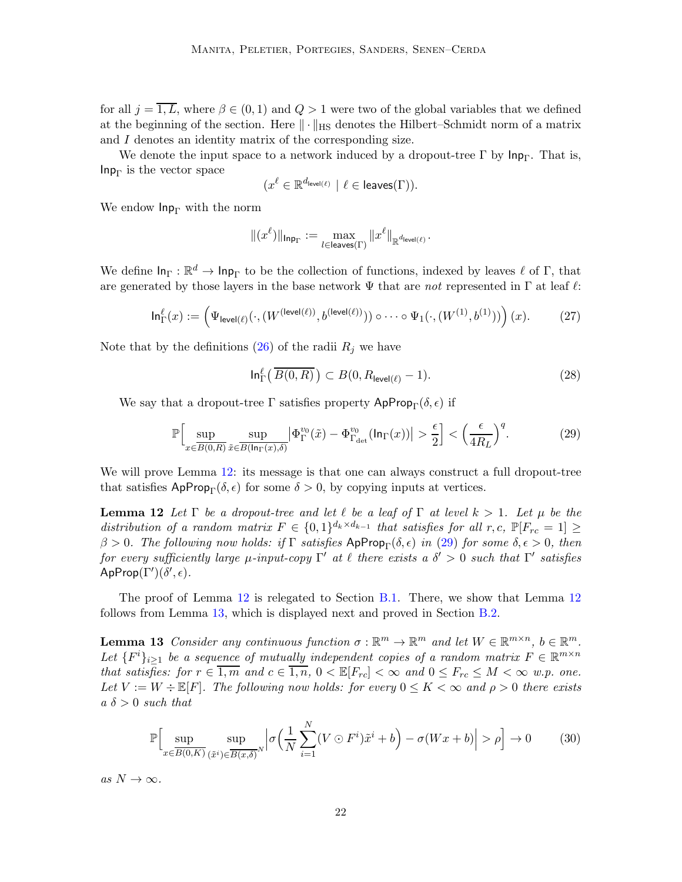for all $j = \overline{1, L}$, where $\beta \in (0,1)$ and $Q > 1$ were two of the global variables that we defined at the beginning of the section. Here $\|\cdot\|_{\mathrm{HS}}$ denotes the Hilbert–Schmidt norm of a matrix and $I$ denotes an identity matrix of the corresponding size.

We denote the input space to a network induced by a dropout-tree $\Gamma$ by $\mathsf{Inp}_\Gamma$. That is, $\mathsf{Inp}_\Gamma$ is the vector space

$$(x^\ell \in \mathbb{R}^{d_{\mathsf{level}(\ell)}} \mid \ell \in \mathsf{leaves}(\Gamma)).$$

We endow $\mathsf{Inp}_\Gamma$ with the norm

$$\|(x^\ell)\|_{\mathsf{Inp}_\Gamma} := \max_{\ell \in \mathsf{leaves}(\Gamma)} \|x^\ell\|_{\mathbb{R}^{d_{\mathsf{level}(\ell)}}}.$$

We define $\mathsf{In}_\Gamma : \mathbb{R}^d \to \mathsf{Inp}_\Gamma$ to be the collection of functions, indexed by leaves $\ell$ of $\Gamma$, that are generated by those layers in the base network $\Psi$ that are *not* represented in $\Gamma$ at leaf $\ell$:

$$\mathsf{In}_\Gamma^\ell(x) := \Big( \Psi_{\mathsf{level}(\ell)}(\cdot, (W^{(\mathsf{level}(\ell))}, b^{(\mathsf{level}(\ell))})) \circ \cdots \circ \Psi_1(\cdot, (W^{(1)}, b^{(1)})) \Big)(x). \tag{27}$$

Note that by the definitions (26) of the radii $R_j$ we have

$$\mathsf{In}_\Gamma^\ell\big(\overline{B(0,R)}\big) \subset B(0, R_{\mathsf{level}(\ell)} - 1). \tag{28}$$

We say that a dropout-tree $\Gamma$ satisfies property $\mathsf{ApProp}_\Gamma(\delta, \epsilon)$ if

$$\mathbb{P}\Big[ \sup_{x \in \overline{B(0,R)}} \sup_{\tilde{x} \in \overline{B(\mathsf{In}_\Gamma(x), \delta)}} \big| \Phi_\Gamma^{v_0}(\tilde{x}) - \Phi_{\Gamma_{\det}}^{v_0}(\mathsf{In}_\Gamma(x)) \big| > \frac{\epsilon}{2} \Big] < \Big(\frac{\epsilon}{4R_L}\Big)^q. \tag{29}$$

We will prove Lemma 12: its message is that one can always construct a full dropout-tree that satisfies $\mathsf{ApProp}_\Gamma(\delta, \epsilon)$ for some $\delta > 0$, by copying inputs at vertices.

**Lemma 12** *Let $\Gamma$ be a dropout-tree and let $\ell$ be a leaf of $\Gamma$ at level $k > 1$. Let $\mu$ be the distribution of a random matrix $F \in \{0,1\}^{d_k \times d_{k-1}}$ that satisfies for all $r, c$, $\mathbb{P}[F_{rc} = 1] \geq \beta > 0$. The following now holds: if $\Gamma$ satisfies $\mathsf{ApProp}_\Gamma(\delta, \epsilon)$ in (29) for some $\delta, \epsilon > 0$, then for every sufficiently large $\mu$-input-copy $\Gamma'$ at $\ell$ there exists a $\delta' > 0$ such that $\Gamma'$ satisfies $\mathsf{ApProp}(\Gamma')(\delta', \epsilon)$.*

The proof of Lemma 12 is relegated to Section B.1. There, we show that Lemma 12 follows from Lemma 13, which is displayed next and proved in Section B.2.

**Lemma 13** *Consider any continuous function $\sigma : \mathbb{R}^m \to \mathbb{R}^m$ and let $W \in \mathbb{R}^{m \times n}$, $b \in \mathbb{R}^m$. Let $\{F^i\}_{i \geq 1}$ be a sequence of mutually independent copies of a random matrix $F \in \mathbb{R}^{m \times n}$ that satisfies: for $r \in \overline{1,m}$ and $c \in \overline{1,n}$, $0 < \mathbb{E}[F_{rc}] < \infty$ and $0 \leq F_{rc} \leq M < \infty$ w.p. one. Let $V := W \div \mathbb{E}[F]$. The following now holds: for every $0 \leq K < \infty$ and $\rho > 0$ there exists a $\delta > 0$ such that*

$$\mathbb{P}\Big[ \sup_{x \in \overline{B(0,K)}} \sup_{(\tilde{x}^i) \in \overline{B(x,\delta)}^N} \Big| \sigma\Big( \frac{1}{N} \sum_{i=1}^N (V \odot F^i)\tilde{x}^i + b \Big) - \sigma(Wx + b) \Big| > \rho \Big] \to 0 \tag{30}$$

*as $N \to \infty$.*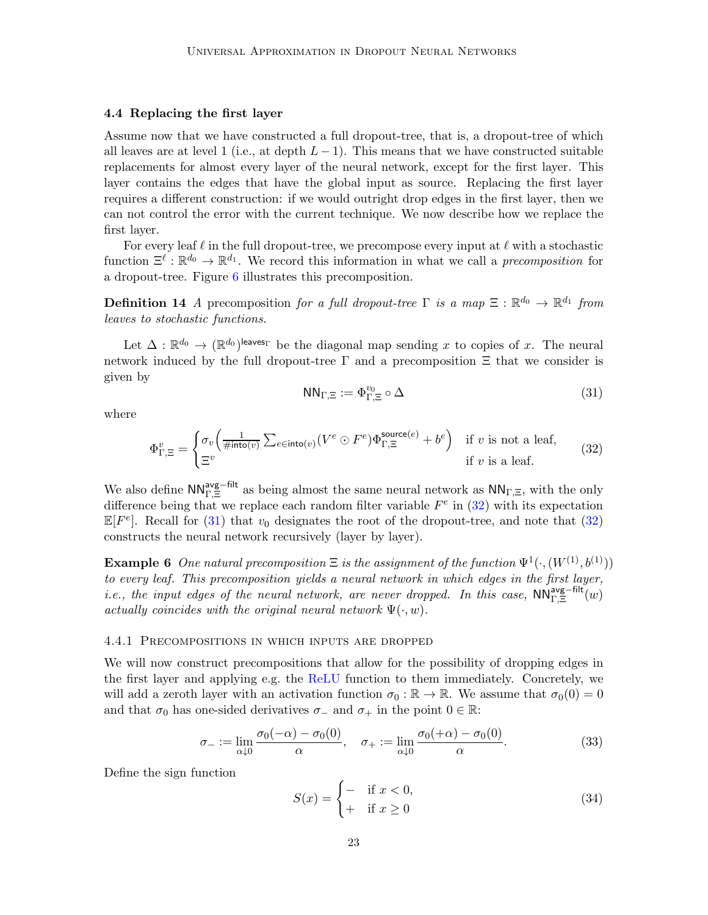### 4.4 Replacing the first layer

Assume now that we have constructed a full dropout-tree, that is, a dropout-tree of which all leaves are at level 1 (i.e., at depth $L-1$). This means that we have constructed suitable replacements for almost every layer of the neural network, except for the first layer. This layer contains the edges that have the global input as source. Replacing the first layer requires a different construction: if we would outright drop edges in the first layer, then we can not control the error with the current technique. We now describe how we replace the first layer.

For every leaf $\ell$ in the full dropout-tree, we precompose every input at $\ell$ with a stochastic function $\Xi^\ell : \mathbb{R}^{d_0} \to \mathbb{R}^{d_1}$. We record this information in what we call a *precomposition* for a dropout-tree. Figure 6 illustrates this precomposition.

**Definition 14** *A* precomposition *for a full dropout-tree $\Gamma$ is a map $\Xi : \mathbb{R}^{d_0} \to \mathbb{R}^{d_1}$ from leaves to stochastic functions.*

Let $\Delta : \mathbb{R}^{d_0} \to (\mathbb{R}^{d_0})^{\mathsf{leaves}_\Gamma}$ be the diagonal map sending $x$ to copies of $x$. The neural network induced by the full dropout-tree $\Gamma$ and a precomposition $\Xi$ that we consider is given by

$$\mathsf{NN}_{\Gamma,\Xi} := \Phi^{v_0}_{\Gamma,\Xi} \circ \Delta \tag{31}$$

where

$$\Phi^{v}_{\Gamma,\Xi} = \begin{cases} \sigma_v\Big(\frac{1}{\#\mathsf{into}(v)} \sum_{e\in\mathsf{into}(v)} (V^e \odot F^e)\Phi^{\mathsf{source}(e)}_{\Gamma,\Xi} + b^e\Big) & \text{if } v \text{ is not a leaf,} \\ \Xi^v & \text{if } v \text{ is a leaf.} \end{cases} \tag{32}$$

We also define $\mathsf{NN}^{\mathsf{avg-filt}}_{\Gamma,\Xi}$ as being almost the same neural network as $\mathsf{NN}_{\Gamma,\Xi}$, with the only difference being that we replace each random filter variable $F^e$ in (32) with its expectation $\mathbb{E}[F^e]$. Recall for (31) that $v_0$ designates the root of the dropout-tree, and note that (32) constructs the neural network recursively (layer by layer).

**Example 6** *One natural precomposition $\Xi$ is the assignment of the function $\Psi^1(\cdot,(W^{(1)},b^{(1)}))$ to every leaf. This precomposition yields a neural network in which edges in the first layer, i.e., the input edges of the neural network, are never dropped. In this case, $\mathsf{NN}^{\mathsf{avg-filt}}_{\Gamma,\Xi}(w)$ actually coincides with the original neural network $\Psi(\cdot,w)$.*

#### 4.4.1 Precompositions in which inputs are dropped

We will now construct precompositions that allow for the possibility of dropping edges in the first layer and applying e.g. the ReLU function to them immediately. Concretely, we will add a zeroth layer with an activation function $\sigma_0 : \mathbb{R} \to \mathbb{R}$. We assume that $\sigma_0(0) = 0$ and that $\sigma_0$ has one-sided derivatives $\sigma_-$ and $\sigma_+$ in the point $0 \in \mathbb{R}$:

$$\sigma_- := \lim_{\alpha\downarrow 0} \frac{\sigma_0(-\alpha)-\sigma_0(0)}{\alpha}, \quad \sigma_+ := \lim_{\alpha\downarrow 0} \frac{\sigma_0(+\alpha)-\sigma_0(0)}{\alpha}. \tag{33}$$

Define the sign function

$$S(x) = \begin{cases} - & \text{if } x < 0, \\ + & \text{if } x \geq 0 \end{cases} \tag{34}$$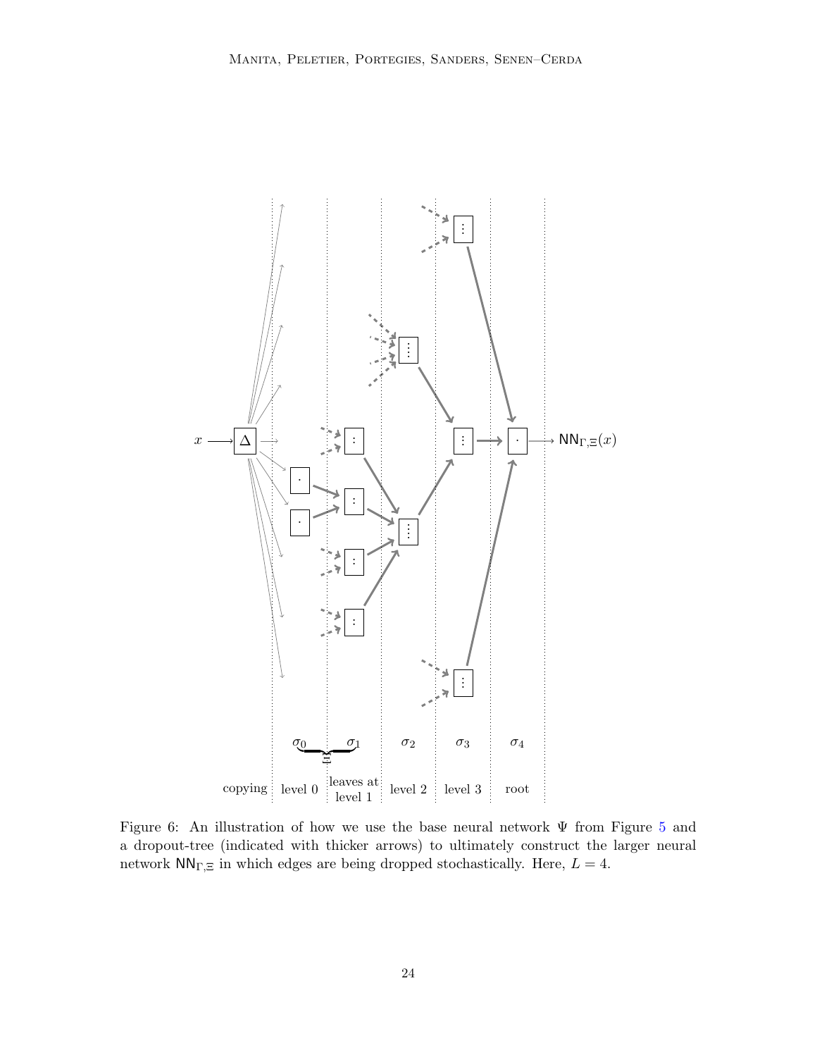Figure 6: An illustration of how we use the base neural network $\Psi$ from Figure 5 and a dropout-tree (indicated with thicker arrows) to ultimately construct the larger neural network $\mathsf{NN}_{\Gamma,\Xi}$ in which edges are being dropped stochastically. Here, $L = 4$.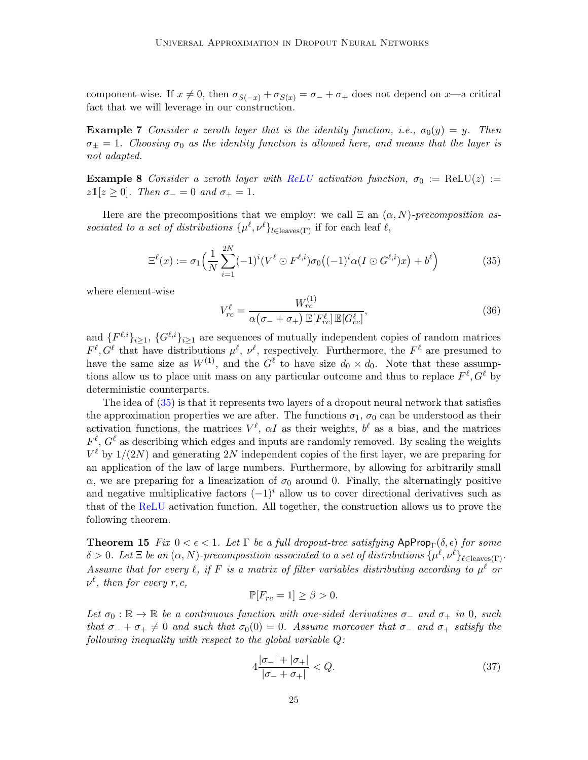component-wise. If $x \neq 0$, then $\sigma_{S(-x)} + \sigma_{S(x)} = \sigma_- + \sigma_+$ does not depend on $x$—a critical fact that we will leverage in our construction.

**Example 7** *Consider a zeroth layer that is the identity function, i.e., $\sigma_0(y) = y$. Then $\sigma_\pm = 1$. Choosing $\sigma_0$ as the identity function is allowed here, and means that the layer is not adapted.*

**Example 8** *Consider a zeroth layer with ReLU activation function, $\sigma_0 := \mathrm{ReLU}(z) := z\mathbb{1}[z \geq 0]$. Then $\sigma_- = 0$ and $\sigma_+ = 1$.*

Here are the precompositions that we employ: we call $\Xi$ an *$(\alpha, N)$-precomposition associated to a set of distributions $\{\mu^\ell, \nu^\ell\}_{l \in \mathrm{leaves}(\Gamma)}$* if for each leaf $\ell$,

$$\Xi^\ell(x) := \sigma_1\Big(\frac{1}{N}\sum_{i=1}^{2N}(-1)^i(V^\ell \odot F^{\ell,i})\sigma_0\big((-1)^i\alpha(I \odot G^{\ell,i})x\big) + b^\ell\Big) \tag{35}$$

where element-wise

$$V^\ell_{rc} = \frac{W^{(1)}_{rc}}{\alpha\big(\sigma_- + \sigma_+\big)\,\mathbb{E}[F^\ell_{rc}]\,\mathbb{E}[G^\ell_{cc}]}, \tag{36}$$

and $\{F^{\ell,i}\}_{i\geq 1}$, $\{G^{\ell,i}\}_{i\geq 1}$ are sequences of mutually independent copies of random matrices $F^\ell, G^\ell$ that have distributions $\mu^\ell$, $\nu^\ell$, respectively. Furthermore, the $F^\ell$ are presumed to have the same size as $W^{(1)}$, and the $G^\ell$ to have size $d_0 \times d_0$. Note that these assumptions allow us to place unit mass on any particular outcome and thus to replace $F^\ell, G^\ell$ by deterministic counterparts.

The idea of (35) is that it represents two layers of a dropout neural network that satisfies the approximation properties we are after. The functions $\sigma_1$, $\sigma_0$ can be understood as their activation functions, the matrices $V^\ell$, $\alpha I$ as their weights, $b^\ell$ as a bias, and the matrices $F^\ell$, $G^\ell$ as describing which edges and inputs are randomly removed. By scaling the weights $V^\ell$ by $1/(2N)$ and generating $2N$ independent copies of the first layer, we are preparing for an application of the law of large numbers. Furthermore, by allowing for arbitrarily small $\alpha$, we are preparing for a linearization of $\sigma_0$ around 0. Finally, the alternatingly positive and negative multiplicative factors $(-1)^i$ allow us to cover directional derivatives such as that of the ReLU activation function. All together, the construction allows us to prove the following theorem.

**Theorem 15** *Fix $0 < \epsilon < 1$. Let $\Gamma$ be a full dropout-tree satisfying $\mathsf{ApProp}_\Gamma(\delta, \epsilon)$ for some $\delta > 0$. Let $\Xi$ be an $(\alpha, N)$-precomposition associated to a set of distributions $\{\mu^\ell, \nu^\ell\}_{\ell \in \mathrm{leaves}(\Gamma)}$. Assume that for every $\ell$, if $F$ is a matrix of filter variables distributing according to $\mu^\ell$ or $\nu^\ell$, then for every $r, c$,*

$$\mathbb{P}[F_{rc} = 1] \geq \beta > 0.$$

*Let $\sigma_0 : \mathbb{R} \to \mathbb{R}$ be a continuous function with one-sided derivatives $\sigma_-$ and $\sigma_+$ in 0, such that $\sigma_- + \sigma_+ \neq 0$ and such that $\sigma_0(0) = 0$. Assume moreover that $\sigma_-$ and $\sigma_+$ satisfy the following inequality with respect to the global variable $Q$:*

$$4\frac{|\sigma_-| + |\sigma_+|}{|\sigma_- + \sigma_+|} < Q. \tag{37}$$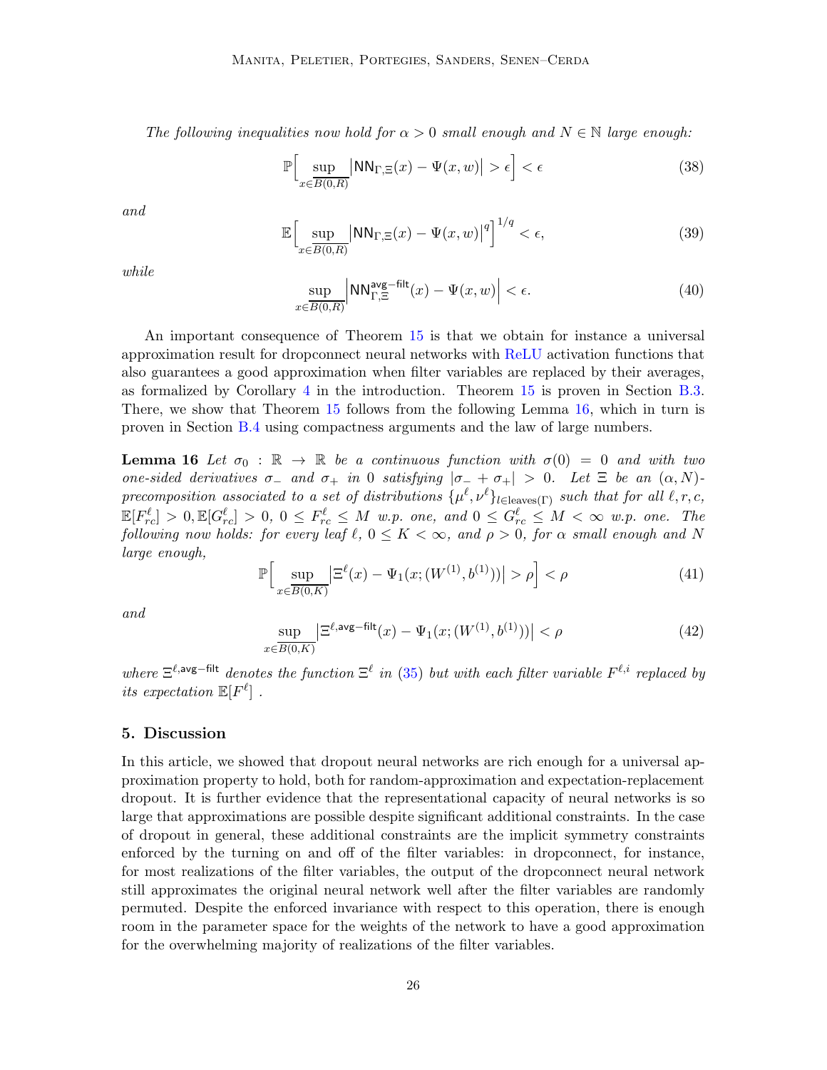*The following inequalities now hold for $\alpha > 0$ small enough and $N \in \mathbb{N}$ large enough:*

$$\mathbb{P}\Big[ \sup_{x \in \overline{B(0,R)}} \big| \mathsf{NN}_{\Gamma,\Xi}(x) - \Psi(x,w) \big| > \epsilon \Big] < \epsilon \tag{38}$$

*and*

$$\mathbb{E}\Big[ \sup_{x \in \overline{B(0,R)}} \big| \mathsf{NN}_{\Gamma,\Xi}(x) - \Psi(x,w) \big|^q \Big]^{1/q} < \epsilon, \tag{39}$$

*while*

$$\sup_{x \in \overline{B(0,R)}} \Big| \mathsf{NN}^{\mathsf{avg-filt}}_{\Gamma,\Xi}(x) - \Psi(x,w) \Big| < \epsilon. \tag{40}$$

An important consequence of Theorem 15 is that we obtain for instance a universal approximation result for dropconnect neural networks with ReLU activation functions that also guarantees a good approximation when filter variables are replaced by their averages, as formalized by Corollary 4 in the introduction. Theorem 15 is proven in Section B.3. There, we show that Theorem 15 follows from the following Lemma 16, which in turn is proven in Section B.4 using compactness arguments and the law of large numbers.

**Lemma 16** *Let $\sigma_0 : \mathbb{R} \to \mathbb{R}$ be a continuous function with $\sigma(0) = 0$ and with two one-sided derivatives $\sigma_-$ and $\sigma_+$ in 0 satisfying $|\sigma_- + \sigma_+| > 0$. Let $\Xi$ be an $(\alpha, N)$-precomposition associated to a set of distributions $\{\mu^\ell, \nu^\ell\}_{l \in \mathrm{leaves}(\Gamma)}$ such that for all $\ell, r, c$, $\mathbb{E}[F^\ell_{rc}] > 0, \mathbb{E}[G^\ell_{rc}] > 0$, $0 \leq F^\ell_{rc} \leq M$ w.p. one, and $0 \leq G^\ell_{rc} \leq M < \infty$ w.p. one. The following now holds: for every leaf $\ell$, $0 \leq K < \infty$, and $\rho > 0$, for $\alpha$ small enough and $N$ large enough,*

$$\mathbb{P}\Big[ \sup_{x \in \overline{B(0,K)}} \big| \Xi^\ell(x) - \Psi_1(x; (W^{(1)}, b^{(1)})) \big| > \rho \Big] < \rho \tag{41}$$

*and*

$$\sup_{x \in \overline{B(0,K)}} \big| \Xi^{\ell,\mathsf{avg-filt}}(x) - \Psi_1(x; (W^{(1)}, b^{(1)})) \big| < \rho \tag{42}$$

*where $\Xi^{\ell,\mathsf{avg-filt}}$ denotes the function $\Xi^\ell$ in (35) but with each filter variable $F^{\ell,i}$ replaced by its expectation $\mathbb{E}[F^\ell]$ .*

## 5. Discussion

In this article, we showed that dropout neural networks are rich enough for a universal approximation property to hold, both for random-approximation and expectation-replacement dropout. It is further evidence that the representational capacity of neural networks is so large that approximations are possible despite significant additional constraints. In the case of dropout in general, these additional constraints are the implicit symmetry constraints enforced by the turning on and off of the filter variables: in dropconnect, for instance, for most realizations of the filter variables, the output of the dropconnect neural network still approximates the original neural network well after the filter variables are randomly permuted. Despite the enforced invariance with respect to this operation, there is enough room in the parameter space for the weights of the network to have a good approximation for the overwhelming majority of realizations of the filter variables.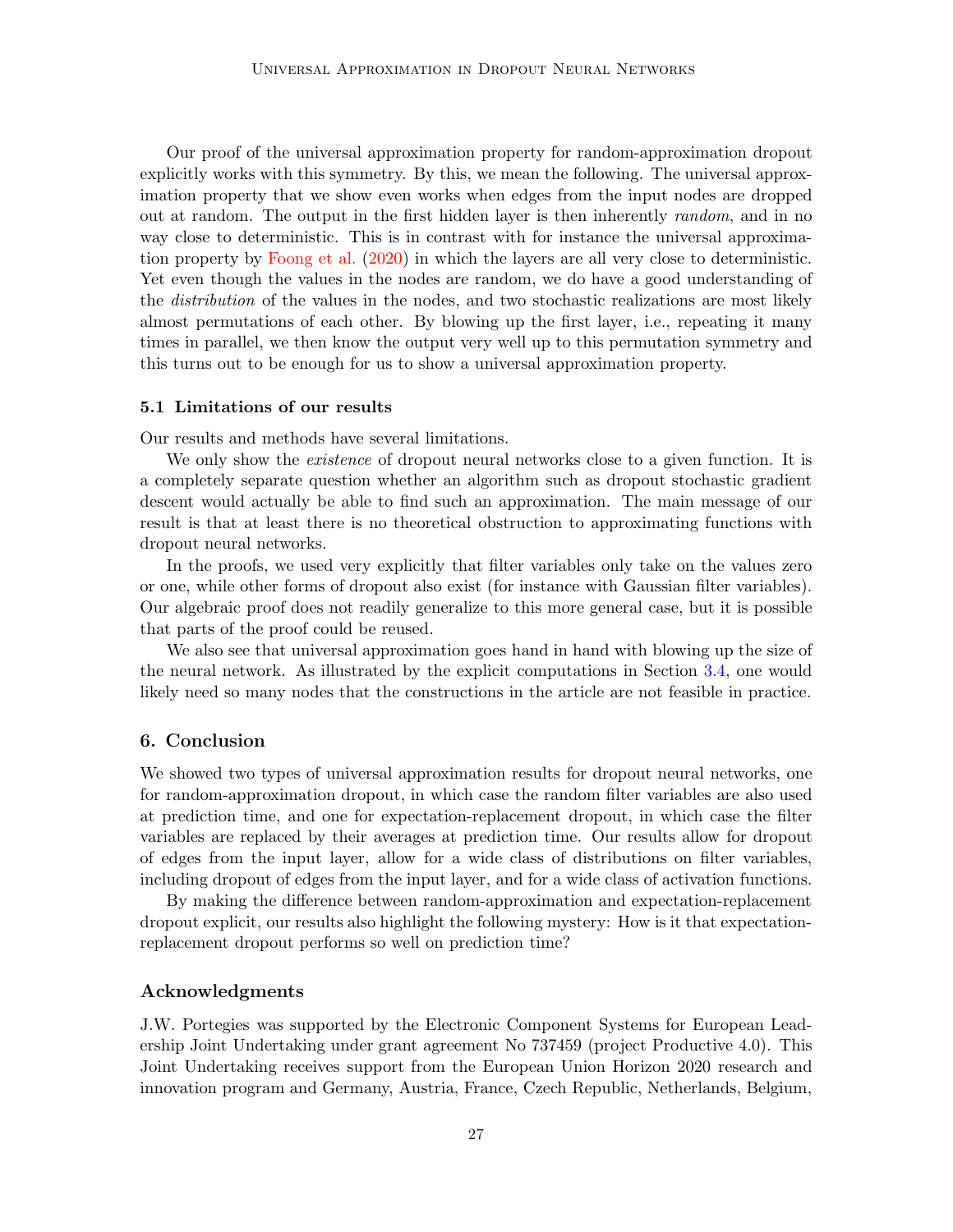Our proof of the universal approximation property for random-approximation dropout explicitly works with this symmetry. By this, we mean the following. The universal approximation property that we show even works when edges from the input nodes are dropped out at random. The output in the first hidden layer is then inherently *random*, and in no way close to deterministic. This is in contrast with for instance the universal approximation property by Foong et al. (2020) in which the layers are all very close to deterministic. Yet even though the values in the nodes are random, we do have a good understanding of the *distribution* of the values in the nodes, and two stochastic realizations are most likely almost permutations of each other. By blowing up the first layer, i.e., repeating it many times in parallel, we then know the output very well up to this permutation symmetry and this turns out to be enough for us to show a universal approximation property.

### 5.1 Limitations of our results

Our results and methods have several limitations.

We only show the *existence* of dropout neural networks close to a given function. It is a completely separate question whether an algorithm such as dropout stochastic gradient descent would actually be able to find such an approximation. The main message of our result is that at least there is no theoretical obstruction to approximating functions with dropout neural networks.

In the proofs, we used very explicitly that filter variables only take on the values zero or one, while other forms of dropout also exist (for instance with Gaussian filter variables). Our algebraic proof does not readily generalize to this more general case, but it is possible that parts of the proof could be reused.

We also see that universal approximation goes hand in hand with blowing up the size of the neural network. As illustrated by the explicit computations in Section 3.4, one would likely need so many nodes that the constructions in the article are not feasible in practice.

## 6. Conclusion

We showed two types of universal approximation results for dropout neural networks, one for random-approximation dropout, in which case the random filter variables are also used at prediction time, and one for expectation-replacement dropout, in which case the filter variables are replaced by their averages at prediction time. Our results allow for dropout of edges from the input layer, allow for a wide class of distributions on filter variables, including dropout of edges from the input layer, and for a wide class of activation functions.

By making the difference between random-approximation and expectation-replacement dropout explicit, our results also highlight the following mystery: How is it that expectation-replacement dropout performs so well on prediction time?

## Acknowledgments

J.W. Portegies was supported by the Electronic Component Systems for European Leadership Joint Undertaking under grant agreement No 737459 (project Productive 4.0). This Joint Undertaking receives support from the European Union Horizon 2020 research and innovation program and Germany, Austria, France, Czech Republic, Netherlands, Belgium,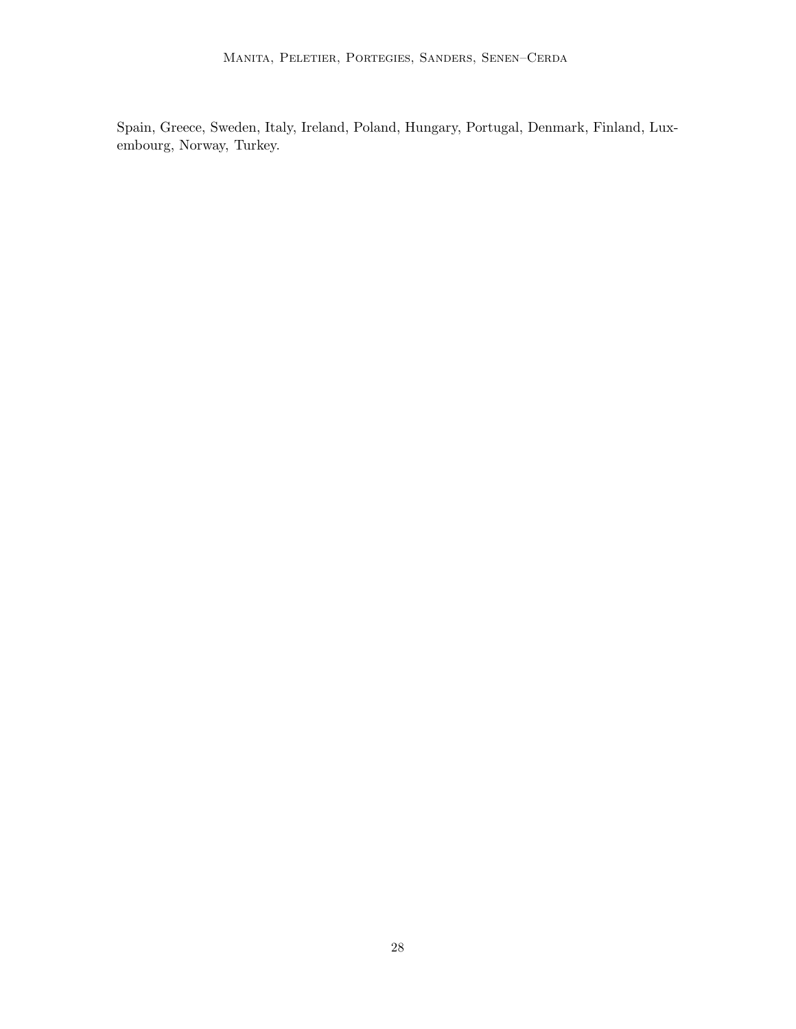Spain, Greece, Sweden, Italy, Ireland, Poland, Hungary, Portugal, Denmark, Finland, Luxembourg, Norway, Turkey.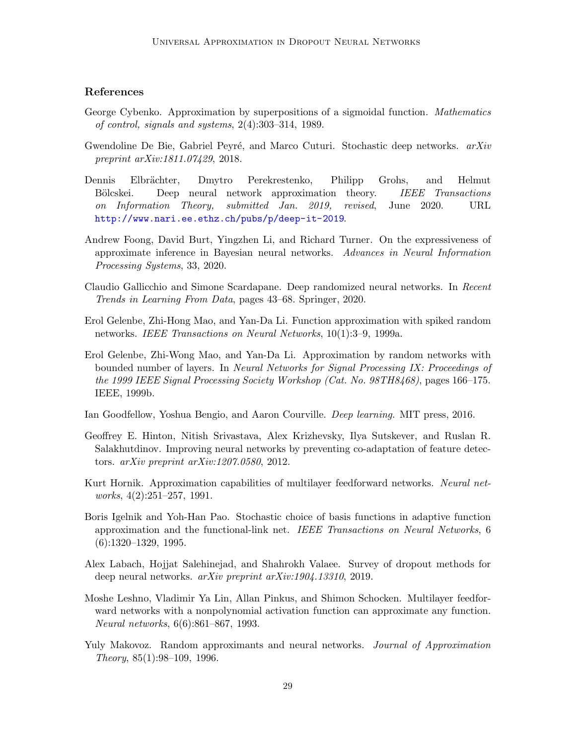## References

George Cybenko. Approximation by superpositions of a sigmoidal function. *Mathematics of control, signals and systems*, 2(4):303–314, 1989.

Gwendoline De Bie, Gabriel Peyré, and Marco Cuturi. Stochastic deep networks. *arXiv preprint arXiv:1811.07429*, 2018.

Dennis Elbrächter, Dmytro Perekrestenko, Philipp Grohs, and Helmut Bölcskei. Deep neural network approximation theory. *IEEE Transactions on Information Theory, submitted Jan. 2019, revised*, June 2020. URL http://www.nari.ee.ethz.ch/pubs/p/deep-it-2019.

Andrew Foong, David Burt, Yingzhen Li, and Richard Turner. On the expressiveness of approximate inference in Bayesian neural networks. *Advances in Neural Information Processing Systems*, 33, 2020.

Claudio Gallicchio and Simone Scardapane. Deep randomized neural networks. In *Recent Trends in Learning From Data*, pages 43–68. Springer, 2020.

Erol Gelenbe, Zhi-Hong Mao, and Yan-Da Li. Function approximation with spiked random networks. *IEEE Transactions on Neural Networks*, 10(1):3–9, 1999a.

Erol Gelenbe, Zhi-Wong Mao, and Yan-Da Li. Approximation by random networks with bounded number of layers. In *Neural Networks for Signal Processing IX: Proceedings of the 1999 IEEE Signal Processing Society Workshop (Cat. No. 98TH8468)*, pages 166–175. IEEE, 1999b.

Ian Goodfellow, Yoshua Bengio, and Aaron Courville. *Deep learning*. MIT press, 2016.

Geoffrey E. Hinton, Nitish Srivastava, Alex Krizhevsky, Ilya Sutskever, and Ruslan R. Salakhutdinov. Improving neural networks by preventing co-adaptation of feature detectors. *arXiv preprint arXiv:1207.0580*, 2012.

Kurt Hornik. Approximation capabilities of multilayer feedforward networks. *Neural networks*, 4(2):251–257, 1991.

Boris Igelnik and Yoh-Han Pao. Stochastic choice of basis functions in adaptive function approximation and the functional-link net. *IEEE Transactions on Neural Networks*, 6 (6):1320–1329, 1995.

Alex Labach, Hojjat Salehinejad, and Shahrokh Valaee. Survey of dropout methods for deep neural networks. *arXiv preprint arXiv:1904.13310*, 2019.

Moshe Leshno, Vladimir Ya Lin, Allan Pinkus, and Shimon Schocken. Multilayer feedforward networks with a nonpolynomial activation function can approximate any function. *Neural networks*, 6(6):861–867, 1993.

Yuly Makovoz. Random approximants and neural networks. *Journal of Approximation Theory*, 85(1):98–109, 1996.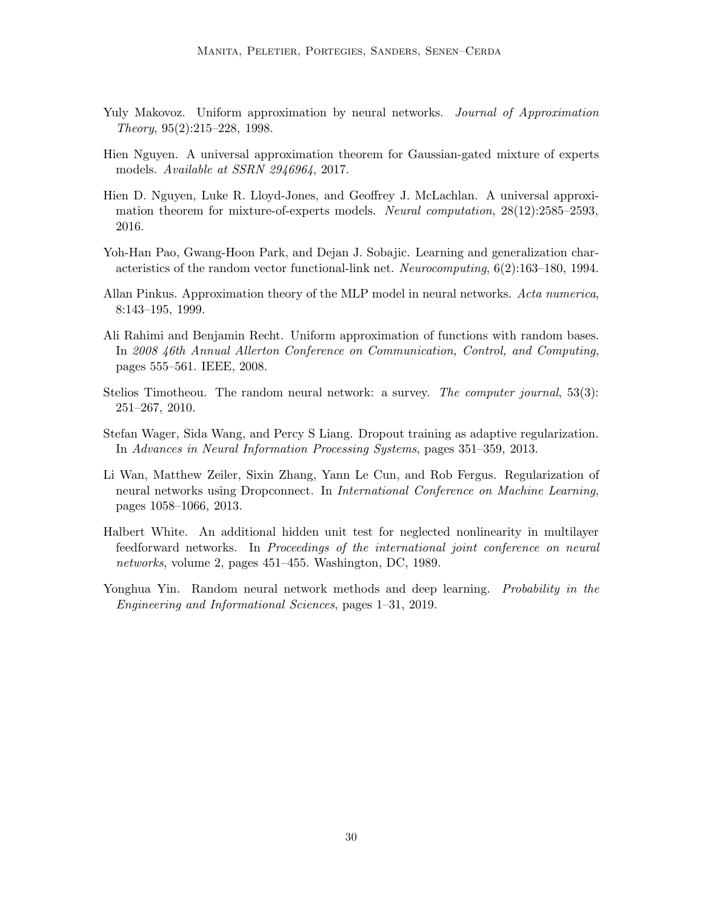Yuly Makovoz. Uniform approximation by neural networks. *Journal of Approximation Theory*, 95(2):215–228, 1998.

Hien Nguyen. A universal approximation theorem for Gaussian-gated mixture of experts models. *Available at SSRN 2946964*, 2017.

Hien D. Nguyen, Luke R. Lloyd-Jones, and Geoffrey J. McLachlan. A universal approximation theorem for mixture-of-experts models. *Neural computation*, 28(12):2585–2593, 2016.

Yoh-Han Pao, Gwang-Hoon Park, and Dejan J. Sobajic. Learning and generalization characteristics of the random vector functional-link net. *Neurocomputing*, 6(2):163–180, 1994.

Allan Pinkus. Approximation theory of the MLP model in neural networks. *Acta numerica*, 8:143–195, 1999.

Ali Rahimi and Benjamin Recht. Uniform approximation of functions with random bases. In *2008 46th Annual Allerton Conference on Communication, Control, and Computing*, pages 555–561. IEEE, 2008.

Stelios Timotheou. The random neural network: a survey. *The computer journal*, 53(3): 251–267, 2010.

Stefan Wager, Sida Wang, and Percy S Liang. Dropout training as adaptive regularization. In *Advances in Neural Information Processing Systems*, pages 351–359, 2013.

Li Wan, Matthew Zeiler, Sixin Zhang, Yann Le Cun, and Rob Fergus. Regularization of neural networks using Dropconnect. In *International Conference on Machine Learning*, pages 1058–1066, 2013.

Halbert White. An additional hidden unit test for neglected nonlinearity in multilayer feedforward networks. In *Proceedings of the international joint conference on neural networks*, volume 2, pages 451–455. Washington, DC, 1989.

Yonghua Yin. Random neural network methods and deep learning. *Probability in the Engineering and Informational Sciences*, pages 1–31, 2019.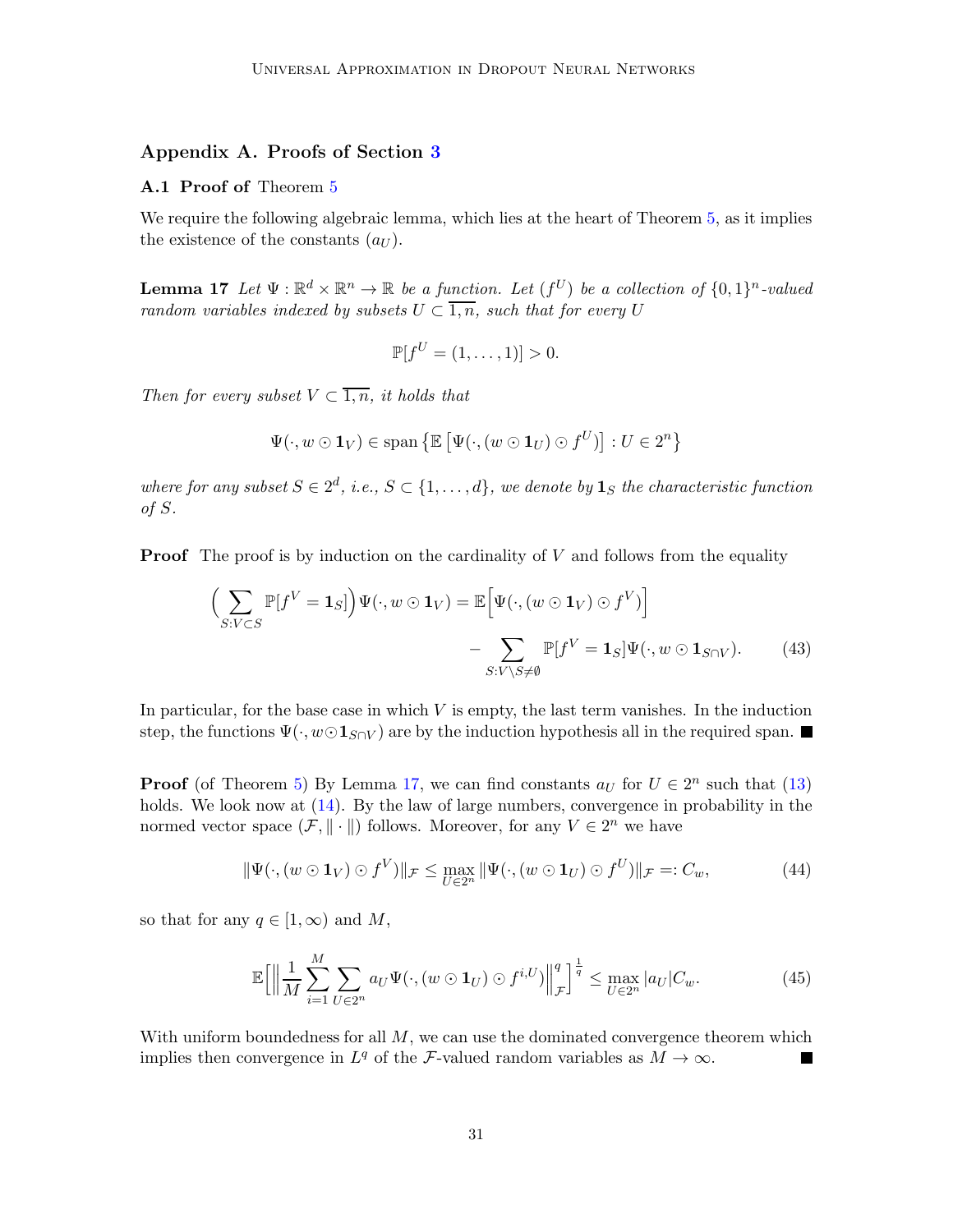## Appendix A. Proofs of Section 3

### A.1 Proof of Theorem 5

We require the following algebraic lemma, which lies at the heart of Theorem 5, as it implies the existence of the constants $(a_U)$.

**Lemma 17** *Let $\Psi : \mathbb{R}^d \times \mathbb{R}^n \to \mathbb{R}$ be a function. Let $(f^U)$ be a collection of $\{0,1\}^n$-valued random variables indexed by subsets $U \subset \overline{1,n}$, such that for every $U$*

$$\mathbb{P}[f^U = (1,\ldots,1)] > 0.$$

*Then for every subset $V \subset \overline{1,n}$, it holds that*

$$\Psi(\cdot, w \odot \mathbf{1}_V) \in \operatorname{span}\left\{\mathbb{E}\left[\Psi(\cdot,(w\odot \mathbf{1}_U)\odot f^U)\right] : U \in 2^n\right\}$$

*where for any subset $S \in 2^d$, i.e., $S \subset \{1,\ldots,d\}$, we denote by $\mathbf{1}_S$ the characteristic function of $S$.*

**Proof** The proof is by induction on the cardinality of $V$ and follows from the equality

$$\Big(\sum_{S:V\subset S} \mathbb{P}[f^V = \mathbf{1}_S]\Big)\Psi(\cdot, w\odot \mathbf{1}_V) = \mathbb{E}\Big[\Psi(\cdot,(w\odot\mathbf{1}_V)\odot f^V)\Big] - \sum_{S:V\setminus S\neq\emptyset} \mathbb{P}[f^V = \mathbf{1}_S]\Psi(\cdot, w\odot \mathbf{1}_{S\cap V}). \tag{43}$$

In particular, for the base case in which $V$ is empty, the last term vanishes. In the induction step, the functions $\Psi(\cdot, w\odot\mathbf{1}_{S\cap V})$ are by the induction hypothesis all in the required span. ■

**Proof** (of Theorem 5) By Lemma 17, we can find constants $a_U$ for $U \in 2^n$ such that (13) holds. We look now at (14). By the law of large numbers, convergence in probability in the normed vector space $(\mathcal{F}, \|\cdot\|)$ follows. Moreover, for any $V \in 2^n$ we have

$$\|\Psi(\cdot,(w\odot\mathbf{1}_V)\odot f^V)\|_{\mathcal{F}} \le \max_{U\in 2^n} \|\Psi(\cdot,(w\odot\mathbf{1}_U)\odot f^U)\|_{\mathcal{F}} =: C_w, \tag{44}$$

so that for any $q \in [1,\infty)$ and $M$,

$$\mathbb{E}\Big[\Big\|\frac{1}{M}\sum_{i=1}^M \sum_{U\in 2^n} a_U \Psi(\cdot,(w\odot\mathbf{1}_U)\odot f^{i,U})\Big\|_{\mathcal{F}}^q\Big]^{\frac{1}{q}} \le \max_{U\in 2^n} |a_U| C_w. \tag{45}$$

With uniform boundedness for all $M$, we can use the dominated convergence theorem which implies then convergence in $L^q$ of the $\mathcal{F}$-valued random variables as $M \to \infty$. ■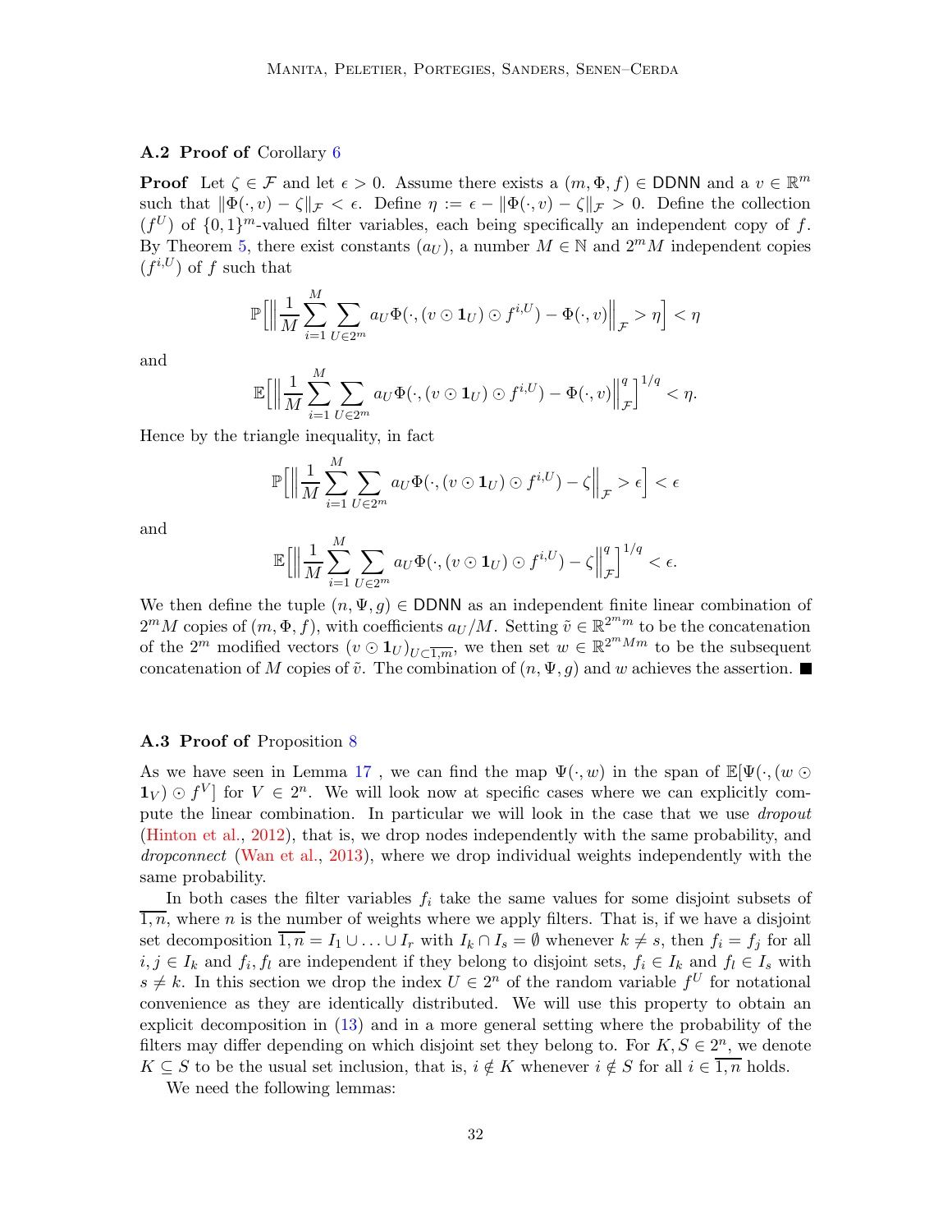### A.2 Proof of Corollary 6

**Proof** Let $\zeta \in \mathcal{F}$ and let $\epsilon > 0$. Assume there exists a $(m, \Phi, f) \in \mathsf{DDNN}$ and a $v \in \mathbb{R}^m$ such that $\|\Phi(\cdot, v) - \zeta\|_{\mathcal{F}} < \epsilon$. Define $\eta := \epsilon - \|\Phi(\cdot, v) - \zeta\|_{\mathcal{F}} > 0$. Define the collection $(f^U)$ of $\{0,1\}^m$-valued filter variables, each being specifically an independent copy of $f$. By Theorem 5, there exist constants $(a_U)$, a number $M \in \mathbb{N}$ and $2^m M$ independent copies $(f^{i,U})$ of $f$ such that

$$\mathbb{P}\Big[\Big\|\frac{1}{M}\sum_{i=1}^{M}\sum_{U\in 2^m} a_U \Phi(\cdot, (v \odot \mathbf{1}_U) \odot f^{i,U}) - \Phi(\cdot, v)\Big\|_{\mathcal{F}} > \eta\Big] < \eta$$

and

$$\mathbb{E}\Big[\Big\|\frac{1}{M}\sum_{i=1}^{M}\sum_{U\in 2^m} a_U \Phi(\cdot, (v \odot \mathbf{1}_U) \odot f^{i,U}) - \Phi(\cdot, v)\Big\|_{\mathcal{F}}^q\Big]^{1/q} < \eta.$$

Hence by the triangle inequality, in fact

$$\mathbb{P}\Big[\Big\|\frac{1}{M}\sum_{i=1}^{M}\sum_{U\in 2^m} a_U \Phi(\cdot, (v \odot \mathbf{1}_U) \odot f^{i,U}) - \zeta\Big\|_{\mathcal{F}} > \epsilon\Big] < \epsilon$$

and

$$\mathbb{E}\Big[\Big\|\frac{1}{M}\sum_{i=1}^{M}\sum_{U\in 2^m} a_U \Phi(\cdot, (v \odot \mathbf{1}_U) \odot f^{i,U}) - \zeta\Big\|_{\mathcal{F}}^q\Big]^{1/q} < \epsilon.$$

We then define the tuple $(n, \Psi, g) \in \mathsf{DDNN}$ as an independent finite linear combination of $2^m M$ copies of $(m, \Phi, f)$, with coefficients $a_U/M$. Setting $\tilde{v} \in \mathbb{R}^{2^m m}$ to be the concatenation of the $2^m$ modified vectors $(v \odot \mathbf{1}_U)_{U\subset\overline{1,m}}$, we then set $w \in \mathbb{R}^{2^m Mm}$ to be the subsequent concatenation of $M$ copies of $\tilde{v}$. The combination of $(n, \Psi, g)$ and $w$ achieves the assertion. ∎

### A.3 Proof of Proposition 8

As we have seen in Lemma 17 , we can find the map $\Psi(\cdot, w)$ in the span of $\mathbb{E}[\Psi(\cdot, (w \odot \mathbf{1}_V) \odot f^V]$ for $V \in 2^n$. We will look now at specific cases where we can explicitly compute the linear combination. In particular we will look in the case that we use *dropout* (Hinton et al., 2012), that is, we drop nodes independently with the same probability, and *dropconnect* (Wan et al., 2013), where we drop individual weights independently with the same probability.

In both cases the filter variables $f_i$ take the same values for some disjoint subsets of $\overline{1,n}$, where $n$ is the number of weights where we apply filters. That is, if we have a disjoint set decomposition $\overline{1,n} = I_1 \cup \ldots \cup I_r$ with $I_k \cap I_s = \emptyset$ whenever $k \neq s$, then $f_i = f_j$ for all $i, j \in I_k$ and $f_i, f_l$ are independent if they belong to disjoint sets, $f_i \in I_k$ and $f_l \in I_s$ with $s \neq k$. In this section we drop the index $U \in 2^n$ of the random variable $f^U$ for notational convenience as they are identically distributed. We will use this property to obtain an explicit decomposition in (13) and in a more general setting where the probability of the filters may differ depending on which disjoint set they belong to. For $K, S \in 2^n$, we denote $K \subseteq S$ to be the usual set inclusion, that is, $i \notin K$ whenever $i \notin S$ for all $i \in \overline{1,n}$ holds.

We need the following lemmas: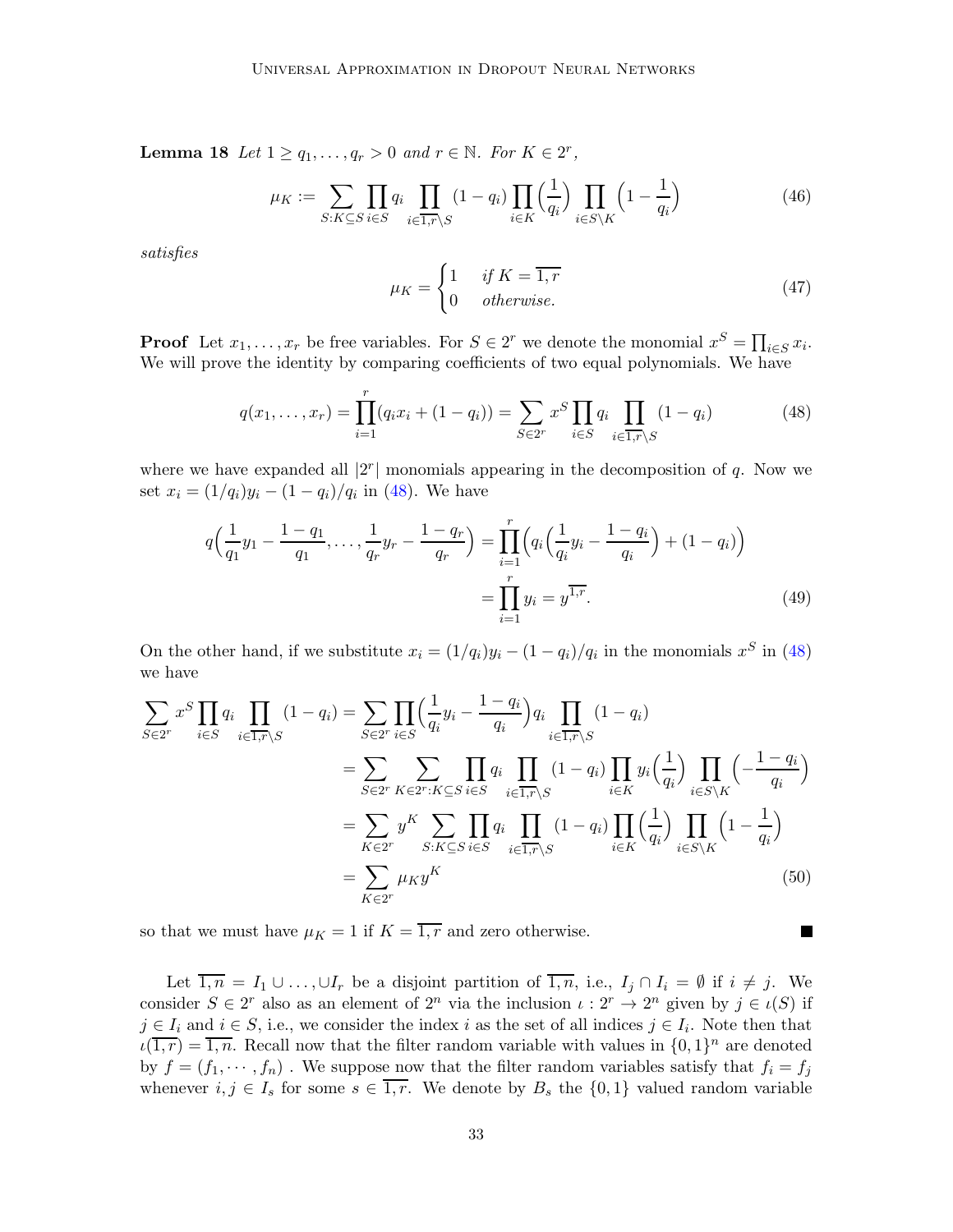**Lemma 18** *Let $1 \geq q_1, \ldots, q_r > 0$ and $r \in \mathbb{N}$. For $K \in 2^r$,*

$$\mu_K := \sum_{S: K \subseteq S} \prod_{i \in S} q_i \prod_{i \in \overline{1,r} \setminus S} (1 - q_i) \prod_{i \in K} \Big(\frac{1}{q_i}\Big) \prod_{i \in S \setminus K} \Big(1 - \frac{1}{q_i}\Big) \tag{46}$$

*satisfies*

$$\mu_K = \begin{cases} 1 & \text{if } K = \overline{1,r} \\ 0 & \text{otherwise.} \end{cases} \tag{47}$$

**Proof** Let $x_1, \ldots, x_r$ be free variables. For $S \in 2^r$ we denote the monomial $x^S = \prod_{i \in S} x_i$. We will prove the identity by comparing coefficients of two equal polynomials. We have

$$q(x_1, \ldots, x_r) = \prod_{i=1}^{r} (q_i x_i + (1 - q_i)) = \sum_{S \in 2^r} x^S \prod_{i \in S} q_i \prod_{i \in \overline{1,r} \setminus S} (1 - q_i) \tag{48}$$

where we have expanded all $|2^r|$ monomials appearing in the decomposition of $q$. Now we set $x_i = (1/q_i) y_i - (1 - q_i)/q_i$ in (48). We have

$$\begin{aligned} q\Big(\frac{1}{q_1} y_1 - \frac{1 - q_1}{q_1}, \ldots, \frac{1}{q_r} y_r - \frac{1 - q_r}{q_r}\Big) &= \prod_{i=1}^{r} \Big( q_i \Big(\frac{1}{q_i} y_i - \frac{1 - q_i}{q_i}\Big) + (1 - q_i) \Big) \\ &= \prod_{i=1}^{r} y_i = y^{\overline{1,r}}. \end{aligned} \tag{49}$$

On the other hand, if we substitute $x_i = (1/q_i) y_i - (1 - q_i)/q_i$ in the monomials $x^S$ in (48) we have

$$\begin{aligned} \sum_{S \in 2^r} x^S \prod_{i \in S} q_i \prod_{i \in \overline{1,r} \setminus S} (1 - q_i) &= \sum_{S \in 2^r} \prod_{i \in S} \Big(\frac{1}{q_i} y_i - \frac{1 - q_i}{q_i}\Big) q_i \prod_{i \in \overline{1,r} \setminus S} (1 - q_i) \\ &= \sum_{S \in 2^r} \sum_{K \in 2^r : K \subseteq S} \prod_{i \in S} q_i \prod_{i \in \overline{1,r} \setminus S} (1 - q_i) \prod_{i \in K} y_i \Big(\frac{1}{q_i}\Big) \prod_{i \in S \setminus K} \Big(-\frac{1 - q_i}{q_i}\Big) \\ &= \sum_{K \in 2^r} y^K \sum_{S : K \subseteq S} \prod_{i \in S} q_i \prod_{i \in \overline{1,r} \setminus S} (1 - q_i) \prod_{i \in K} \Big(\frac{1}{q_i}\Big) \prod_{i \in S \setminus K} \Big(1 - \frac{1}{q_i}\Big) \\ &= \sum_{K \in 2^r} \mu_K y^K \end{aligned} \tag{50}$$

so that we must have $\mu_K = 1$ if $K = \overline{1,r}$ and zero otherwise. ■

Let $\overline{1,n} = I_1 \cup \ldots, \cup I_r$ be a disjoint partition of $\overline{1,n}$, i.e., $I_j \cap I_i = \emptyset$ if $i \neq j$. We consider $S \in 2^r$ also as an element of $2^n$ via the inclusion $\iota : 2^r \to 2^n$ given by $j \in \iota(S)$ if $j \in I_i$ and $i \in S$, i.e., we consider the index $i$ as the set of all indices $j \in I_i$. Note then that $\iota(\overline{1,r}) = \overline{1,n}$. Recall now that the filter random variable with values in $\{0,1\}^n$ are denoted by $f = (f_1, \cdots, f_n)$ . We suppose now that the filter random variables satisfy that $f_i = f_j$ whenever $i, j \in I_s$ for some $s \in \overline{1,r}$. We denote by $B_s$ the $\{0,1\}$ valued random variable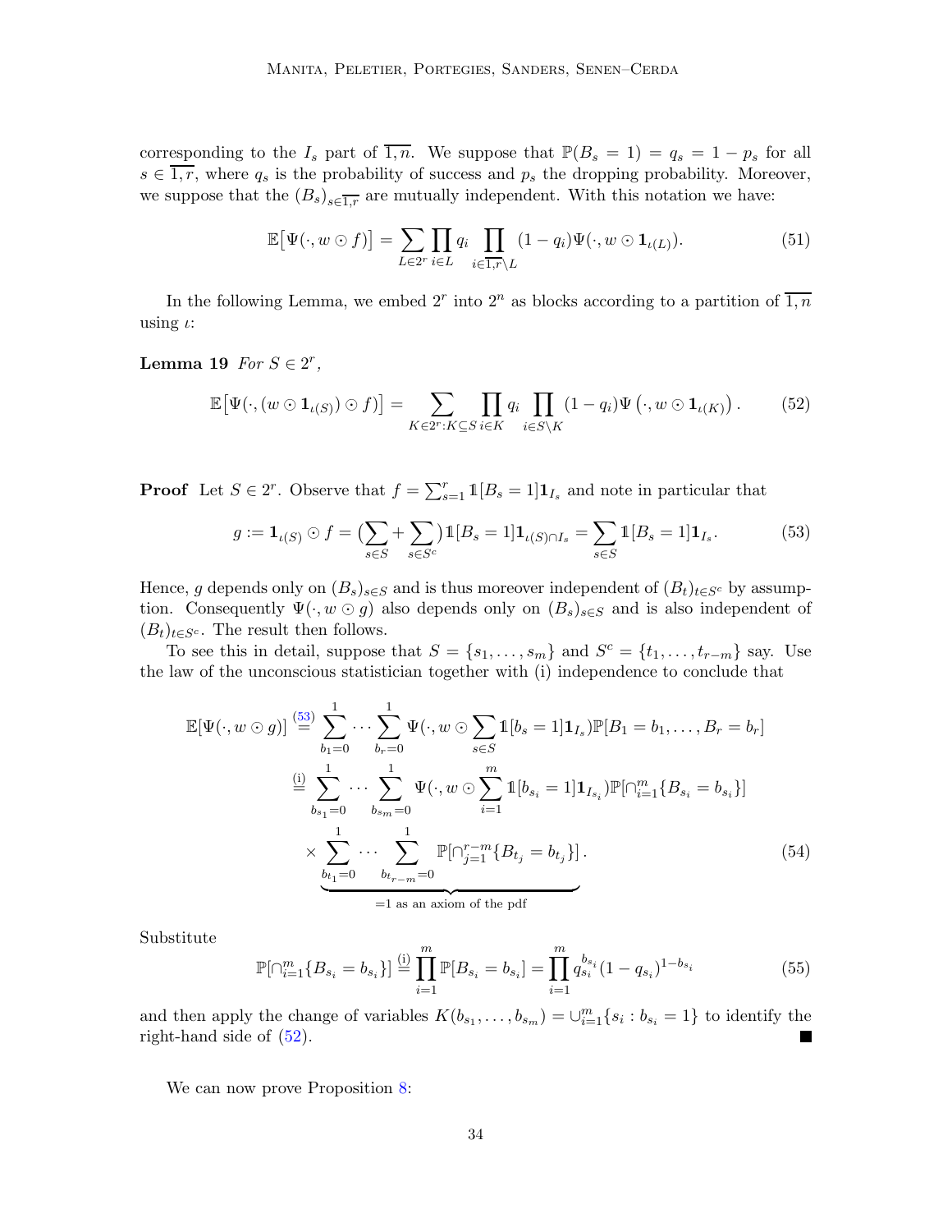corresponding to the $I_s$ part of $\overline{1,n}$. We suppose that $\mathbb{P}(B_s = 1) = q_s = 1 - p_s$ for all $s \in \overline{1,r}$, where $q_s$ is the probability of success and $p_s$ the dropping probability. Moreover, we suppose that the $(B_s)_{s\in\overline{1,r}}$ are mutually independent. With this notation we have:

$$\mathbb{E}\big[\Psi(\cdot, w \odot f)\big] = \sum_{L\in 2^r} \prod_{i\in L} q_i \prod_{i\in \overline{1,r}\setminus L} (1-q_i)\Psi(\cdot, w \odot \mathbf{1}_{\iota(L)}). \tag{51}$$

In the following Lemma, we embed $2^r$ into $2^n$ as blocks according to a partition of $\overline{1,n}$ using $\iota$:

**Lemma 19** *For $S \in 2^r$,*

$$\mathbb{E}\big[\Psi(\cdot, (w \odot \mathbf{1}_{\iota(S)}) \odot f)\big] = \sum_{K\in 2^r : K\subseteq S} \prod_{i\in K} q_i \prod_{i\in S\setminus K} (1-q_i)\Psi\left(\cdot, w \odot \mathbf{1}_{\iota(K)}\right). \tag{52}$$

**Proof** Let $S \in 2^r$. Observe that $f = \sum_{s=1}^r \mathbb{1}[B_s = 1]\mathbf{1}_{I_s}$ and note in particular that

$$g := \mathbf{1}_{\iota(S)} \odot f = \big(\sum_{s\in S} + \sum_{s\in S^c}\big)\mathbb{1}[B_s = 1]\mathbf{1}_{\iota(S)\cap I_s} = \sum_{s\in S} \mathbb{1}[B_s = 1]\mathbf{1}_{I_s}. \tag{53}$$

Hence, $g$ depends only on $(B_s)_{s\in S}$ and is thus moreover independent of $(B_t)_{t\in S^c}$ by assumption. Consequently $\Psi(\cdot, w \odot g)$ also depends only on $(B_s)_{s\in S}$ and is also independent of $(B_t)_{t\in S^c}$. The result then follows.

To see this in detail, suppose that $S = \{s_1, \ldots, s_m\}$ and $S^c = \{t_1, \ldots, t_{r-m}\}$ say. Use the law of the unconscious statistician together with (i) independence to conclude that

$$\begin{aligned}
\mathbb{E}[\Psi(\cdot, w \odot g)] &\overset{(53)}{=} \sum_{b_1=0}^{1} \cdots \sum_{b_r=0}^{1} \Psi(\cdot, w \odot \sum_{s\in S} \mathbb{1}[b_s = 1]\mathbf{1}_{I_s})\mathbb{P}[B_1 = b_1, \ldots, B_r = b_r] \\
&\overset{\text{(i)}}{=} \sum_{b_{s_1}=0}^{1} \cdots \sum_{b_{s_m}=0}^{1} \Psi(\cdot, w \odot \sum_{i=1}^{m} \mathbb{1}[b_{s_i} = 1]\mathbf{1}_{I_{s_i}})\mathbb{P}[\cap_{i=1}^m \{B_{s_i} = b_{s_i}\}] \\
&\quad \times \underbrace{\sum_{b_{t_1}=0}^{1} \cdots \sum_{b_{t_{r-m}}=0}^{1} \mathbb{P}[\cap_{j=1}^{r-m} \{B_{t_j} = b_{t_j}\}]}_{=1 \text{ as an axiom of the pdf}}.
\end{aligned} \tag{54}$$

Substitute

$$\mathbb{P}[\cap_{i=1}^m \{B_{s_i} = b_{s_i}\}] \overset{\text{(i)}}{=} \prod_{i=1}^{m} \mathbb{P}[B_{s_i} = b_{s_i}] = \prod_{i=1}^{m} q_{s_i}^{b_{s_i}}(1-q_{s_i})^{1-b_{s_i}} \tag{55}$$

and then apply the change of variables $K(b_{s_1}, \ldots, b_{s_m}) = \cup_{i=1}^m \{s_i : b_{s_i} = 1\}$ to identify the right-hand side of (52). ∎

We can now prove Proposition 8: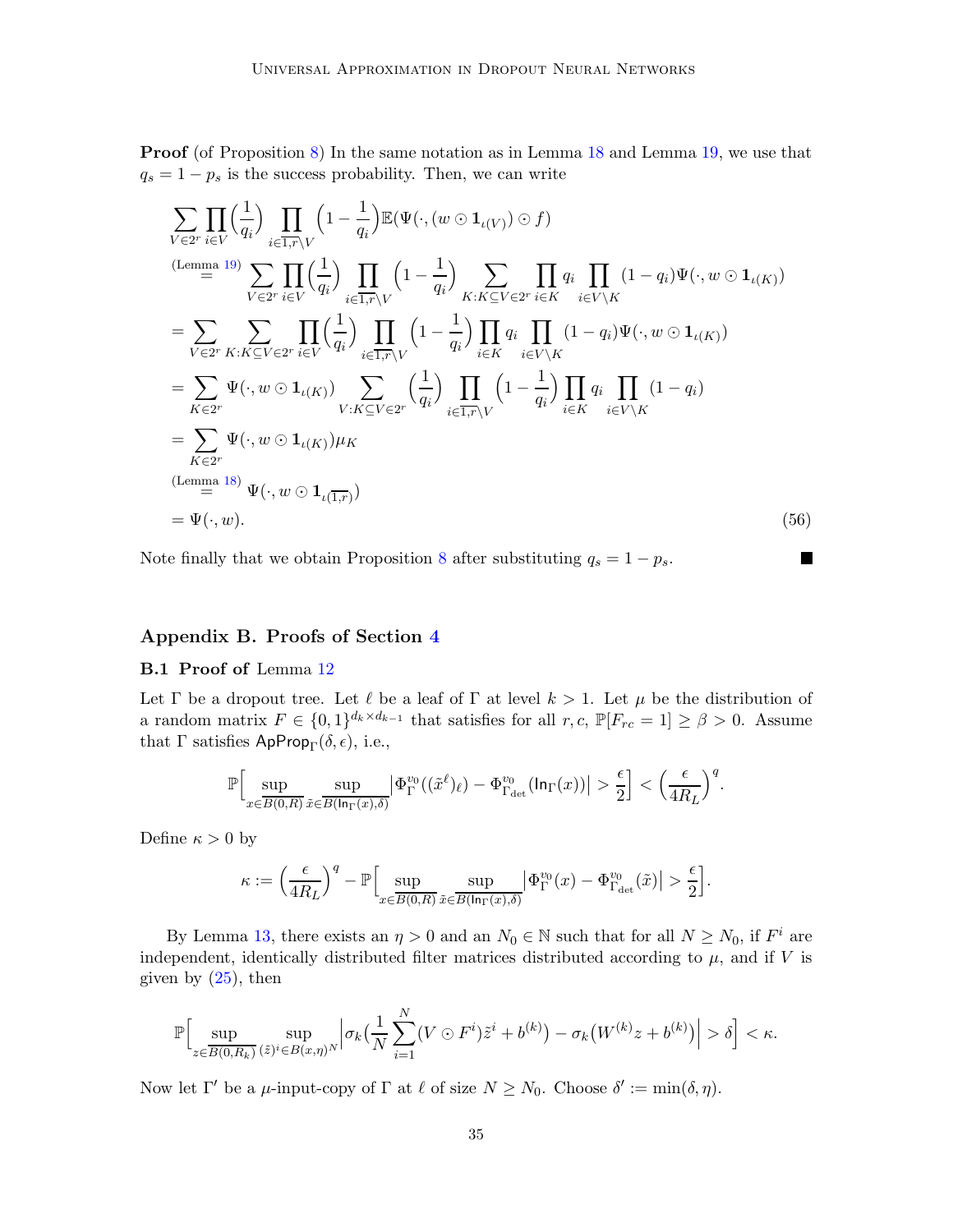**Proof** (of Proposition 8) In the same notation as in Lemma 18 and Lemma 19, we use that $q_s = 1 - p_s$ is the success probability. Then, we can write

$$
\begin{aligned}
&\sum_{V \in 2^r} \prod_{i \in V} \Big(\frac{1}{q_i}\Big) \prod_{i \in \overline{1,r} \setminus V} \Big(1 - \frac{1}{q_i}\Big) \mathbb{E}(\Psi(\cdot, (w \odot \mathbf{1}_{\iota(V)}) \odot f) \\
&\overset{\text{(Lemma 19)}}{=} \sum_{V \in 2^r} \prod_{i \in V} \Big(\frac{1}{q_i}\Big) \prod_{i \in \overline{1,r} \setminus V} \Big(1 - \frac{1}{q_i}\Big) \sum_{K : K \subseteq V \in 2^r} \prod_{i \in K} q_i \prod_{i \in V \setminus K} (1 - q_i) \Psi(\cdot, w \odot \mathbf{1}_{\iota(K)}) \\
&= \sum_{V \in 2^r} \sum_{K : K \subseteq V \in 2^r} \prod_{i \in V} \Big(\frac{1}{q_i}\Big) \prod_{i \in \overline{1,r} \setminus V} \Big(1 - \frac{1}{q_i}\Big) \prod_{i \in K} q_i \prod_{i \in V \setminus K} (1 - q_i) \Psi(\cdot, w \odot \mathbf{1}_{\iota(K)}) \\
&= \sum_{K \in 2^r} \Psi(\cdot, w \odot \mathbf{1}_{\iota(K)}) \sum_{V : K \subseteq V \in 2^r} \Big(\frac{1}{q_i}\Big) \prod_{i \in \overline{1,r} \setminus V} \Big(1 - \frac{1}{q_i}\Big) \prod_{i \in K} q_i \prod_{i \in V \setminus K} (1 - q_i) \\
&= \sum_{K \in 2^r} \Psi(\cdot, w \odot \mathbf{1}_{\iota(K)}) \mu_K \\
&\overset{\text{(Lemma 18)}}{=} \Psi(\cdot, w \odot \mathbf{1}_{\iota(\overline{1,r})}) \\
&= \Psi(\cdot, w).
\end{aligned} \tag{56}
$$

Note finally that we obtain Proposition 8 after substituting $q_s = 1 - p_s$. ■

## Appendix B. Proofs of Section 4

### B.1 Proof of Lemma 12

Let $\Gamma$ be a dropout tree. Let $\ell$ be a leaf of $\Gamma$ at level $k > 1$. Let $\mu$ be the distribution of a random matrix $F \in \{0,1\}^{d_k \times d_{k-1}}$ that satisfies for all $r, c$, $\mathbb{P}[F_{rc} = 1] \geq \beta > 0$. Assume that $\Gamma$ satisfies $\mathsf{ApProp}_\Gamma(\delta, \epsilon)$, i.e.,

$$
\mathbb{P}\Big[\sup_{x \in \overline{B(0,R)}} \sup_{\tilde{x} \in \overline{B(\mathsf{In}_\Gamma(x), \delta)}} \big| \Phi_\Gamma^{v_0}((\tilde{x}^\ell)_\ell) - \Phi_{\Gamma_{\det}}^{v_0}(\mathsf{In}_\Gamma(x)) \big| > \frac{\epsilon}{2}\Big] < \Big(\frac{\epsilon}{4R_L}\Big)^q.
$$

Define $\kappa > 0$ by

$$
\kappa := \Big(\frac{\epsilon}{4R_L}\Big)^q - \mathbb{P}\Big[\sup_{x \in \overline{B(0,R)}} \sup_{\tilde{x} \in \overline{B(\mathsf{In}_\Gamma(x), \delta)}} \big| \Phi_\Gamma^{v_0}(x) - \Phi_{\Gamma_{\det}}^{v_0}(\tilde{x}) \big| > \frac{\epsilon}{2}\Big].
$$

By Lemma 13, there exists an $\eta > 0$ and an $N_0 \in \mathbb{N}$ such that for all $N \geq N_0$, if $F^i$ are independent, identically distributed filter matrices distributed according to $\mu$, and if $V$ is given by (25), then

$$
\mathbb{P}\Big[\sup_{z \in \overline{B(0,R_k)}} \sup_{(\tilde{z})^i \in B(x,\eta)^N} \Big| \sigma_k\Big(\frac{1}{N} \sum_{i=1}^N (V \odot F^i) \tilde{z}^i + b^{(k)}\Big) - \sigma_k\big(W^{(k)} z + b^{(k)}\big) \Big| > \delta\Big] < \kappa.
$$

Now let $\Gamma'$ be a $\mu$-input-copy of $\Gamma$ at $\ell$ of size $N \geq N_0$. Choose $\delta' := \min(\delta, \eta)$.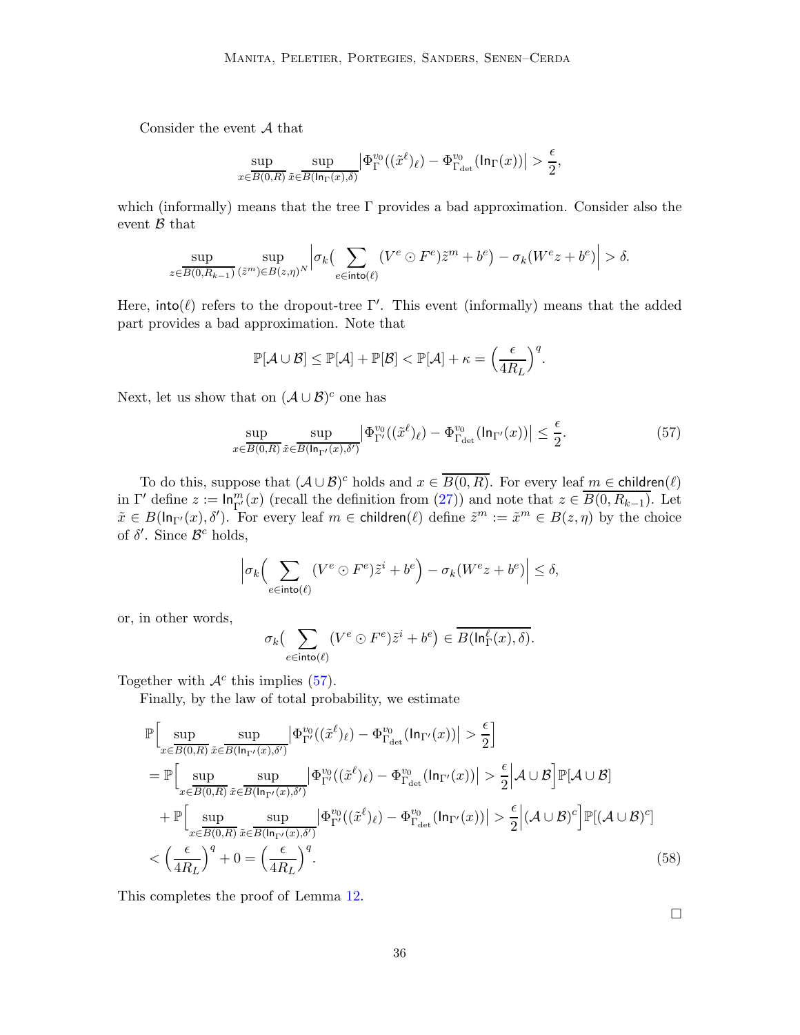Consider the event $\mathcal{A}$ that

$$\sup_{x \in \overline{B(0,R)}} \sup_{\tilde{x} \in \overline{B(\mathsf{In}_\Gamma(x),\delta)}} \left| \Phi_\Gamma^{v_0}((\tilde{x}^\ell)_\ell) - \Phi_{\Gamma_{\det}}^{v_0}(\mathsf{In}_\Gamma(x)) \right| > \frac{\epsilon}{2},$$

which (informally) means that the tree $\Gamma$ provides a bad approximation. Consider also the event $\mathcal{B}$ that

$$\sup_{z \in \overline{B(0,R_{k-1})}} \sup_{(\tilde{z}^m) \in B(z,\eta)^N} \left| \sigma_k\Big( \sum_{e \in \mathsf{into}(\ell)} (V^e \odot F^e)\tilde{z}^m + b^e \Big) - \sigma_k(W^e z + b^e) \right| > \delta.$$

Here, $\mathsf{into}(\ell)$ refers to the dropout-tree $\Gamma'$. This event (informally) means that the added part provides a bad approximation. Note that

$$\mathbb{P}[\mathcal{A} \cup \mathcal{B}] \leq \mathbb{P}[\mathcal{A}] + \mathbb{P}[\mathcal{B}] < \mathbb{P}[\mathcal{A}] + \kappa = \left( \frac{\epsilon}{4R_L} \right)^q.$$

Next, let us show that on $(\mathcal{A} \cup \mathcal{B})^c$ one has

$$\sup_{x \in \overline{B(0,R)}} \sup_{\tilde{x} \in \overline{B(\mathsf{In}_{\Gamma'}(x),\delta')}} \left| \Phi_{\Gamma'}^{v_0}((\tilde{x}^\ell)_\ell) - \Phi_{\Gamma_{\det}}^{v_0}(\mathsf{In}_{\Gamma'}(x)) \right| \leq \frac{\epsilon}{2}. \tag{57}$$

To do this, suppose that $(\mathcal{A} \cup \mathcal{B})^c$ holds and $x \in \overline{B(0,R)}$. For every leaf $m \in \overline{\mathsf{children}}(\ell)$ in $\Gamma'$ define $z := \mathsf{In}_{\Gamma'}^m(x)$ (recall the definition from (27)) and note that $z \in \overline{B(0,R_{k-1})}$. Let $\tilde{x} \in B(\mathsf{In}_{\Gamma'}(x), \delta')$. For every leaf $m \in \mathsf{children}(\ell)$ define $\tilde{z}^m := \tilde{x}^m \in B(z,\eta)$ by the choice of $\delta'$. Since $\mathcal{B}^c$ holds,

$$\left| \sigma_k\Big( \sum_{e \in \mathsf{into}(\ell)} (V^e \odot F^e)\tilde{z}^i + b^e \Big) - \sigma_k(W^e z + b^e) \right| \leq \delta,$$

or, in other words,

$$\sigma_k\Big( \sum_{e \in \mathsf{into}(\ell)} (V^e \odot F^e)\tilde{z}^i + b^e \Big) \in \overline{B(\mathsf{In}_\Gamma^\ell(x), \delta)}.$$

Together with $\mathcal{A}^c$ this implies (57).

Finally, by the law of total probability, we estimate

$$\begin{aligned}
&\mathbb{P}\Big[ \sup_{x \in \overline{B(0,R)}} \sup_{\tilde{x} \in \overline{B(\mathsf{In}_{\Gamma'}(x),\delta')}} \left| \Phi_{\Gamma'}^{v_0}((\tilde{x}^\ell)_\ell) - \Phi_{\Gamma_{\det}}^{v_0}(\mathsf{In}_{\Gamma'}(x)) \right| > \frac{\epsilon}{2} \Big] \\
&= \mathbb{P}\Big[ \sup_{x \in \overline{B(0,R)}} \sup_{\tilde{x} \in \overline{B(\mathsf{In}_{\Gamma'}(x),\delta')}} \left| \Phi_{\Gamma'}^{v_0}((\tilde{x}^\ell)_\ell) - \Phi_{\Gamma_{\det}}^{v_0}(\mathsf{In}_{\Gamma'}(x)) \right| > \frac{\epsilon}{2} \Big| \mathcal{A} \cup \mathcal{B} \Big] \mathbb{P}[\mathcal{A} \cup \mathcal{B}] \\
&\quad + \mathbb{P}\Big[ \sup_{x \in \overline{B(0,R)}} \sup_{\tilde{x} \in \overline{B(\mathsf{In}_{\Gamma'}(x),\delta')}} \left| \Phi_{\Gamma'}^{v_0}((\tilde{x}^\ell)_\ell) - \Phi_{\Gamma_{\det}}^{v_0}(\mathsf{In}_{\Gamma'}(x)) \right| > \frac{\epsilon}{2} \Big| (\mathcal{A} \cup \mathcal{B})^c \Big] \mathbb{P}[(\mathcal{A} \cup \mathcal{B})^c] \\
&< \left( \frac{\epsilon}{4R_L} \right)^q + 0 = \left( \frac{\epsilon}{4R_L} \right)^q.
\end{aligned} \tag{58}$$

This completes the proof of Lemma 12.

□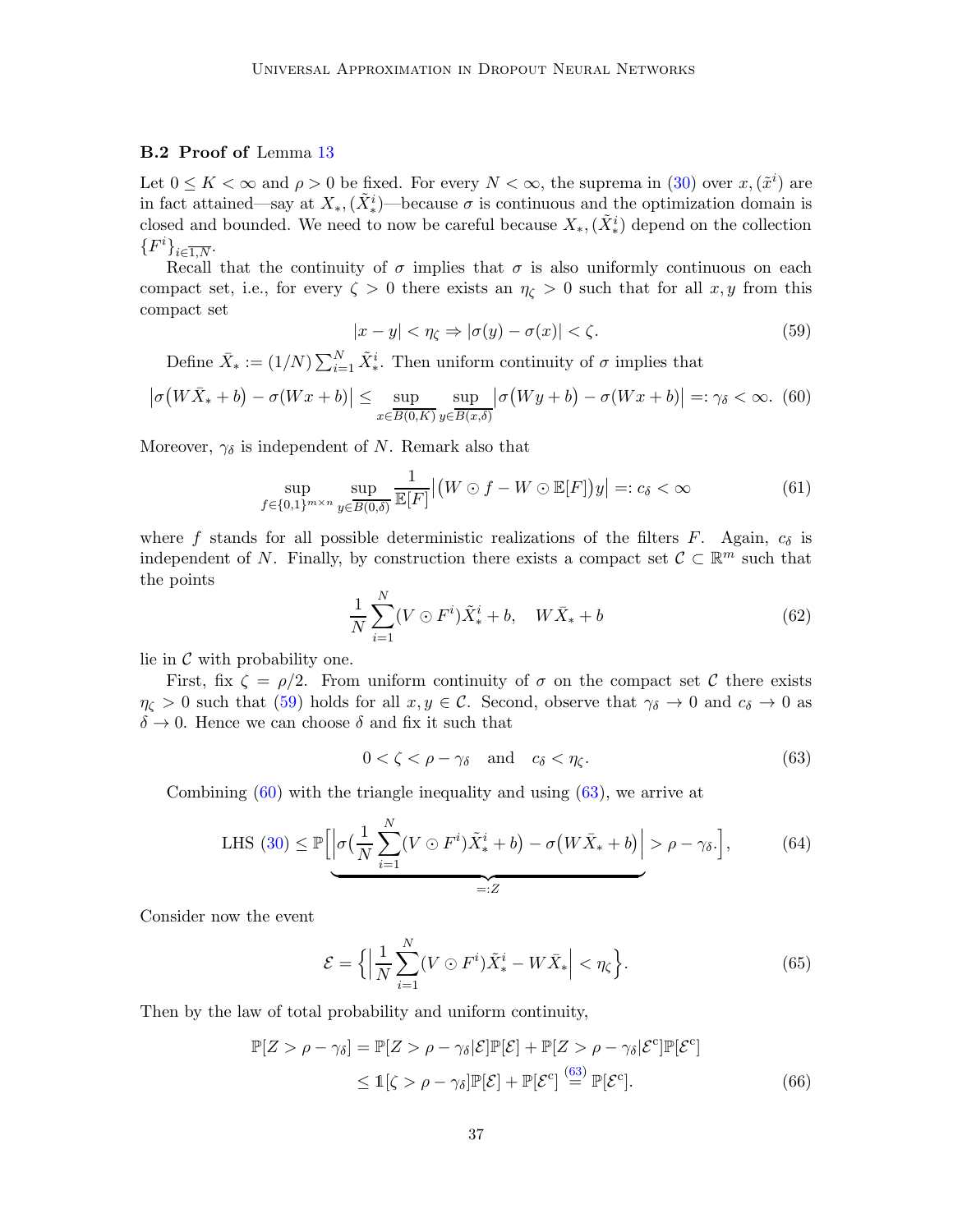### B.2 Proof of Lemma 13

Let $0 \le K < \infty$ and $\rho > 0$ be fixed. For every $N < \infty$, the suprema in (30) over $x, (\tilde{x}^i)$ are in fact attained—say at $X_*, (\tilde{X}_*^i)$—because $\sigma$ is continuous and the optimization domain is closed and bounded. We need to now be careful because $X_*, (\tilde{X}_*^i)$ depend on the collection $\{F^i\}_{i \in \overline{1,N}}$.

Recall that the continuity of $\sigma$ implies that $\sigma$ is also uniformly continuous on each compact set, i.e., for every $\zeta > 0$ there exists an $\eta_\zeta > 0$ such that for all $x, y$ from this compact set

$$|x - y| < \eta_\zeta \Rightarrow |\sigma(y) - \sigma(x)| < \zeta. \tag{59}$$

Define $\bar{X}_* := (1/N) \sum_{i=1}^N \tilde{X}_*^i$. Then uniform continuity of $\sigma$ implies that

$$\left|\sigma\big(W\bar{X}_* + b\big) - \sigma(Wx + b)\right| \le \sup_{x \in \overline{B(0,K)}} \sup_{y \in \overline{B(x,\delta)}} \left|\sigma\big(Wy + b\big) - \sigma(Wx + b)\right| =: \gamma_\delta < \infty. \tag{60}$$

Moreover, $\gamma_\delta$ is independent of $N$. Remark also that

$$\sup_{f \in \{0,1\}^{m \times n}} \sup_{y \in \overline{B(0,\delta)}} \frac{1}{\mathbb{E}[F]} \left|\big(W \odot f - W \odot \mathbb{E}[F]\big) y\right| =: c_\delta < \infty \tag{61}$$

where $f$ stands for all possible deterministic realizations of the filters $F$. Again, $c_\delta$ is independent of $N$. Finally, by construction there exists a compact set $\mathcal{C} \subset \mathbb{R}^m$ such that the points

$$\frac{1}{N} \sum_{i=1}^N (V \odot F^i) \tilde{X}_*^i + b, \quad W\bar{X}_* + b \tag{62}$$

lie in $\mathcal{C}$ with probability one.

First, fix $\zeta = \rho/2$. From uniform continuity of $\sigma$ on the compact set $\mathcal{C}$ there exists $\eta_\zeta > 0$ such that (59) holds for all $x, y \in \mathcal{C}$. Second, observe that $\gamma_\delta \to 0$ and $c_\delta \to 0$ as $\delta \to 0$. Hence we can choose $\delta$ and fix it such that

$$0 < \zeta < \rho - \gamma_\delta \quad \text{and} \quad c_\delta < \eta_\zeta. \tag{63}$$

Combining (60) with the triangle inequality and using (63), we arrive at

$$\text{LHS (30)} \le \mathbb{P}\Big[\underbrace{\left|\sigma\Big(\frac{1}{N}\sum_{i=1}^N (V \odot F^i)\tilde{X}_*^i + b\Big) - \sigma\big(W\bar{X}_* + b\big)\right|}_{=:Z} > \rho - \gamma_\delta.\Big], \tag{64}$$

Consider now the event

$$\mathcal{E} = \Big\{\Big|\frac{1}{N}\sum_{i=1}^N (V \odot F^i)\tilde{X}_*^i - W\bar{X}_*\Big| < \eta_\zeta\Big\}. \tag{65}$$

Then by the law of total probability and uniform continuity,

$$\begin{aligned}
\mathbb{P}[Z > \rho - \gamma_\delta] &= \mathbb{P}[Z > \rho - \gamma_\delta | \mathcal{E}]\mathbb{P}[\mathcal{E}] + \mathbb{P}[Z > \rho - \gamma_\delta | \mathcal{E}^c]\mathbb{P}[\mathcal{E}^c] \\
&\le \mathbb{1}[\zeta > \rho - \gamma_\delta]\mathbb{P}[\mathcal{E}] + \mathbb{P}[\mathcal{E}^c] \overset{(63)}{=} \mathbb{P}[\mathcal{E}^c].
\end{aligned} \tag{66}$$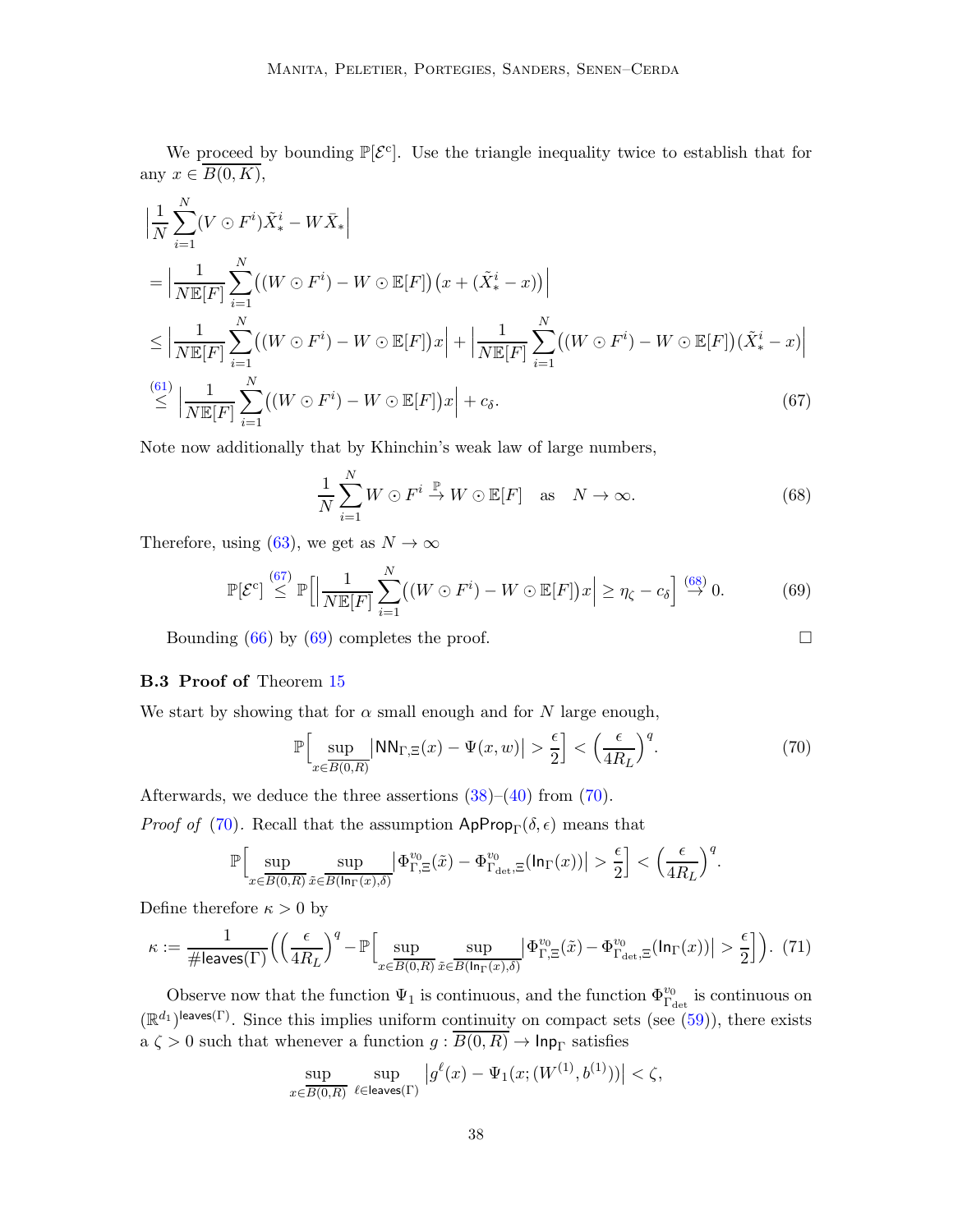We proceed by bounding $\mathbb{P}[\mathcal{E}^c]$. Use the triangle inequality twice to establish that for any $x \in \overline{B(0,K)}$,

$$
\begin{aligned}
&\Big|\frac{1}{N}\sum_{i=1}^{N}(V \odot F^i)\tilde{X}_*^i - W\bar{X}_*\Big| \\
&= \Big|\frac{1}{N\mathbb{E}[F]}\sum_{i=1}^{N}\big((W \odot F^i) - W \odot \mathbb{E}[F]\big)\big(x + (\tilde{X}_*^i - x)\big)\Big| \\
&\leq \Big|\frac{1}{N\mathbb{E}[F]}\sum_{i=1}^{N}\big((W \odot F^i) - W \odot \mathbb{E}[F]\big)x\Big| + \Big|\frac{1}{N\mathbb{E}[F]}\sum_{i=1}^{N}\big((W \odot F^i) - W \odot \mathbb{E}[F]\big)(\tilde{X}_*^i - x)\Big| \\
&\overset{(61)}{\leq} \Big|\frac{1}{N\mathbb{E}[F]}\sum_{i=1}^{N}\big((W \odot F^i) - W \odot \mathbb{E}[F]\big)x\Big| + c_\delta. \qquad (67)
\end{aligned}
$$

Note now additionally that by Khinchin's weak law of large numbers,

$$
\frac{1}{N}\sum_{i=1}^{N} W \odot F^i \overset{\mathbb{P}}{\to} W \odot \mathbb{E}[F] \quad \text{as} \quad N \to \infty. \qquad (68)
$$

Therefore, using (63), we get as $N \to \infty$

$$
\mathbb{P}[\mathcal{E}^c] \overset{(67)}{\leq} \mathbb{P}\Big[\Big|\frac{1}{N\mathbb{E}[F]}\sum_{i=1}^{N}\big((W \odot F^i) - W \odot \mathbb{E}[F]\big)x\Big| \geq \eta_\zeta - c_\delta\Big] \overset{(68)}{\to} 0. \qquad (69)
$$

Bounding (66) by (69) completes the proof. $\square$

### B.3 Proof of Theorem 15

We start by showing that for $\alpha$ small enough and for $N$ large enough,

$$
\mathbb{P}\Big[\sup_{x \in \overline{B(0,R)}} \big|\mathsf{NN}_{\Gamma,\Xi}(x) - \Psi(x,w)\big| > \frac{\epsilon}{2}\Big] < \Big(\frac{\epsilon}{4R_L}\Big)^q. \qquad (70)
$$

Afterwards, we deduce the three assertions (38)–(40) from (70).

*Proof of* (70). Recall that the assumption $\mathsf{ApProp}_\Gamma(\delta,\epsilon)$ means that

$$
\mathbb{P}\Big[\sup_{x \in \overline{B(0,R)}} \sup_{\tilde{x} \in \overline{B(\mathsf{In}_\Gamma(x),\delta)}} \big|\Phi^{v_0}_{\Gamma,\Xi}(\tilde{x}) - \Phi^{v_0}_{\Gamma_{\det},\Xi}(\mathsf{In}_\Gamma(x))\big| > \frac{\epsilon}{2}\Big] < \Big(\frac{\epsilon}{4R_L}\Big)^q.
$$

Define therefore $\kappa > 0$ by

$$
\kappa := \frac{1}{\#\mathsf{leaves}(\Gamma)}\Big(\Big(\frac{\epsilon}{4R_L}\Big)^q - \mathbb{P}\Big[\sup_{x \in \overline{B(0,R)}} \sup_{\tilde{x} \in \overline{B(\mathsf{In}_\Gamma(x),\delta)}} \big|\Phi^{v_0}_{\Gamma,\Xi}(\tilde{x}) - \Phi^{v_0}_{\Gamma_{\det},\Xi}(\mathsf{In}_\Gamma(x))\big| > \frac{\epsilon}{2}\Big]\Big). \qquad (71)
$$

Observe now that the function $\Psi_1$ is continuous, and the function $\Phi^{v_0}_{\Gamma_{\det}}$ is continuous on $(\mathbb{R}^{d_1})^{\mathsf{leaves}(\Gamma)}$. Since this implies uniform continuity on compact sets (see (59)), there exists a $\zeta > 0$ such that whenever a function $g : \overline{B(0,R)} \to \mathsf{Inp}_\Gamma$ satisfies

$$
\sup_{x \in \overline{B(0,R)}} \sup_{\ell \in \mathsf{leaves}(\Gamma)} \big|g^\ell(x) - \Psi_1(x; (W^{(1)}, b^{(1)}))\big| < \zeta,
$$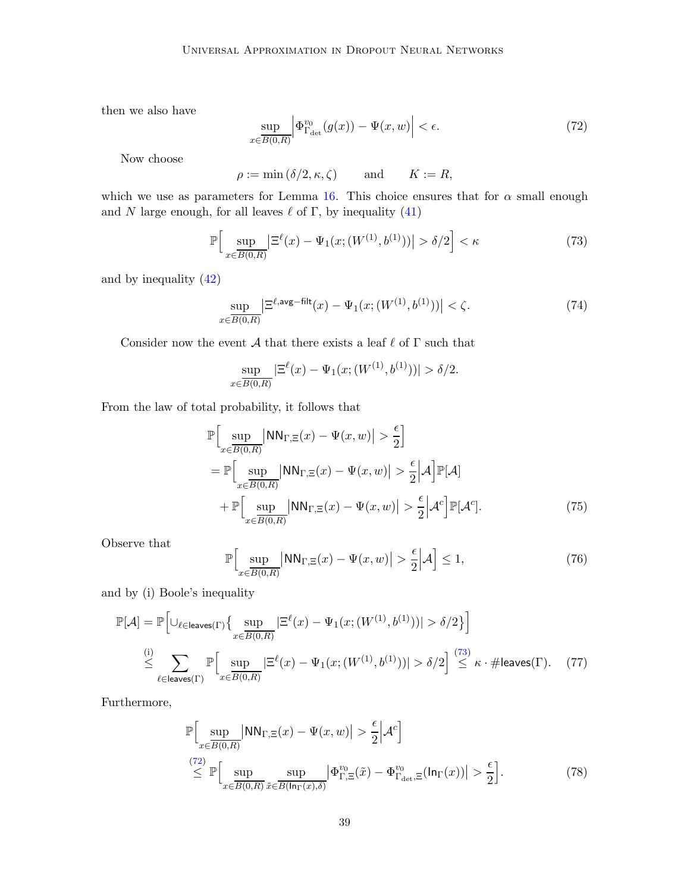then we also have

$$\sup_{x \in \overline{B(0,R)}} \Big| \Phi^{v_0}_{\Gamma_{\text{det}}}(g(x)) - \Psi(x, w) \Big| < \epsilon. \tag{72}$$

Now choose

$$\rho := \min(\delta/2, \kappa, \zeta) \qquad \text{and} \qquad K := R,$$

which we use as parameters for Lemma 16. This choice ensures that for $\alpha$ small enough and $N$ large enough, for all leaves $\ell$ of $\Gamma$, by inequality (41)

$$\mathbb{P}\Big[ \sup_{x \in \overline{B(0,R)}} \big| \Xi^{\ell}(x) - \Psi_1(x; (W^{(1)}, b^{(1)})) \big| > \delta/2 \Big] < \kappa \tag{73}$$

and by inequality (42)

$$\sup_{x \in \overline{B(0,R)}} \big| \Xi^{\ell, \mathsf{avg-filt}}(x) - \Psi_1(x; (W^{(1)}, b^{(1)})) \big| < \zeta. \tag{74}$$

Consider now the event $\mathcal{A}$ that there exists a leaf $\ell$ of $\Gamma$ such that

$$\sup_{x \in \overline{B(0,R)}} |\Xi^{\ell}(x) - \Psi_1(x; (W^{(1)}, b^{(1)}))| > \delta/2.$$

From the law of total probability, it follows that

$$\begin{aligned}
&\mathbb{P}\Big[ \sup_{x \in \overline{B(0,R)}} \big| \mathsf{NN}_{\Gamma,\Xi}(x) - \Psi(x, w) \big| > \frac{\epsilon}{2} \Big] \\
&= \mathbb{P}\Big[ \sup_{x \in \overline{B(0,R)}} \big| \mathsf{NN}_{\Gamma,\Xi}(x) - \Psi(x, w) \big| > \frac{\epsilon}{2} \Big| \mathcal{A} \Big] \mathbb{P}[\mathcal{A}] \\
&\quad + \mathbb{P}\Big[ \sup_{x \in \overline{B(0,R)}} \big| \mathsf{NN}_{\Gamma,\Xi}(x) - \Psi(x, w) \big| > \frac{\epsilon}{2} \Big| \mathcal{A}^c \Big] \mathbb{P}[\mathcal{A}^c].
\end{aligned} \tag{75}$$

Observe that

$$\mathbb{P}\Big[ \sup_{x \in \overline{B(0,R)}} \big| \mathsf{NN}_{\Gamma,\Xi}(x) - \Psi(x, w) \big| > \frac{\epsilon}{2} \Big| \mathcal{A} \Big] \leq 1, \tag{76}$$

and by (i) Boole's inequality

$$\begin{aligned}
\mathbb{P}[\mathcal{A}] &= \mathbb{P}\Big[ \cup_{\ell \in \mathsf{leaves}(\Gamma)} \big\{ \sup_{x \in \overline{B(0,R)}} |\Xi^{\ell}(x) - \Psi_1(x; (W^{(1)}, b^{(1)}))| > \delta/2 \big\} \Big] \\
&\overset{\text{(i)}}{\leq} \sum_{\ell \in \mathsf{leaves}(\Gamma)} \mathbb{P}\Big[ \sup_{x \in \overline{B(0,R)}} |\Xi^{\ell}(x) - \Psi_1(x; (W^{(1)}, b^{(1)}))| > \delta/2 \Big] \overset{(73)}{\leq} \kappa \cdot \#\mathsf{leaves}(\Gamma).
\end{aligned} \tag{77}$$

Furthermore,

$$\begin{aligned}
&\mathbb{P}\Big[ \sup_{x \in \overline{B(0,R)}} \big| \mathsf{NN}_{\Gamma,\Xi}(x) - \Psi(x, w) \big| > \frac{\epsilon}{2} \Big| \mathcal{A}^c \Big] \\
&\overset{(72)}{\leq} \mathbb{P}\Big[ \sup_{x \in \overline{B(0,R)}} \sup_{\tilde{x} \in \overline{B(\mathsf{In}_{\Gamma}(x), \delta)}} \big| \Phi^{v_0}_{\Gamma,\Xi}(\tilde{x}) - \Phi^{v_0}_{\Gamma_{\text{det}},\Xi}(\mathsf{In}_{\Gamma}(x)) \big| > \frac{\epsilon}{2} \Big].
\end{aligned} \tag{78}$$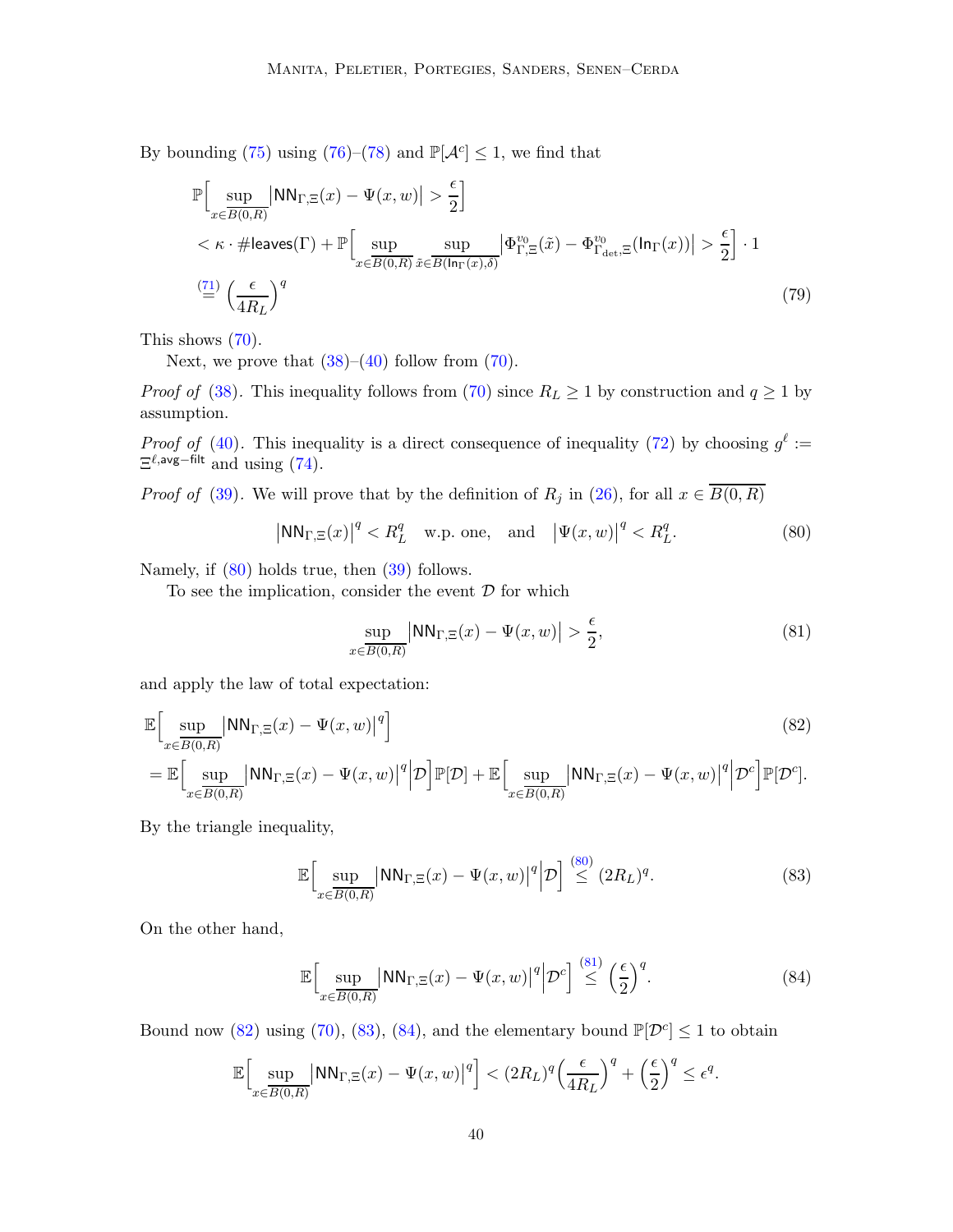By bounding (75) using (76)–(78) and $\mathbb{P}[\mathcal{A}^c] \leq 1$, we find that

$$
\begin{aligned}
&\mathbb{P}\Big[\sup_{x\in\overline{B(0,R)}} \big|\mathsf{NN}_{\Gamma,\Xi}(x) - \Psi(x,w)\big| > \frac{\epsilon}{2}\Big] \\
&< \kappa \cdot \#\mathsf{leaves}(\Gamma) + \mathbb{P}\Big[\sup_{x\in\overline{B(0,R)}} \sup_{\tilde{x}\in\overline{B(\mathsf{In}_\Gamma(x),\delta)}} \big|\Phi^{v_0}_{\Gamma,\Xi}(\tilde{x}) - \Phi^{v_0}_{\Gamma_{\det},\Xi}(\mathsf{In}_\Gamma(x))\big| > \frac{\epsilon}{2}\Big] \cdot 1 \\
&\overset{(71)}{=} \Big(\frac{\epsilon}{4R_L}\Big)^q
\end{aligned}
\tag{79}
$$

This shows (70).

Next, we prove that (38)–(40) follow from (70).

*Proof of* (38). This inequality follows from (70) since $R_L \geq 1$ by construction and $q \geq 1$ by assumption.

*Proof of* (40). This inequality is a direct consequence of inequality (72) by choosing $g^\ell := \Xi^{\ell,\mathsf{avg-filt}}$ and using (74).

*Proof of* (39). We will prove that by the definition of $R_j$ in (26), for all $x \in \overline{B(0,R)}$

$$
\big|\mathsf{NN}_{\Gamma,\Xi}(x)\big|^q < R_L^q \quad \text{w.p. one,} \quad \text{and} \quad \big|\Psi(x,w)\big|^q < R_L^q. \tag{80}
$$

Namely, if (80) holds true, then (39) follows.

To see the implication, consider the event $\mathcal{D}$ for which

$$
\sup_{x\in\overline{B(0,R)}} \big|\mathsf{NN}_{\Gamma,\Xi}(x) - \Psi(x,w)\big| > \frac{\epsilon}{2}, \tag{81}
$$

and apply the law of total expectation:

$$
\begin{aligned}
&\mathbb{E}\Big[\sup_{x\in\overline{B(0,R)}} \big|\mathsf{NN}_{\Gamma,\Xi}(x) - \Psi(x,w)\big|^q\Big] \\
&= \mathbb{E}\Big[\sup_{x\in\overline{B(0,R)}} \big|\mathsf{NN}_{\Gamma,\Xi}(x) - \Psi(x,w)\big|^q \Big| \mathcal{D}\Big]\mathbb{P}[\mathcal{D}] + \mathbb{E}\Big[\sup_{x\in\overline{B(0,R)}} \big|\mathsf{NN}_{\Gamma,\Xi}(x) - \Psi(x,w)\big|^q \Big| \mathcal{D}^c\Big]\mathbb{P}[\mathcal{D}^c].
\end{aligned}
\tag{82}
$$

By the triangle inequality,

$$
\mathbb{E}\Big[\sup_{x\in\overline{B(0,R)}} \big|\mathsf{NN}_{\Gamma,\Xi}(x) - \Psi(x,w)\big|^q \Big| \mathcal{D}\Big] \overset{(80)}{\leq} (2R_L)^q. \tag{83}
$$

On the other hand,

$$
\mathbb{E}\Big[\sup_{x\in\overline{B(0,R)}} \big|\mathsf{NN}_{\Gamma,\Xi}(x) - \Psi(x,w)\big|^q \Big| \mathcal{D}^c\Big] \overset{(81)}{\leq} \Big(\frac{\epsilon}{2}\Big)^q. \tag{84}
$$

Bound now (82) using (70), (83), (84), and the elementary bound $\mathbb{P}[\mathcal{D}^c] \leq 1$ to obtain

$$
\mathbb{E}\Big[\sup_{x\in\overline{B(0,R)}} \big|\mathsf{NN}_{\Gamma,\Xi}(x) - \Psi(x,w)\big|^q\Big] < (2R_L)^q \Big(\frac{\epsilon}{4R_L}\Big)^q + \Big(\frac{\epsilon}{2}\Big)^q \leq \epsilon^q.
$$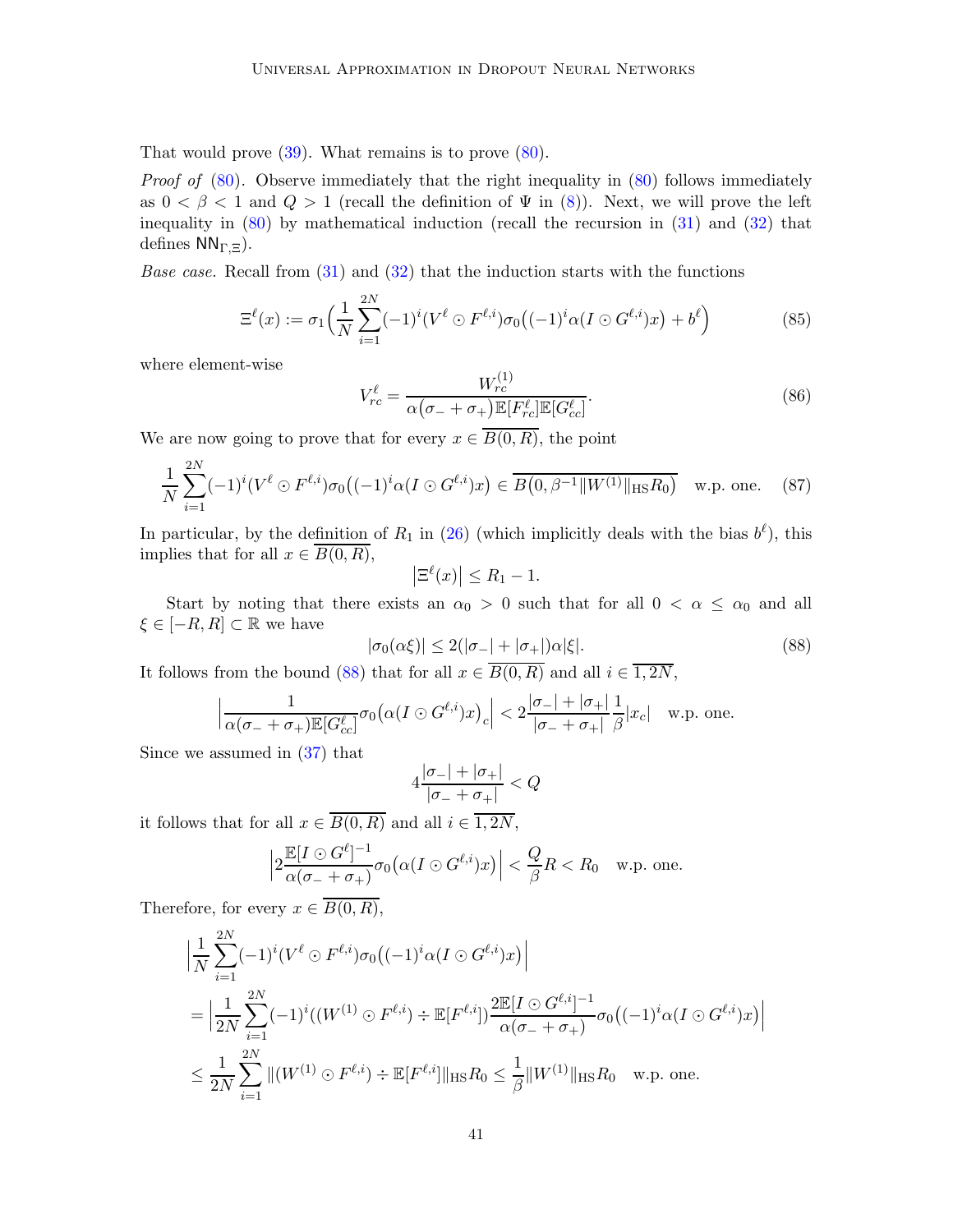That would prove (39). What remains is to prove (80).

*Proof of* (80). Observe immediately that the right inequality in (80) follows immediately as $0 < \beta < 1$ and $Q > 1$ (recall the definition of $\Psi$ in (8)). Next, we will prove the left inequality in (80) by mathematical induction (recall the recursion in (31) and (32) that defines $\mathsf{NN}_{\Gamma,\Xi}$).

*Base case.* Recall from (31) and (32) that the induction starts with the functions

$$\Xi^\ell(x) := \sigma_1\Big(\frac{1}{N}\sum_{i=1}^{2N}(-1)^i(V^\ell \odot F^{\ell,i})\sigma_0\big((-1)^i\alpha(I\odot G^{\ell,i})x\big) + b^\ell\Big) \tag{85}$$

where element-wise

$$V^\ell_{rc} = \frac{W^{(1)}_{rc}}{\alpha\big(\sigma_- + \sigma_+\big)\mathbb{E}[F^\ell_{rc}]\mathbb{E}[G^\ell_{cc}]}. \tag{86}$$

We are now going to prove that for every $x \in \overline{B(0,R)}$, the point

$$\frac{1}{N}\sum_{i=1}^{2N}(-1)^i(V^\ell \odot F^{\ell,i})\sigma_0\big((-1)^i\alpha(I\odot G^{\ell,i})x\big) \in \overline{B\big(0, \beta^{-1}\|W^{(1)}\|_{\mathrm{HS}}R_0\big)} \quad \text{w.p. one.} \tag{87}$$

In particular, by the definition of $R_1$ in (26) (which implicitly deals with the bias $b^\ell$), this implies that for all $x \in \overline{B(0,R)}$,

$$\big|\Xi^\ell(x)\big| \le R_1 - 1.$$

Start by noting that there exists an $\alpha_0 > 0$ such that for all $0 < \alpha \le \alpha_0$ and all $\xi \in [-R,R] \subset \mathbb{R}$ we have

$$|\sigma_0(\alpha\xi)| \le 2(|\sigma_-| + |\sigma_+|)\alpha|\xi|. \tag{88}$$

It follows from the bound (88) that for all $x \in \overline{B(0,R)}$ and all $i \in \overline{1,2N}$,

$$\Big|\frac{1}{\alpha(\sigma_- + \sigma_+)\mathbb{E}[G^\ell_{cc}]}\sigma_0\big(\alpha(I\odot G^{\ell,i})x\big)_c\Big| < 2\frac{|\sigma_-| + |\sigma_+|}{|\sigma_- + \sigma_+|}\frac{1}{\beta}|x_c| \quad \text{w.p. one.}$$

Since we assumed in (37) that

$$4\frac{|\sigma_-| + |\sigma_+|}{|\sigma_- + \sigma_+|} < Q$$

it follows that for all $x \in \overline{B(0,R)}$ and all $i \in \overline{1,2N}$,

$$\Big|2\frac{\mathbb{E}[I\odot G^\ell]^{-1}}{\alpha(\sigma_- + \sigma_+)}\sigma_0\big(\alpha(I\odot G^{\ell,i})x\big)\Big| < \frac{Q}{\beta}R < R_0 \quad \text{w.p. one.}$$

Therefore, for every $x \in \overline{B(0,R)}$,

$$\begin{aligned}
&\Big|\frac{1}{N}\sum_{i=1}^{2N}(-1)^i(V^\ell \odot F^{\ell,i})\sigma_0\big((-1)^i\alpha(I\odot G^{\ell,i})x\big)\Big| \\
&= \Big|\frac{1}{2N}\sum_{i=1}^{2N}(-1)^i((W^{(1)}\odot F^{\ell,i}) \div \mathbb{E}[F^{\ell,i}])\frac{2\mathbb{E}[I\odot G^{\ell,i}]^{-1}}{\alpha(\sigma_- + \sigma_+)}\sigma_0\big((-1)^i\alpha(I\odot G^{\ell,i})x\big)\Big| \\
&\le \frac{1}{2N}\sum_{i=1}^{2N}\|(W^{(1)}\odot F^{\ell,i}) \div \mathbb{E}[F^{\ell,i}]\|_{\mathrm{HS}}R_0 \le \frac{1}{\beta}\|W^{(1)}\|_{\mathrm{HS}}R_0 \quad \text{w.p. one.}
\end{aligned}$$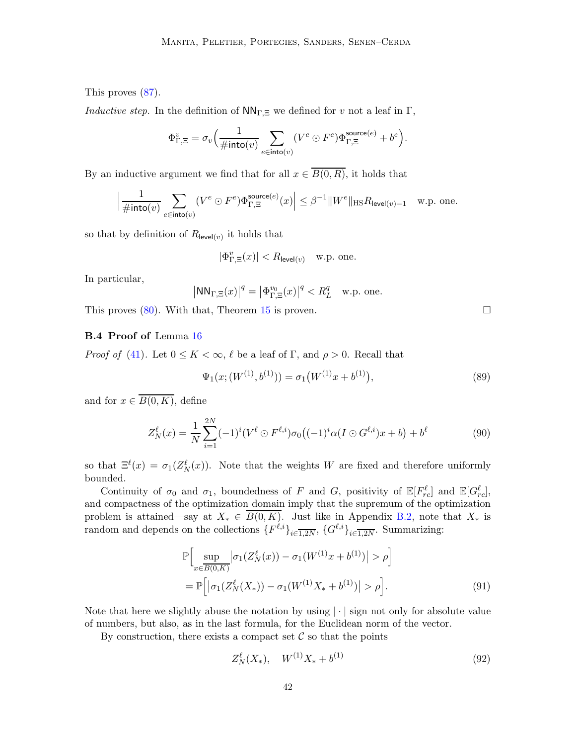This proves (87).

*Inductive step.* In the definition of $\mathsf{NN}_{\Gamma,\Xi}$ we defined for $v$ not a leaf in $\Gamma$,

$$\Phi^v_{\Gamma,\Xi} = \sigma_v\Big(\frac{1}{\#\mathsf{into}(v)} \sum_{e\in\mathsf{into}(v)} (V^e \odot F^e)\Phi^{\mathsf{source}(e)}_{\Gamma,\Xi} + b^e\Big).$$

By an inductive argument we find that for all $x \in \overline{B(0,R)}$, it holds that

$$\Big|\frac{1}{\#\mathsf{into}(v)} \sum_{e\in\mathsf{into}(v)} (V^e \odot F^e)\Phi^{\mathsf{source}(e)}_{\Gamma,\Xi}(x)\Big| \le \beta^{-1}\|W^e\|_{\mathrm{HS}} R_{\mathsf{level}(v)-1} \quad \text{w.p. one.}$$

so that by definition of $R_{\mathsf{level}(v)}$ it holds that

$$|\Phi^v_{\Gamma,\Xi}(x)| < R_{\mathsf{level}(v)} \quad \text{w.p. one.}$$

In particular,

$$\big|\mathsf{NN}_{\Gamma,\Xi}(x)\big|^q = \big|\Phi^{v_0}_{\Gamma,\Xi}(x)\big|^q < R_L^q \quad \text{w.p. one.}$$

This proves (80). With that, Theorem 15 is proven. □

### B.4 Proof of Lemma 16

*Proof of* (41). Let $0 \le K < \infty$, $\ell$ be a leaf of $\Gamma$, and $\rho > 0$. Recall that

$$\Psi_1(x; (W^{(1)}, b^{(1)})) = \sigma_1\big(W^{(1)}x + b^{(1)}\big), \tag{89}$$

and for $x \in \overline{B(0,K)}$, define

$$Z^\ell_N(x) = \frac{1}{N}\sum_{i=1}^{2N} (-1)^i (V^\ell \odot F^{\ell,i})\sigma_0\big((-1)^i\alpha(I \odot G^{\ell,i})x + b\big) + b^\ell \tag{90}$$

so that $\Xi^\ell(x) = \sigma_1(Z^\ell_N(x))$. Note that the weights $W$ are fixed and therefore uniformly bounded.

Continuity of $\sigma_0$ and $\sigma_1$, boundedness of $F$ and $G$, positivity of $\mathbb{E}[F^\ell_{rc}]$ and $\mathbb{E}[G^\ell_{rc}]$, and compactness of the optimization domain imply that the supremum of the optimization problem is attained—say at $X_* \in \overline{B(0,K)}$. Just like in Appendix B.2, note that $X_*$ is random and depends on the collections $\{F^{\ell,i}\}_{i\in\overline{1,2N}}$, $\{G^{\ell,i}\}_{i\in\overline{1,2N}}$. Summarizing:

$$\begin{aligned}
&\mathbb{P}\Big[\sup_{x\in\overline{B(0,K)}} \big|\sigma_1(Z^\ell_N(x)) - \sigma_1(W^{(1)}x + b^{(1)})\big| > \rho\Big] \\
&= \mathbb{P}\Big[\big|\sigma_1(Z^\ell_N(X_*)) - \sigma_1(W^{(1)}X_* + b^{(1)})\big| > \rho\Big].
\end{aligned} \tag{91}$$

Note that here we slightly abuse the notation by using $|\cdot|$ sign not only for absolute value of numbers, but also, as in the last formula, for the Euclidean norm of the vector.

By construction, there exists a compact set $\mathcal{C}$ so that the points

$$Z^\ell_N(X_*), \quad W^{(1)}X_* + b^{(1)} \tag{92}$$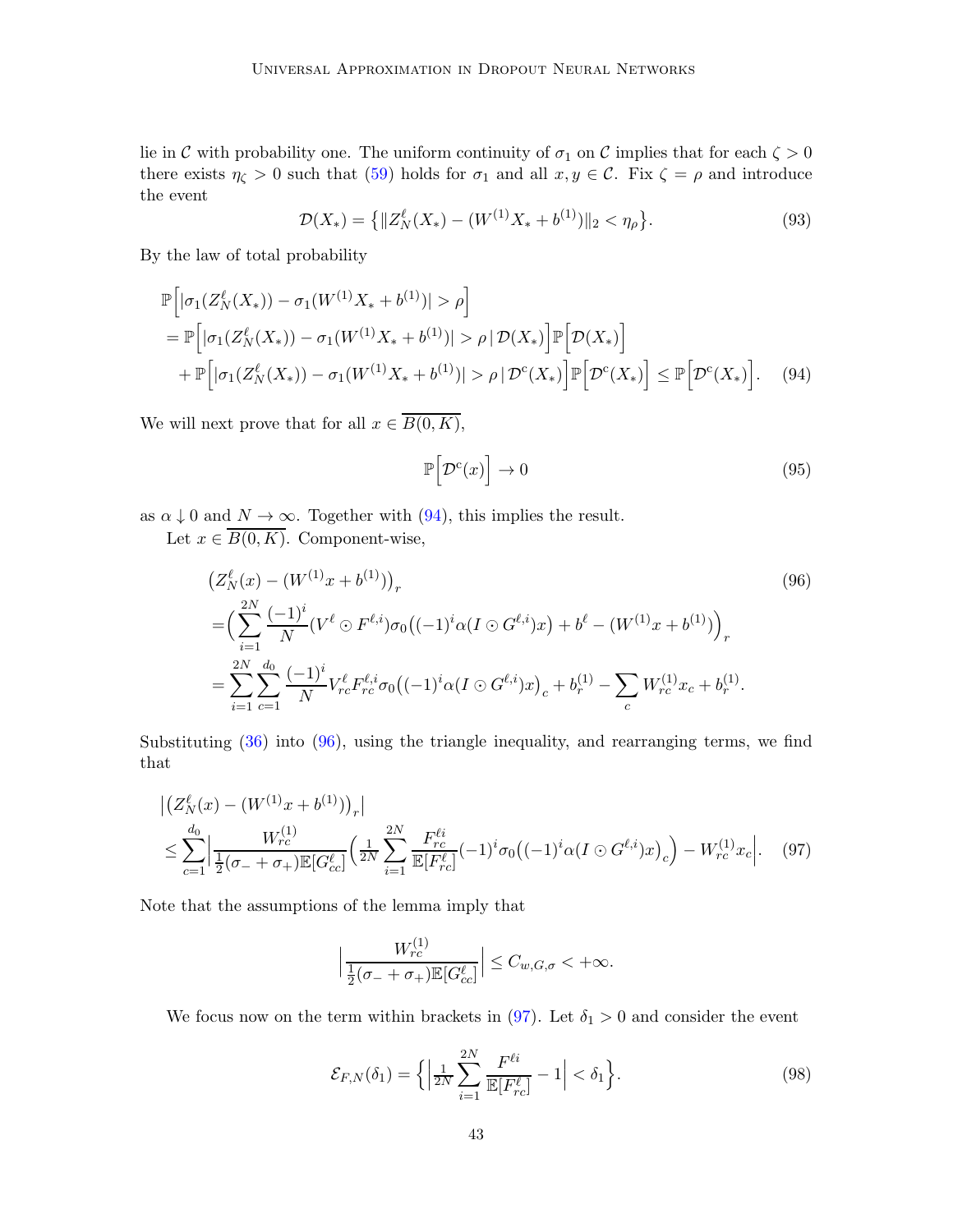lie in $\mathcal{C}$ with probability one. The uniform continuity of $\sigma_1$ on $\mathcal{C}$ implies that for each $\zeta > 0$ there exists $\eta_\zeta > 0$ such that (59) holds for $\sigma_1$ and all $x, y \in \mathcal{C}$. Fix $\zeta = \rho$ and introduce the event

$$\mathcal{D}(X_*) = \big\{ \| Z_N^\ell(X_*) - (W^{(1)} X_* + b^{(1)}) \|_2 < \eta_\rho \big\}. \tag{93}$$

By the law of total probability

$$\begin{aligned}
&\mathbb{P}\Big[ |\sigma_1(Z_N^\ell(X_*)) - \sigma_1(W^{(1)} X_* + b^{(1)})| > \rho \Big] \\
&= \mathbb{P}\Big[ |\sigma_1(Z_N^\ell(X_*)) - \sigma_1(W^{(1)} X_* + b^{(1)})| > \rho \,|\, \mathcal{D}(X_*) \Big] \mathbb{P}\Big[ \mathcal{D}(X_*) \Big] \\
&\quad + \mathbb{P}\Big[ |\sigma_1(Z_N^\ell(X_*)) - \sigma_1(W^{(1)} X_* + b^{(1)})| > \rho \,|\, \mathcal{D}^{\mathrm{c}}(X_*) \Big] \mathbb{P}\Big[ \mathcal{D}^{\mathrm{c}}(X_*) \Big] \leq \mathbb{P}\Big[ \mathcal{D}^{\mathrm{c}}(X_*) \Big]. 
\end{aligned} \tag{94}$$

We will next prove that for all $x \in \overline{B(0, K)}$,

$$\mathbb{P}\Big[ \mathcal{D}^{\mathrm{c}}(x) \Big] \to 0 \tag{95}$$

as $\alpha \downarrow 0$ and $N \to \infty$. Together with (94), this implies the result.

Let $x \in \overline{B(0, K)}$. Component-wise,

$$\begin{aligned}
&\big( Z_N^\ell(x) - (W^{(1)} x + b^{(1)}) \big)_r \\
&= \Big( \sum_{i=1}^{2N} \frac{(-1)^i}{N} (V^\ell \odot F^{\ell,i}) \sigma_0\big( (-1)^i \alpha (I \odot G^{\ell,i}) x \big) + b^\ell - (W^{(1)} x + b^{(1)}) \Big)_r \\
&= \sum_{i=1}^{2N} \sum_{c=1}^{d_0} \frac{(-1)^i}{N} V_{rc}^\ell F_{rc}^{\ell,i} \sigma_0\big( (-1)^i \alpha (I \odot G^{\ell,i}) x \big)_c + b_r^{(1)} - \sum_c W_{rc}^{(1)} x_c + b_r^{(1)}.
\end{aligned} \tag{96}$$

Substituting (36) into (96), using the triangle inequality, and rearranging terms, we find that

$$\begin{aligned}
&\big| \big( Z_N^\ell(x) - (W^{(1)} x + b^{(1)}) \big)_r \big| \\
&\leq \sum_{c=1}^{d_0} \Big| \frac{W_{rc}^{(1)}}{\frac{1}{2}(\sigma_- + \sigma_+) \mathbb{E}[G_{cc}^\ell]} \Big( \tfrac{1}{2N} \sum_{i=1}^{2N} \frac{F_{rc}^{\ell i}}{\mathbb{E}[F_{rc}^\ell]} (-1)^i \sigma_0\big( (-1)^i \alpha (I \odot G^{\ell,i}) x \big)_c \Big) - W_{rc}^{(1)} x_c \Big|. 
\end{aligned} \tag{97}$$

Note that the assumptions of the lemma imply that

$$\Big| \frac{W_{rc}^{(1)}}{\frac{1}{2}(\sigma_- + \sigma_+) \mathbb{E}[G_{cc}^\ell]} \Big| \leq C_{w,G,\sigma} < +\infty.$$

We focus now on the term within brackets in (97). Let $\delta_1 > 0$ and consider the event

$$\mathcal{E}_{F,N}(\delta_1) = \Big\{ \Big| \tfrac{1}{2N} \sum_{i=1}^{2N} \frac{F^{\ell i}}{\mathbb{E}[F_{rc}^\ell]} - 1 \Big| < \delta_1 \Big\}. \tag{98}$$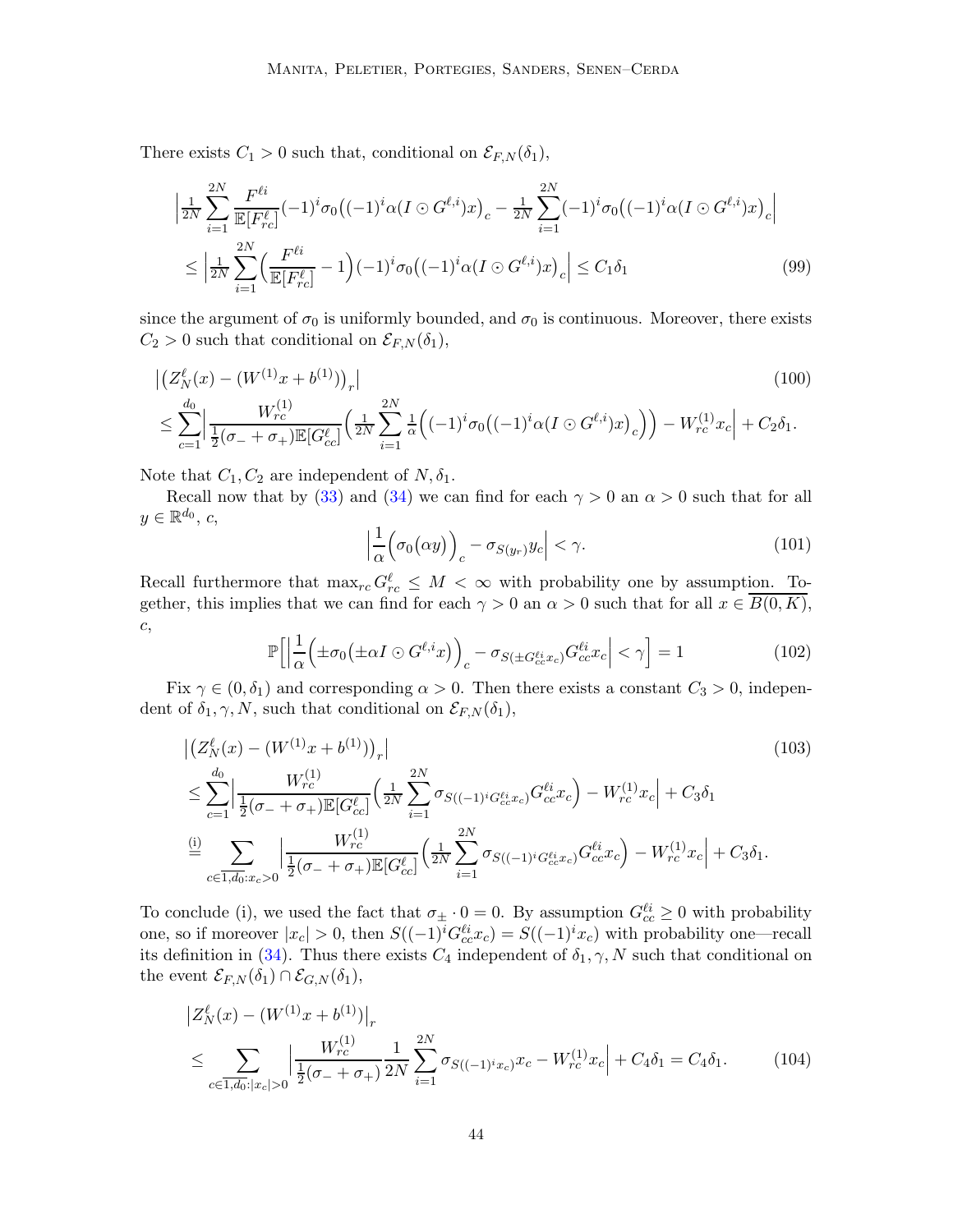There exists $C_1 > 0$ such that, conditional on $\mathcal{E}_{F,N}(\delta_1)$,

$$
\begin{aligned}
&\Big|\tfrac{1}{2N}\sum_{i=1}^{2N}\frac{F^{\ell i}}{\mathbb{E}[F^{\ell}_{rc}]}(-1)^i\sigma_0\big((-1)^i\alpha(I\odot G^{\ell,i})x\big)_c - \tfrac{1}{2N}\sum_{i=1}^{2N}(-1)^i\sigma_0\big((-1)^i\alpha(I\odot G^{\ell,i})x\big)_c\Big| \\
&\quad\le \Big|\tfrac{1}{2N}\sum_{i=1}^{2N}\Big(\frac{F^{\ell i}}{\mathbb{E}[F^{\ell}_{rc}]}-1\Big)(-1)^i\sigma_0\big((-1)^i\alpha(I\odot G^{\ell,i})x\big)_c\Big| \le C_1\delta_1
\end{aligned}
\tag{99}
$$

since the argument of $\sigma_0$ is uniformly bounded, and $\sigma_0$ is continuous. Moreover, there exists $C_2 > 0$ such that conditional on $\mathcal{E}_{F,N}(\delta_1)$,

$$
\begin{aligned}
&\big|\big(Z^{\ell}_N(x) - (W^{(1)}x + b^{(1)})\big)_r\big| \\
&\le \sum_{c=1}^{d_0}\Big|\frac{W^{(1)}_{rc}}{\frac{1}{2}(\sigma_- + \sigma_+)\mathbb{E}[G^{\ell}_{cc}]}\Big(\tfrac{1}{2N}\sum_{i=1}^{2N}\tfrac{1}{\alpha}\Big((-1)^i\sigma_0\big((-1)^i\alpha(I\odot G^{\ell,i})x\big)_c\Big)\Big) - W^{(1)}_{rc}x_c\Big| + C_2\delta_1.
\end{aligned}
\tag{100}
$$

Note that $C_1, C_2$ are independent of $N, \delta_1$.

Recall now that by (33) and (34) we can find for each $\gamma > 0$ an $\alpha > 0$ such that for all $y \in \mathbb{R}^{d_0}$, $c$,

$$
\Big|\frac{1}{\alpha}\Big(\sigma_0\big(\alpha y\big)\Big)_c - \sigma_{S(y_r)}y_c\Big| < \gamma. \tag{101}
$$

Recall furthermore that $\max_{rc} G^{\ell}_{rc} \le M < \infty$ with probability one by assumption. Together, this implies that we can find for each $\gamma > 0$ an $\alpha > 0$ such that for all $x \in \overline{B(0,K)}$, $c$,

$$
\mathbb{P}\Big[\Big|\frac{1}{\alpha}\Big(\pm\sigma_0\big(\pm\alpha I\odot G^{\ell,i}x\big)\Big)_c - \sigma_{S(\pm G^{\ell i}_{cc}x_c)}G^{\ell i}_{cc}x_c\Big| < \gamma\Big] = 1 \tag{102}
$$

Fix $\gamma \in (0,\delta_1)$ and corresponding $\alpha > 0$. Then there exists a constant $C_3 > 0$, independent of $\delta_1, \gamma, N$, such that conditional on $\mathcal{E}_{F,N}(\delta_1)$,

$$
\begin{aligned}
&\big|\big(Z^{\ell}_N(x) - (W^{(1)}x + b^{(1)})\big)_r\big| \\
&\le \sum_{c=1}^{d_0}\Big|\frac{W^{(1)}_{rc}}{\frac{1}{2}(\sigma_- + \sigma_+)\mathbb{E}[G^{\ell}_{cc}]}\Big(\tfrac{1}{2N}\sum_{i=1}^{2N}\sigma_{S((-1)^iG^{\ell i}_{cc}x_c)}G^{\ell i}_{cc}x_c\Big) - W^{(1)}_{rc}x_c\Big| + C_3\delta_1 \\
&\overset{\text{(i)}}{=} \sum_{c\in\overline{1,d_0}:x_c>0}\Big|\frac{W^{(1)}_{rc}}{\frac{1}{2}(\sigma_- + \sigma_+)\mathbb{E}[G^{\ell}_{cc}]}\Big(\tfrac{1}{2N}\sum_{i=1}^{2N}\sigma_{S((-1)^iG^{\ell i}_{cc}x_c)}G^{\ell i}_{cc}x_c\Big) - W^{(1)}_{rc}x_c\Big| + C_3\delta_1.
\end{aligned}
\tag{103}
$$

To conclude (i), we used the fact that $\sigma_\pm \cdot 0 = 0$. By assumption $G^{\ell i}_{cc} \ge 0$ with probability one, so if moreover $|x_c| > 0$, then $S((-1)^iG^{\ell i}_{cc}x_c) = S((-1)^ix_c)$ with probability one—recall its definition in (34). Thus there exists $C_4$ independent of $\delta_1, \gamma, N$ such that conditional on the event $\mathcal{E}_{F,N}(\delta_1) \cap \mathcal{E}_{G,N}(\delta_1)$,

$$
\begin{aligned}
&\big|Z^{\ell}_N(x) - (W^{(1)}x + b^{(1)})\big|_r \\
&\le \sum_{c\in\overline{1,d_0}:|x_c|>0}\Big|\frac{W^{(1)}_{rc}}{\frac{1}{2}(\sigma_- + \sigma_+)}\frac{1}{2N}\sum_{i=1}^{2N}\sigma_{S((-1)^ix_c)}x_c - W^{(1)}_{rc}x_c\Big| + C_4\delta_1 = C_4\delta_1.
\end{aligned}
\tag{104}
$$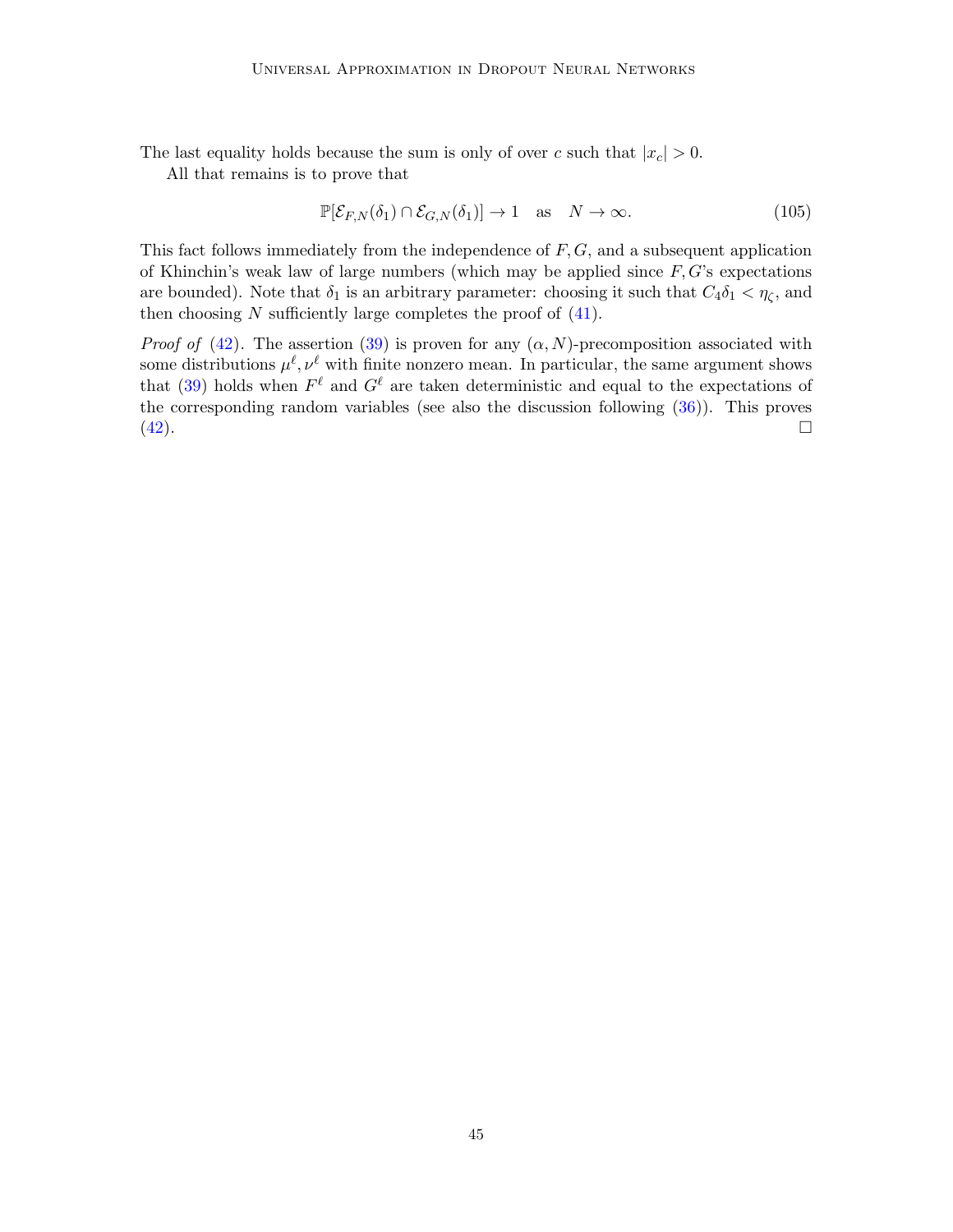The last equality holds because the sum is only of over $c$ such that $|x_c| > 0$.

All that remains is to prove that

$$\mathbb{P}[\mathcal{E}_{F,N}(\delta_1) \cap \mathcal{E}_{G,N}(\delta_1)] \to 1 \quad \text{as} \quad N \to \infty. \tag{105}$$

This fact follows immediately from the independence of $F, G$, and a subsequent application of Khinchin's weak law of large numbers (which may be applied since $F, G$'s expectations are bounded). Note that $\delta_1$ is an arbitrary parameter: choosing it such that $C_4\delta_1 < \eta_\zeta$, and then choosing $N$ sufficiently large completes the proof of (41).

*Proof of* (42). The assertion (39) is proven for any $(\alpha, N)$-precomposition associated with some distributions $\mu^\ell, \nu^\ell$ with finite nonzero mean. In particular, the same argument shows that (39) holds when $F^\ell$ and $G^\ell$ are taken deterministic and equal to the expectations of the corresponding random variables (see also the discussion following (36)). This proves (42). □